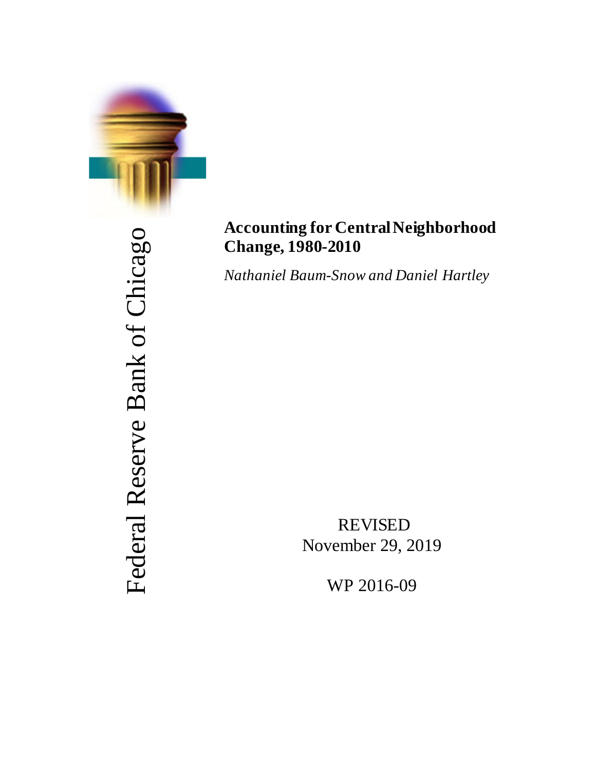Federal Reserve Bank of Chicago

# Accounting for Central Neighborhood Change, 1980-2010

*Nathaniel Baum-Snow and Daniel Hartley*

REVISED
November 29, 2019

WP 2016-09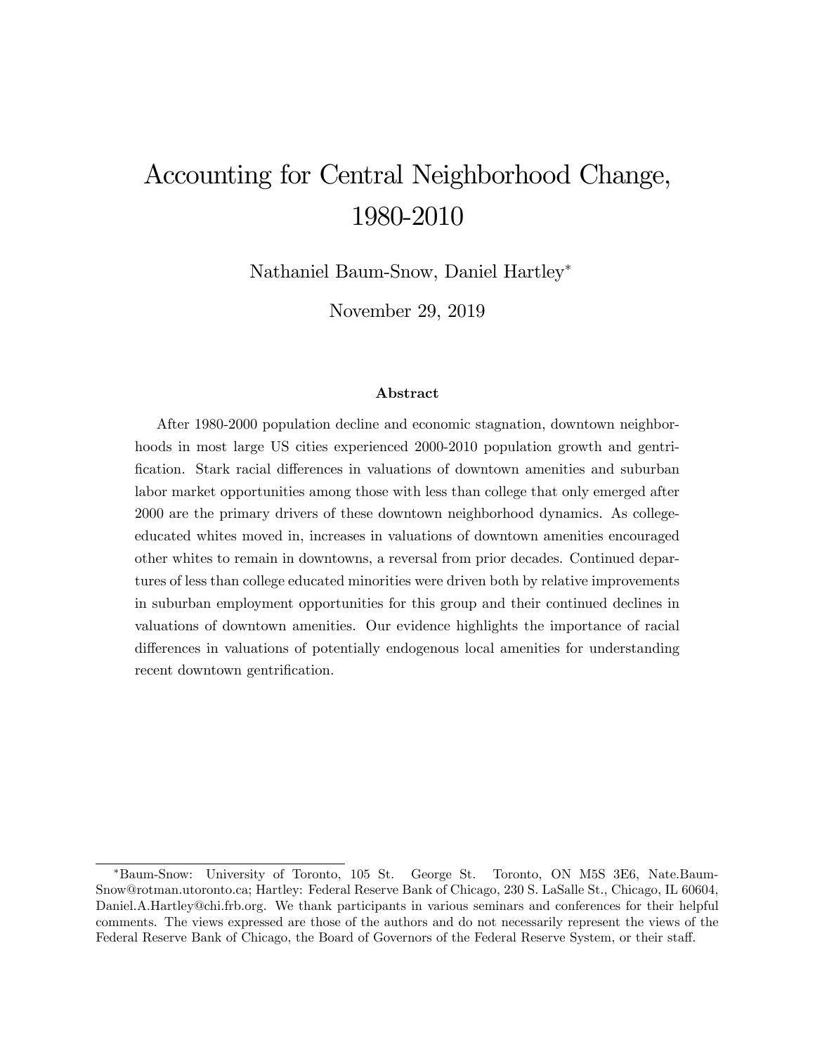# Accounting for Central Neighborhood Change, 1980-2010

Nathaniel Baum-Snow, Daniel Hartley[*]

November 29, 2019

### Abstract

After 1980-2000 population decline and economic stagnation, downtown neighborhoods in most large US cities experienced 2000-2010 population growth and gentrification. Stark racial differences in valuations of downtown amenities and suburban labor market opportunities among those with less than college that only emerged after 2000 are the primary drivers of these downtown neighborhood dynamics. As college-educated whites moved in, increases in valuations of downtown amenities encouraged other whites to remain in downtowns, a reversal from prior decades. Continued departures of less than college educated minorities were driven both by relative improvements in suburban employment opportunities for this group and their continued declines in valuations of downtown amenities. Our evidence highlights the importance of racial differences in valuations of potentially endogenous local amenities for understanding recent downtown gentrification.

---

[*]Baum-Snow: University of Toronto, 105 St. George St. Toronto, ON M5S 3E6, Nate.Baum-Snow@rotman.utoronto.ca; Hartley: Federal Reserve Bank of Chicago, 230 S. LaSalle St., Chicago, IL 60604, Daniel.A.Hartley@chi.frb.org. We thank participants in various seminars and conferences for their helpful comments. The views expressed are those of the authors and do not necessarily represent the views of the Federal Reserve Bank of Chicago, the Board of Governors of the Federal Reserve System, or their staff.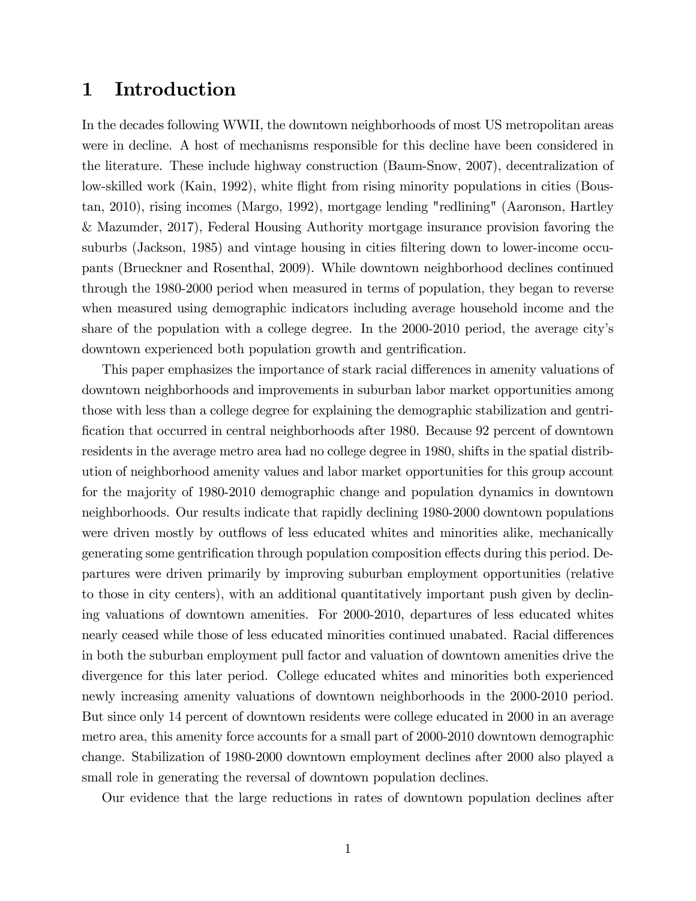# 1 Introduction

In the decades following WWII, the downtown neighborhoods of most US metropolitan areas were in decline. A host of mechanisms responsible for this decline have been considered in the literature. These include highway construction (Baum-Snow, 2007), decentralization of low-skilled work (Kain, 1992), white flight from rising minority populations in cities (Boustan, 2010), rising incomes (Margo, 1992), mortgage lending "redlining" (Aaronson, Hartley & Mazumder, 2017), Federal Housing Authority mortgage insurance provision favoring the suburbs (Jackson, 1985) and vintage housing in cities filtering down to lower-income occupants (Brueckner and Rosenthal, 2009). While downtown neighborhood declines continued through the 1980-2000 period when measured in terms of population, they began to reverse when measured using demographic indicators including average household income and the share of the population with a college degree. In the 2000-2010 period, the average city's downtown experienced both population growth and gentrification.

This paper emphasizes the importance of stark racial differences in amenity valuations of downtown neighborhoods and improvements in suburban labor market opportunities among those with less than a college degree for explaining the demographic stabilization and gentrification that occurred in central neighborhoods after 1980. Because 92 percent of downtown residents in the average metro area had no college degree in 1980, shifts in the spatial distribution of neighborhood amenity values and labor market opportunities for this group account for the majority of 1980-2010 demographic change and population dynamics in downtown neighborhoods. Our results indicate that rapidly declining 1980-2000 downtown populations were driven mostly by outflows of less educated whites and minorities alike, mechanically generating some gentrification through population composition effects during this period. Departures were driven primarily by improving suburban employment opportunities (relative to those in city centers), with an additional quantitatively important push given by declining valuations of downtown amenities. For 2000-2010, departures of less educated whites nearly ceased while those of less educated minorities continued unabated. Racial differences in both the suburban employment pull factor and valuation of downtown amenities drive the divergence for this later period. College educated whites and minorities both experienced newly increasing amenity valuations of downtown neighborhoods in the 2000-2010 period. But since only 14 percent of downtown residents were college educated in 2000 in an average metro area, this amenity force accounts for a small part of 2000-2010 downtown demographic change. Stabilization of 1980-2000 downtown employment declines after 2000 also played a small role in generating the reversal of downtown population declines.

Our evidence that the large reductions in rates of downtown population declines after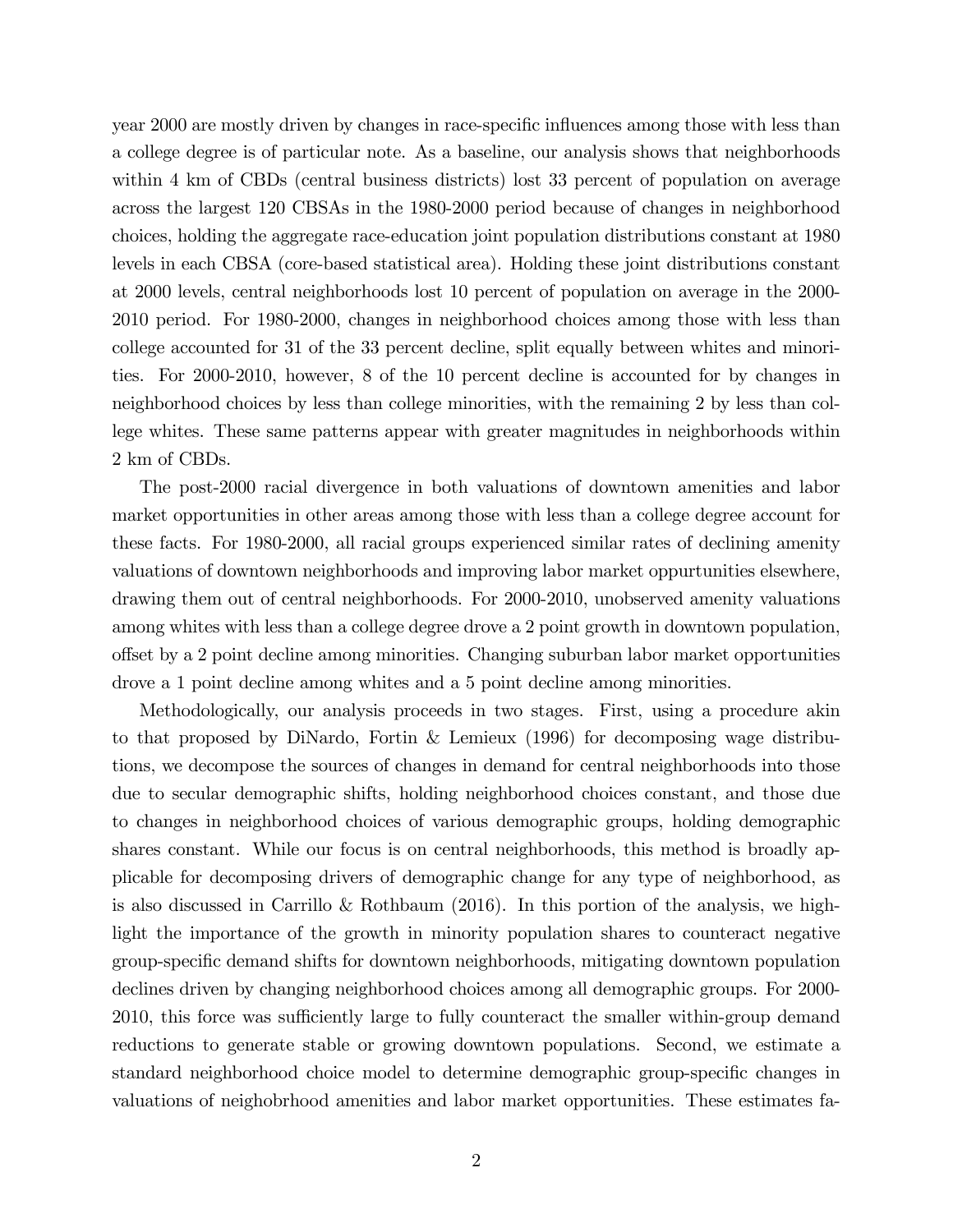year 2000 are mostly driven by changes in race-specific influences among those with less than a college degree is of particular note. As a baseline, our analysis shows that neighborhoods within 4 km of CBDs (central business districts) lost 33 percent of population on average across the largest 120 CBSAs in the 1980-2000 period because of changes in neighborhood choices, holding the aggregate race-education joint population distributions constant at 1980 levels in each CBSA (core-based statistical area). Holding these joint distributions constant at 2000 levels, central neighborhoods lost 10 percent of population on average in the 2000-2010 period. For 1980-2000, changes in neighborhood choices among those with less than college accounted for 31 of the 33 percent decline, split equally between whites and minorities. For 2000-2010, however, 8 of the 10 percent decline is accounted for by changes in neighborhood choices by less than college minorities, with the remaining 2 by less than college whites. These same patterns appear with greater magnitudes in neighborhoods within 2 km of CBDs.

The post-2000 racial divergence in both valuations of downtown amenities and labor market opportunities in other areas among those with less than a college degree account for these facts. For 1980-2000, all racial groups experienced similar rates of declining amenity valuations of downtown neighborhoods and improving labor market oppurtunities elsewhere, drawing them out of central neighborhoods. For 2000-2010, unobserved amenity valuations among whites with less than a college degree drove a 2 point growth in downtown population, offset by a 2 point decline among minorities. Changing suburban labor market opportunities drove a 1 point decline among whites and a 5 point decline among minorities.

Methodologically, our analysis proceeds in two stages. First, using a procedure akin to that proposed by DiNardo, Fortin & Lemieux (1996) for decomposing wage distributions, we decompose the sources of changes in demand for central neighborhoods into those due to secular demographic shifts, holding neighborhood choices constant, and those due to changes in neighborhood choices of various demographic groups, holding demographic shares constant. While our focus is on central neighborhoods, this method is broadly applicable for decomposing drivers of demographic change for any type of neighborhood, as is also discussed in Carrillo & Rothbaum (2016). In this portion of the analysis, we highlight the importance of the growth in minority population shares to counteract negative group-specific demand shifts for downtown neighborhoods, mitigating downtown population declines driven by changing neighborhood choices among all demographic groups. For 2000-2010, this force was sufficiently large to fully counteract the smaller within-group demand reductions to generate stable or growing downtown populations. Second, we estimate a standard neighborhood choice model to determine demographic group-specific changes in valuations of neighobrhood amenities and labor market opportunities. These estimates fa-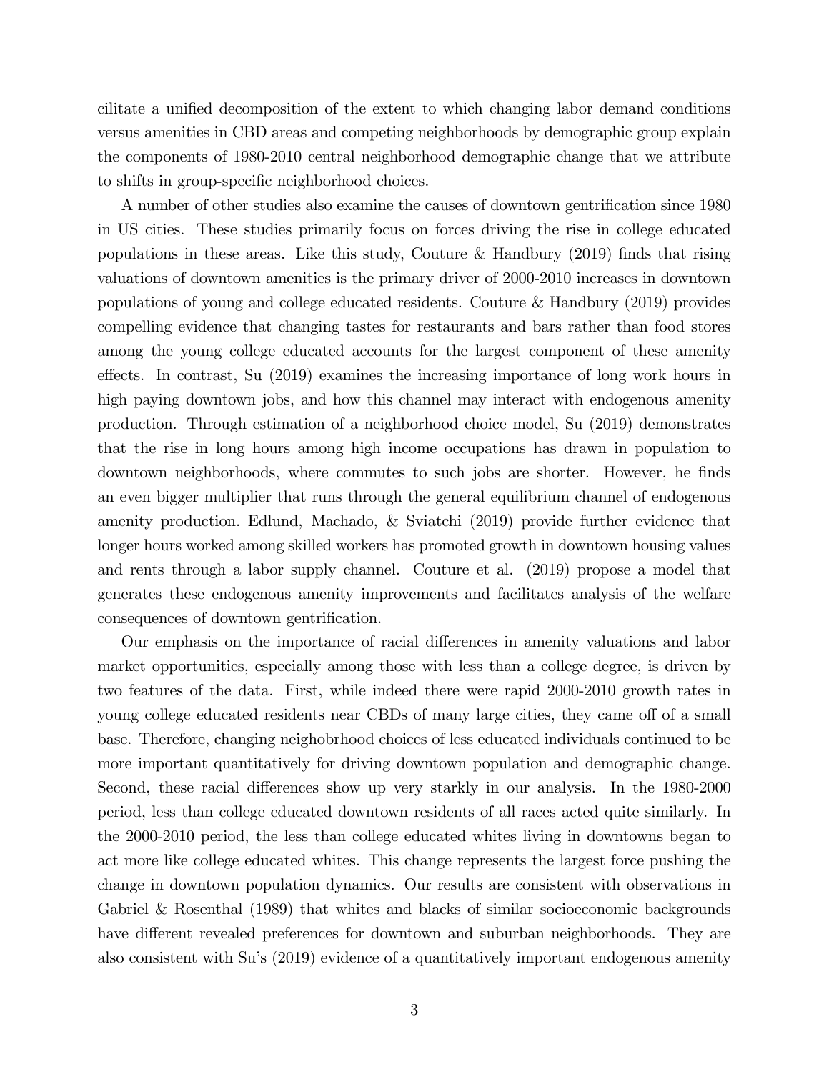cilitate a unified decomposition of the extent to which changing labor demand conditions versus amenities in CBD areas and competing neighborhoods by demographic group explain the components of 1980-2010 central neighborhood demographic change that we attribute to shifts in group-specific neighborhood choices.

A number of other studies also examine the causes of downtown gentrification since 1980 in US cities. These studies primarily focus on forces driving the rise in college educated populations in these areas. Like this study, Couture & Handbury (2019) finds that rising valuations of downtown amenities is the primary driver of 2000-2010 increases in downtown populations of young and college educated residents. Couture & Handbury (2019) provides compelling evidence that changing tastes for restaurants and bars rather than food stores among the young college educated accounts for the largest component of these amenity effects. In contrast, Su (2019) examines the increasing importance of long work hours in high paying downtown jobs, and how this channel may interact with endogenous amenity production. Through estimation of a neighborhood choice model, Su (2019) demonstrates that the rise in long hours among high income occupations has drawn in population to downtown neighborhoods, where commutes to such jobs are shorter. However, he finds an even bigger multiplier that runs through the general equilibrium channel of endogenous amenity production. Edlund, Machado, & Sviatchi (2019) provide further evidence that longer hours worked among skilled workers has promoted growth in downtown housing values and rents through a labor supply channel. Couture et al. (2019) propose a model that generates these endogenous amenity improvements and facilitates analysis of the welfare consequences of downtown gentrification.

Our emphasis on the importance of racial differences in amenity valuations and labor market opportunities, especially among those with less than a college degree, is driven by two features of the data. First, while indeed there were rapid 2000-2010 growth rates in young college educated residents near CBDs of many large cities, they came off of a small base. Therefore, changing neighobrhood choices of less educated individuals continued to be more important quantitatively for driving downtown population and demographic change. Second, these racial differences show up very starkly in our analysis. In the 1980-2000 period, less than college educated downtown residents of all races acted quite similarly. In the 2000-2010 period, the less than college educated whites living in downtowns began to act more like college educated whites. This change represents the largest force pushing the change in downtown population dynamics. Our results are consistent with observations in Gabriel & Rosenthal (1989) that whites and blacks of similar socioeconomic backgrounds have different revealed preferences for downtown and suburban neighborhoods. They are also consistent with Su's (2019) evidence of a quantitatively important endogenous amenity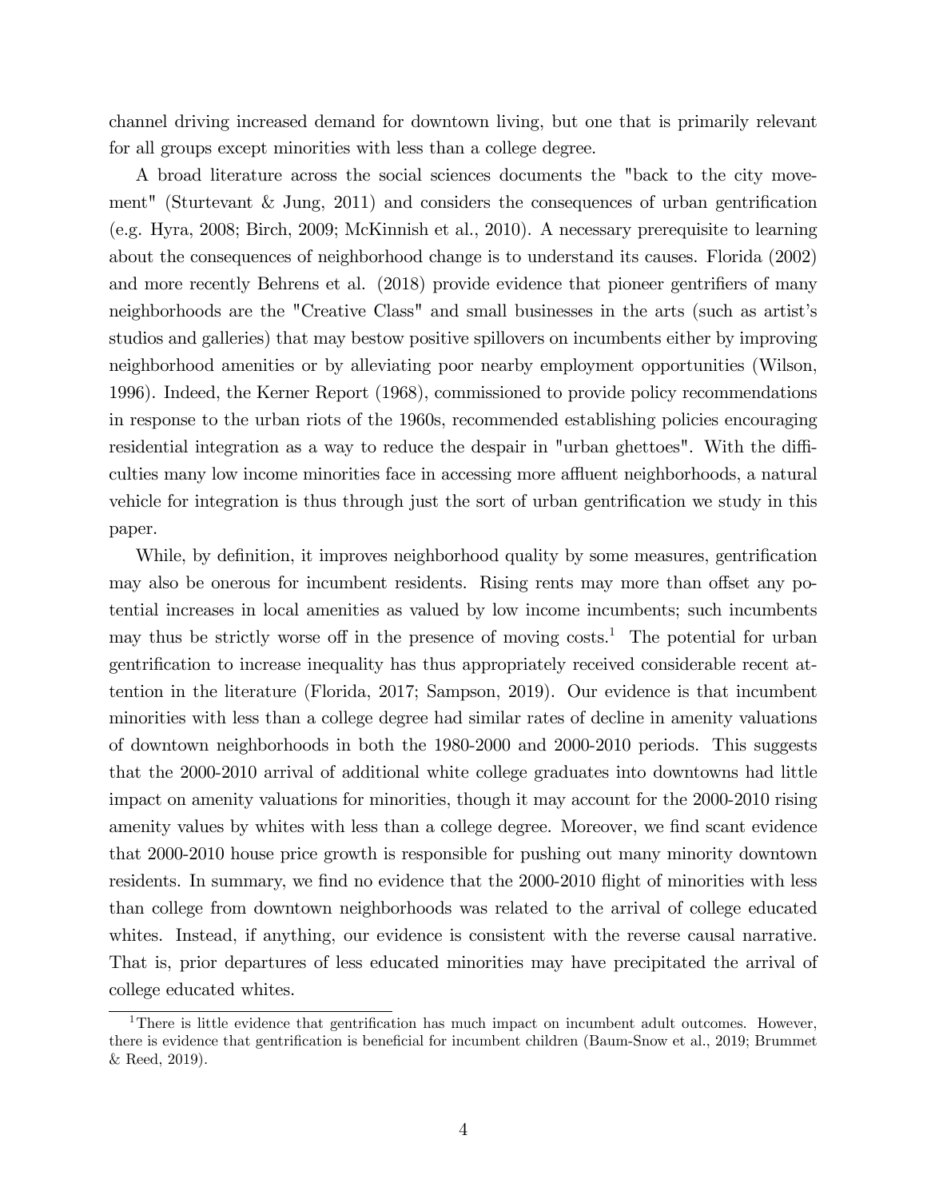channel driving increased demand for downtown living, but one that is primarily relevant for all groups except minorities with less than a college degree.

A broad literature across the social sciences documents the "back to the city movement" (Sturtevant & Jung, 2011) and considers the consequences of urban gentrification (e.g. Hyra, 2008; Birch, 2009; McKinnish et al., 2010). A necessary prerequisite to learning about the consequences of neighborhood change is to understand its causes. Florida (2002) and more recently Behrens et al. (2018) provide evidence that pioneer gentrifiers of many neighborhoods are the "Creative Class" and small businesses in the arts (such as artist's studios and galleries) that may bestow positive spillovers on incumbents either by improving neighborhood amenities or by alleviating poor nearby employment opportunities (Wilson, 1996). Indeed, the Kerner Report (1968), commissioned to provide policy recommendations in response to the urban riots of the 1960s, recommended establishing policies encouraging residential integration as a way to reduce the despair in "urban ghettoes". With the difficulties many low income minorities face in accessing more affluent neighborhoods, a natural vehicle for integration is thus through just the sort of urban gentrification we study in this paper.

While, by definition, it improves neighborhood quality by some measures, gentrification may also be onerous for incumbent residents. Rising rents may more than offset any potential increases in local amenities as valued by low income incumbents; such incumbents may thus be strictly worse off in the presence of moving costs.[1] The potential for urban gentrification to increase inequality has thus appropriately received considerable recent attention in the literature (Florida, 2017; Sampson, 2019). Our evidence is that incumbent minorities with less than a college degree had similar rates of decline in amenity valuations of downtown neighborhoods in both the 1980-2000 and 2000-2010 periods. This suggests that the 2000-2010 arrival of additional white college graduates into downtowns had little impact on amenity valuations for minorities, though it may account for the 2000-2010 rising amenity values by whites with less than a college degree. Moreover, we find scant evidence that 2000-2010 house price growth is responsible for pushing out many minority downtown residents. In summary, we find no evidence that the 2000-2010 flight of minorities with less than college from downtown neighborhoods was related to the arrival of college educated whites. Instead, if anything, our evidence is consistent with the reverse causal narrative. That is, prior departures of less educated minorities may have precipitated the arrival of college educated whites.

[1] There is little evidence that gentrification has much impact on incumbent adult outcomes. However, there is evidence that gentrification is beneficial for incumbent children (Baum-Snow et al., 2019; Brummet & Reed, 2019).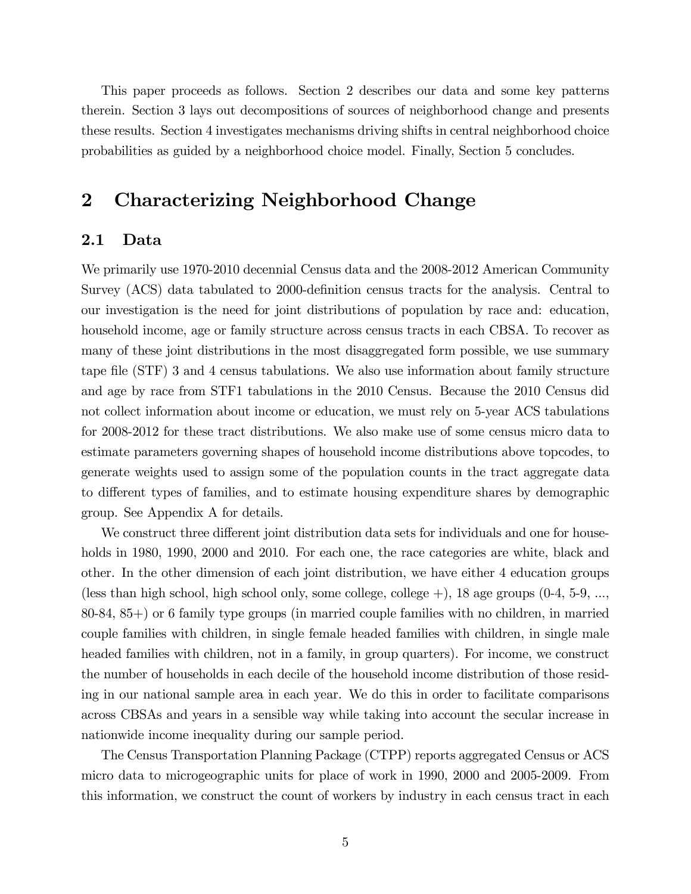This paper proceeds as follows. Section 2 describes our data and some key patterns therein. Section 3 lays out decompositions of sources of neighborhood change and presents these results. Section 4 investigates mechanisms driving shifts in central neighborhood choice probabilities as guided by a neighborhood choice model. Finally, Section 5 concludes.

# 2 Characterizing Neighborhood Change

## 2.1 Data

We primarily use 1970-2010 decennial Census data and the 2008-2012 American Community Survey (ACS) data tabulated to 2000-definition census tracts for the analysis. Central to our investigation is the need for joint distributions of population by race and: education, household income, age or family structure across census tracts in each CBSA. To recover as many of these joint distributions in the most disaggregated form possible, we use summary tape file (STF) 3 and 4 census tabulations. We also use information about family structure and age by race from STF1 tabulations in the 2010 Census. Because the 2010 Census did not collect information about income or education, we must rely on 5-year ACS tabulations for 2008-2012 for these tract distributions. We also make use of some census micro data to estimate parameters governing shapes of household income distributions above topcodes, to generate weights used to assign some of the population counts in the tract aggregate data to different types of families, and to estimate housing expenditure shares by demographic group. See Appendix A for details.

We construct three different joint distribution data sets for individuals and one for households in 1980, 1990, 2000 and 2010. For each one, the race categories are white, black and other. In the other dimension of each joint distribution, we have either 4 education groups (less than high school, high school only, some college, college +), 18 age groups (0-4, 5-9, ..., 80-84, 85+) or 6 family type groups (in married couple families with no children, in married couple families with children, in single female headed families with children, in single male headed families with children, not in a family, in group quarters). For income, we construct the number of households in each decile of the household income distribution of those residing in our national sample area in each year. We do this in order to facilitate comparisons across CBSAs and years in a sensible way while taking into account the secular increase in nationwide income inequality during our sample period.

The Census Transportation Planning Package (CTPP) reports aggregated Census or ACS micro data to microgeographic units for place of work in 1990, 2000 and 2005-2009. From this information, we construct the count of workers by industry in each census tract in each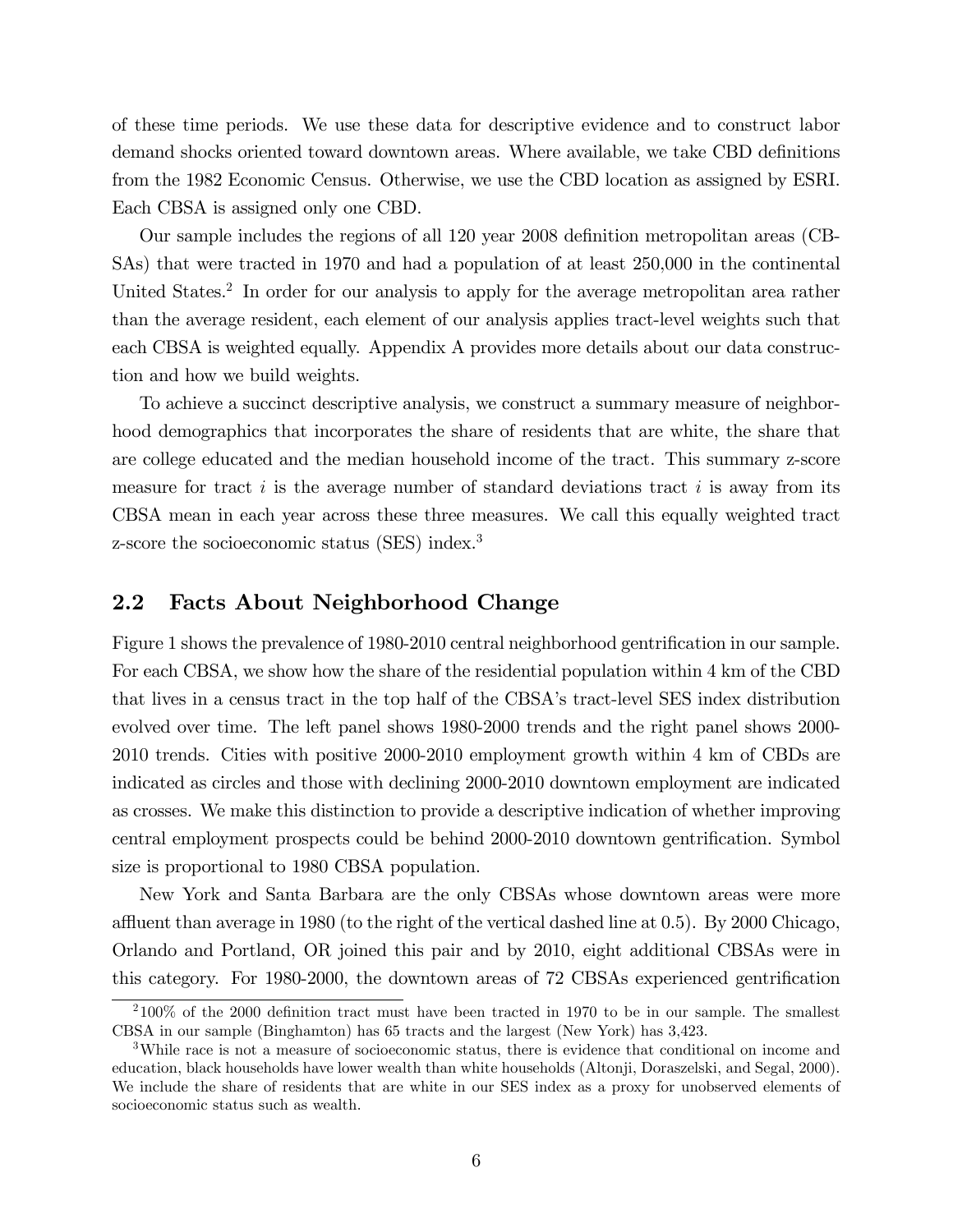of these time periods. We use these data for descriptive evidence and to construct labor demand shocks oriented toward downtown areas. Where available, we take CBD definitions from the 1982 Economic Census. Otherwise, we use the CBD location as assigned by ESRI. Each CBSA is assigned only one CBD.

Our sample includes the regions of all 120 year 2008 definition metropolitan areas (CBSAs) that were tracted in 1970 and had a population of at least 250,000 in the continental United States.[2] In order for our analysis to apply for the average metropolitan area rather than the average resident, each element of our analysis applies tract-level weights such that each CBSA is weighted equally. Appendix A provides more details about our data construction and how we build weights.

To achieve a succinct descriptive analysis, we construct a summary measure of neighborhood demographics that incorporates the share of residents that are white, the share that are college educated and the median household income of the tract. This summary z-score measure for tract $i$ is the average number of standard deviations tract $i$ is away from its CBSA mean in each year across these three measures. We call this equally weighted tract z-score the socioeconomic status (SES) index.[3]

## 2.2 Facts About Neighborhood Change

Figure 1 shows the prevalence of 1980-2010 central neighborhood gentrification in our sample. For each CBSA, we show how the share of the residential population within 4 km of the CBD that lives in a census tract in the top half of the CBSA's tract-level SES index distribution evolved over time. The left panel shows 1980-2000 trends and the right panel shows 2000-2010 trends. Cities with positive 2000-2010 employment growth within 4 km of CBDs are indicated as circles and those with declining 2000-2010 downtown employment are indicated as crosses. We make this distinction to provide a descriptive indication of whether improving central employment prospects could be behind 2000-2010 downtown gentrification. Symbol size is proportional to 1980 CBSA population.

New York and Santa Barbara are the only CBSAs whose downtown areas were more affluent than average in 1980 (to the right of the vertical dashed line at 0.5). By 2000 Chicago, Orlando and Portland, OR joined this pair and by 2010, eight additional CBSAs were in this category. For 1980-2000, the downtown areas of 72 CBSAs experienced gentrification

[2] 100% of the 2000 definition tract must have been tracted in 1970 to be in our sample. The smallest CBSA in our sample (Binghamton) has 65 tracts and the largest (New York) has 3,423.

[3] While race is not a measure of socioeconomic status, there is evidence that conditional on income and education, black households have lower wealth than white households (Altonji, Doraszelski, and Segal, 2000). We include the share of residents that are white in our SES index as a proxy for unobserved elements of socioeconomic status such as wealth.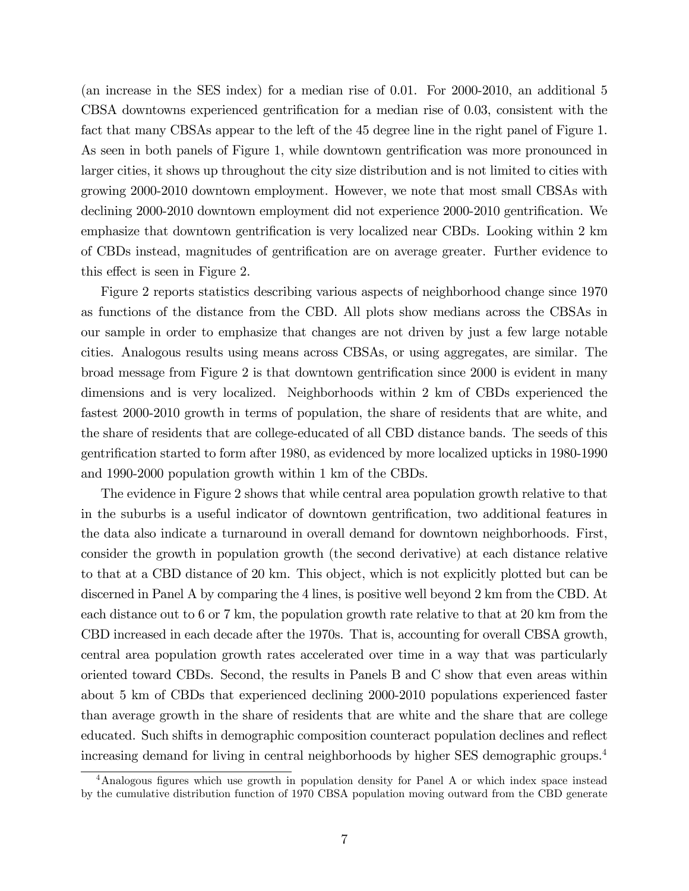(an increase in the SES index) for a median rise of 0.01. For 2000-2010, an additional 5 CBSA downtowns experienced gentrification for a median rise of 0.03, consistent with the fact that many CBSAs appear to the left of the 45 degree line in the right panel of Figure 1. As seen in both panels of Figure 1, while downtown gentrification was more pronounced in larger cities, it shows up throughout the city size distribution and is not limited to cities with growing 2000-2010 downtown employment. However, we note that most small CBSAs with declining 2000-2010 downtown employment did not experience 2000-2010 gentrification. We emphasize that downtown gentrification is very localized near CBDs. Looking within 2 km of CBDs instead, magnitudes of gentrification are on average greater. Further evidence to this effect is seen in Figure 2.

Figure 2 reports statistics describing various aspects of neighborhood change since 1970 as functions of the distance from the CBD. All plots show medians across the CBSAs in our sample in order to emphasize that changes are not driven by just a few large notable cities. Analogous results using means across CBSAs, or using aggregates, are similar. The broad message from Figure 2 is that downtown gentrification since 2000 is evident in many dimensions and is very localized. Neighborhoods within 2 km of CBDs experienced the fastest 2000-2010 growth in terms of population, the share of residents that are white, and the share of residents that are college-educated of all CBD distance bands. The seeds of this gentrification started to form after 1980, as evidenced by more localized upticks in 1980-1990 and 1990-2000 population growth within 1 km of the CBDs.

The evidence in Figure 2 shows that while central area population growth relative to that in the suburbs is a useful indicator of downtown gentrification, two additional features in the data also indicate a turnaround in overall demand for downtown neighborhoods. First, consider the growth in population growth (the second derivative) at each distance relative to that at a CBD distance of 20 km. This object, which is not explicitly plotted but can be discerned in Panel A by comparing the 4 lines, is positive well beyond 2 km from the CBD. At each distance out to 6 or 7 km, the population growth rate relative to that at 20 km from the CBD increased in each decade after the 1970s. That is, accounting for overall CBSA growth, central area population growth rates accelerated over time in a way that was particularly oriented toward CBDs. Second, the results in Panels B and C show that even areas within about 5 km of CBDs that experienced declining 2000-2010 populations experienced faster than average growth in the share of residents that are white and the share that are college educated. Such shifts in demographic composition counteract population declines and reflect increasing demand for living in central neighborhoods by higher SES demographic groups.[4]

[4]Analogous figures which use growth in population density for Panel A or which index space instead by the cumulative distribution function of 1970 CBSA population moving outward from the CBD generate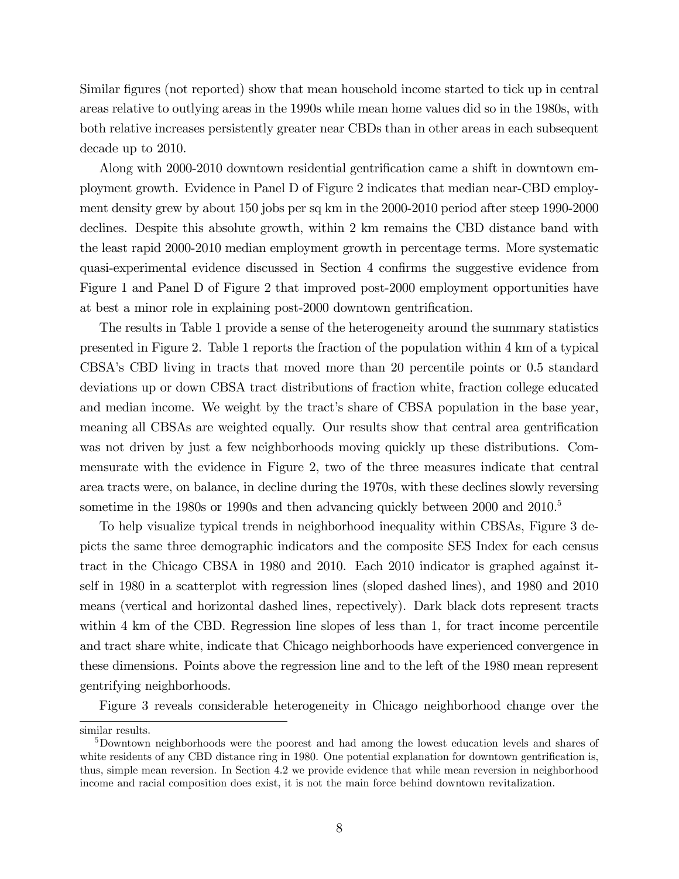Similar figures (not reported) show that mean household income started to tick up in central areas relative to outlying areas in the 1990s while mean home values did so in the 1980s, with both relative increases persistently greater near CBDs than in other areas in each subsequent decade up to 2010.

Along with 2000-2010 downtown residential gentrification came a shift in downtown employment growth. Evidence in Panel D of Figure 2 indicates that median near-CBD employment density grew by about 150 jobs per sq km in the 2000-2010 period after steep 1990-2000 declines. Despite this absolute growth, within 2 km remains the CBD distance band with the least rapid 2000-2010 median employment growth in percentage terms. More systematic quasi-experimental evidence discussed in Section 4 confirms the suggestive evidence from Figure 1 and Panel D of Figure 2 that improved post-2000 employment opportunities have at best a minor role in explaining post-2000 downtown gentrification.

The results in Table 1 provide a sense of the heterogeneity around the summary statistics presented in Figure 2. Table 1 reports the fraction of the population within 4 km of a typical CBSA's CBD living in tracts that moved more than 20 percentile points or 0.5 standard deviations up or down CBSA tract distributions of fraction white, fraction college educated and median income. We weight by the tract's share of CBSA population in the base year, meaning all CBSAs are weighted equally. Our results show that central area gentrification was not driven by just a few neighborhoods moving quickly up these distributions. Commensurate with the evidence in Figure 2, two of the three measures indicate that central area tracts were, on balance, in decline during the 1970s, with these declines slowly reversing sometime in the 1980s or 1990s and then advancing quickly between 2000 and 2010.[5]

To help visualize typical trends in neighborhood inequality within CBSAs, Figure 3 depicts the same three demographic indicators and the composite SES Index for each census tract in the Chicago CBSA in 1980 and 2010. Each 2010 indicator is graphed against itself in 1980 in a scatterplot with regression lines (sloped dashed lines), and 1980 and 2010 means (vertical and horizontal dashed lines, repectively). Dark black dots represent tracts within 4 km of the CBD. Regression line slopes of less than 1, for tract income percentile and tract share white, indicate that Chicago neighborhoods have experienced convergence in these dimensions. Points above the regression line and to the left of the 1980 mean represent gentrifying neighborhoods.

Figure 3 reveals considerable heterogeneity in Chicago neighborhood change over the

similar results.

[5] Downtown neighborhoods were the poorest and had among the lowest education levels and shares of white residents of any CBD distance ring in 1980. One potential explanation for downtown gentrification is, thus, simple mean reversion. In Section 4.2 we provide evidence that while mean reversion in neighborhood income and racial composition does exist, it is not the main force behind downtown revitalization.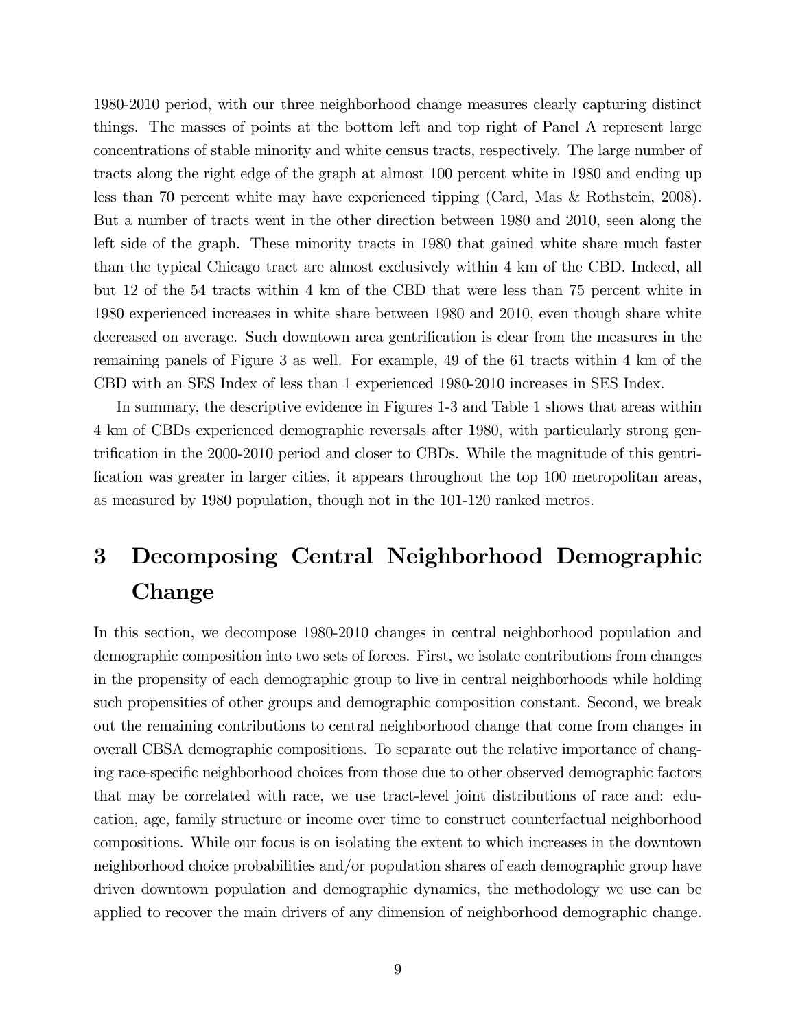1980-2010 period, with our three neighborhood change measures clearly capturing distinct things. The masses of points at the bottom left and top right of Panel A represent large concentrations of stable minority and white census tracts, respectively. The large number of tracts along the right edge of the graph at almost 100 percent white in 1980 and ending up less than 70 percent white may have experienced tipping (Card, Mas & Rothstein, 2008). But a number of tracts went in the other direction between 1980 and 2010, seen along the left side of the graph. These minority tracts in 1980 that gained white share much faster than the typical Chicago tract are almost exclusively within 4 km of the CBD. Indeed, all but 12 of the 54 tracts within 4 km of the CBD that were less than 75 percent white in 1980 experienced increases in white share between 1980 and 2010, even though share white decreased on average. Such downtown area gentrification is clear from the measures in the remaining panels of Figure 3 as well. For example, 49 of the 61 tracts within 4 km of the CBD with an SES Index of less than 1 experienced 1980-2010 increases in SES Index.

In summary, the descriptive evidence in Figures 1-3 and Table 1 shows that areas within 4 km of CBDs experienced demographic reversals after 1980, with particularly strong gentrification in the 2000-2010 period and closer to CBDs. While the magnitude of this gentrification was greater in larger cities, it appears throughout the top 100 metropolitan areas, as measured by 1980 population, though not in the 101-120 ranked metros.

# 3 Decomposing Central Neighborhood Demographic Change

In this section, we decompose 1980-2010 changes in central neighborhood population and demographic composition into two sets of forces. First, we isolate contributions from changes in the propensity of each demographic group to live in central neighborhoods while holding such propensities of other groups and demographic composition constant. Second, we break out the remaining contributions to central neighborhood change that come from changes in overall CBSA demographic compositions. To separate out the relative importance of changing race-specific neighborhood choices from those due to other observed demographic factors that may be correlated with race, we use tract-level joint distributions of race and: education, age, family structure or income over time to construct counterfactual neighborhood compositions. While our focus is on isolating the extent to which increases in the downtown neighborhood choice probabilities and/or population shares of each demographic group have driven downtown population and demographic dynamics, the methodology we use can be applied to recover the main drivers of any dimension of neighborhood demographic change.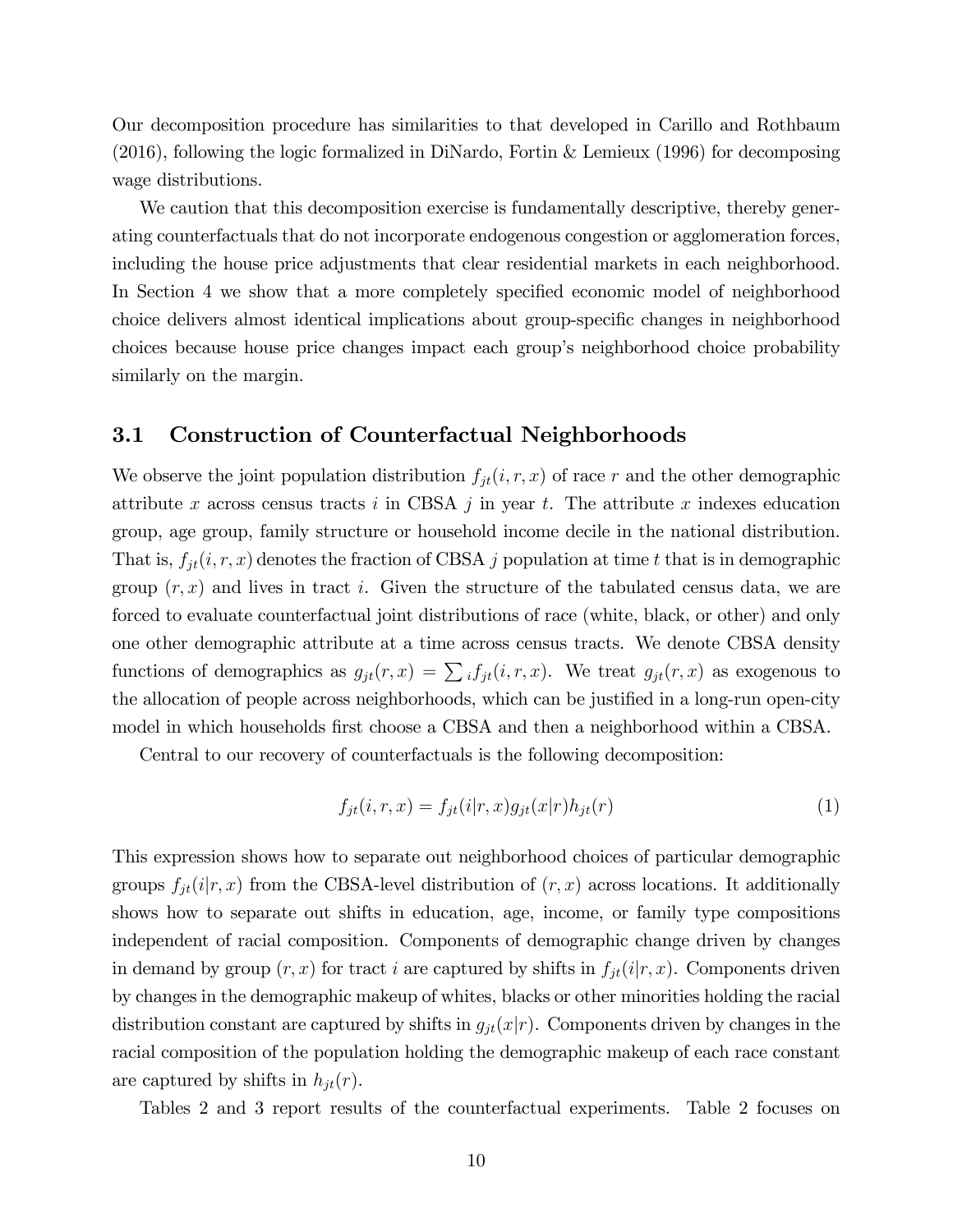Our decomposition procedure has similarities to that developed in Carillo and Rothbaum (2016), following the logic formalized in DiNardo, Fortin & Lemieux (1996) for decomposing wage distributions.

We caution that this decomposition exercise is fundamentally descriptive, thereby generating counterfactuals that do not incorporate endogenous congestion or agglomeration forces, including the house price adjustments that clear residential markets in each neighborhood. In Section 4 we show that a more completely specified economic model of neighborhood choice delivers almost identical implications about group-specific changes in neighborhood choices because house price changes impact each group's neighborhood choice probability similarly on the margin.

## 3.1 Construction of Counterfactual Neighborhoods

We observe the joint population distribution $f_{jt}(i, r, x)$ of race $r$ and the other demographic attribute $x$ across census tracts $i$ in CBSA $j$ in year $t$. The attribute $x$ indexes education group, age group, family structure or household income decile in the national distribution. That is, $f_{jt}(i, r, x)$ denotes the fraction of CBSA $j$ population at time $t$ that is in demographic group $(r, x)$ and lives in tract $i$. Given the structure of the tabulated census data, we are forced to evaluate counterfactual joint distributions of race (white, black, or other) and only one other demographic attribute at a time across census tracts. We denote CBSA density functions of demographics as $g_{jt}(r, x) = \sum_i f_{jt}(i, r, x)$. We treat $g_{jt}(r, x)$ as exogenous to the allocation of people across neighborhoods, which can be justified in a long-run open-city model in which households first choose a CBSA and then a neighborhood within a CBSA.

Central to our recovery of counterfactuals is the following decomposition:

$$f_{jt}(i, r, x) = f_{jt}(i|r, x)g_{jt}(x|r)h_{jt}(r) \tag{1}$$

This expression shows how to separate out neighborhood choices of particular demographic groups $f_{jt}(i|r, x)$ from the CBSA-level distribution of $(r, x)$ across locations. It additionally shows how to separate out shifts in education, age, income, or family type compositions independent of racial composition. Components of demographic change driven by changes in demand by group $(r, x)$ for tract $i$ are captured by shifts in $f_{jt}(i|r, x)$. Components driven by changes in the demographic makeup of whites, blacks or other minorities holding the racial distribution constant are captured by shifts in $g_{jt}(x|r)$. Components driven by changes in the racial composition of the population holding the demographic makeup of each race constant are captured by shifts in $h_{jt}(r)$.

Tables 2 and 3 report results of the counterfactual experiments. Table 2 focuses on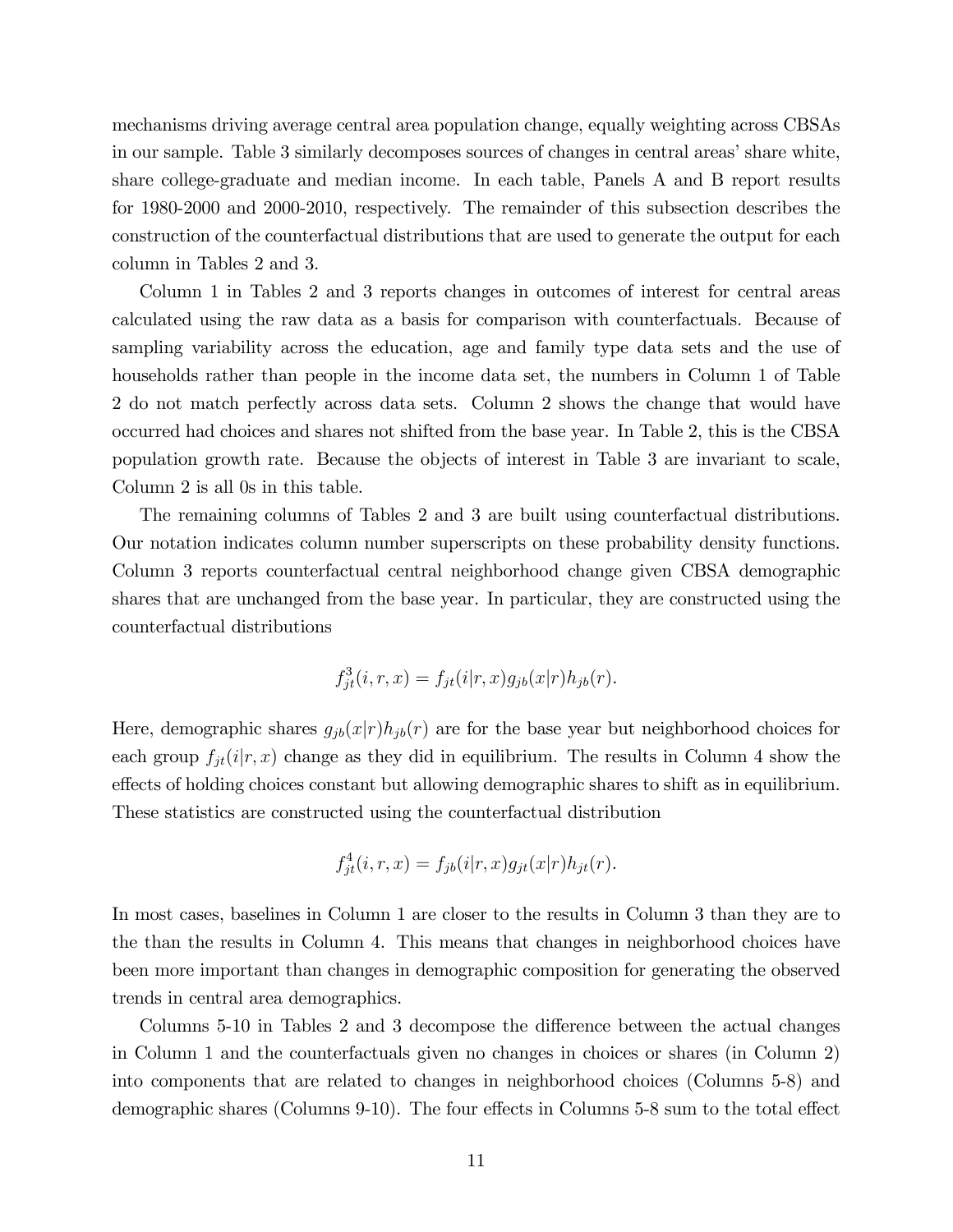mechanisms driving average central area population change, equally weighting across CBSAs in our sample. Table 3 similarly decomposes sources of changes in central areas' share white, share college-graduate and median income. In each table, Panels A and B report results for 1980-2000 and 2000-2010, respectively. The remainder of this subsection describes the construction of the counterfactual distributions that are used to generate the output for each column in Tables 2 and 3.

Column 1 in Tables 2 and 3 reports changes in outcomes of interest for central areas calculated using the raw data as a basis for comparison with counterfactuals. Because of sampling variability across the education, age and family type data sets and the use of households rather than people in the income data set, the numbers in Column 1 of Table 2 do not match perfectly across data sets. Column 2 shows the change that would have occurred had choices and shares not shifted from the base year. In Table 2, this is the CBSA population growth rate. Because the objects of interest in Table 3 are invariant to scale, Column 2 is all 0s in this table.

The remaining columns of Tables 2 and 3 are built using counterfactual distributions. Our notation indicates column number superscripts on these probability density functions. Column 3 reports counterfactual central neighborhood change given CBSA demographic shares that are unchanged from the base year. In particular, they are constructed using the counterfactual distributions

$$f_{jt}^{3}(i, r, x) = f_{jt}(i|r, x)g_{jb}(x|r)h_{jb}(r).$$

Here, demographic shares $g_{jb}(x|r)h_{jb}(r)$ are for the base year but neighborhood choices for each group $f_{jt}(i|r, x)$ change as they did in equilibrium. The results in Column 4 show the effects of holding choices constant but allowing demographic shares to shift as in equilibrium. These statistics are constructed using the counterfactual distribution

$$f_{jt}^{4}(i, r, x) = f_{jb}(i|r, x)g_{jt}(x|r)h_{jt}(r).$$

In most cases, baselines in Column 1 are closer to the results in Column 3 than they are to the than the results in Column 4. This means that changes in neighborhood choices have been more important than changes in demographic composition for generating the observed trends in central area demographics.

Columns 5-10 in Tables 2 and 3 decompose the difference between the actual changes in Column 1 and the counterfactuals given no changes in choices or shares (in Column 2) into components that are related to changes in neighborhood choices (Columns 5-8) and demographic shares (Columns 9-10). The four effects in Columns 5-8 sum to the total effect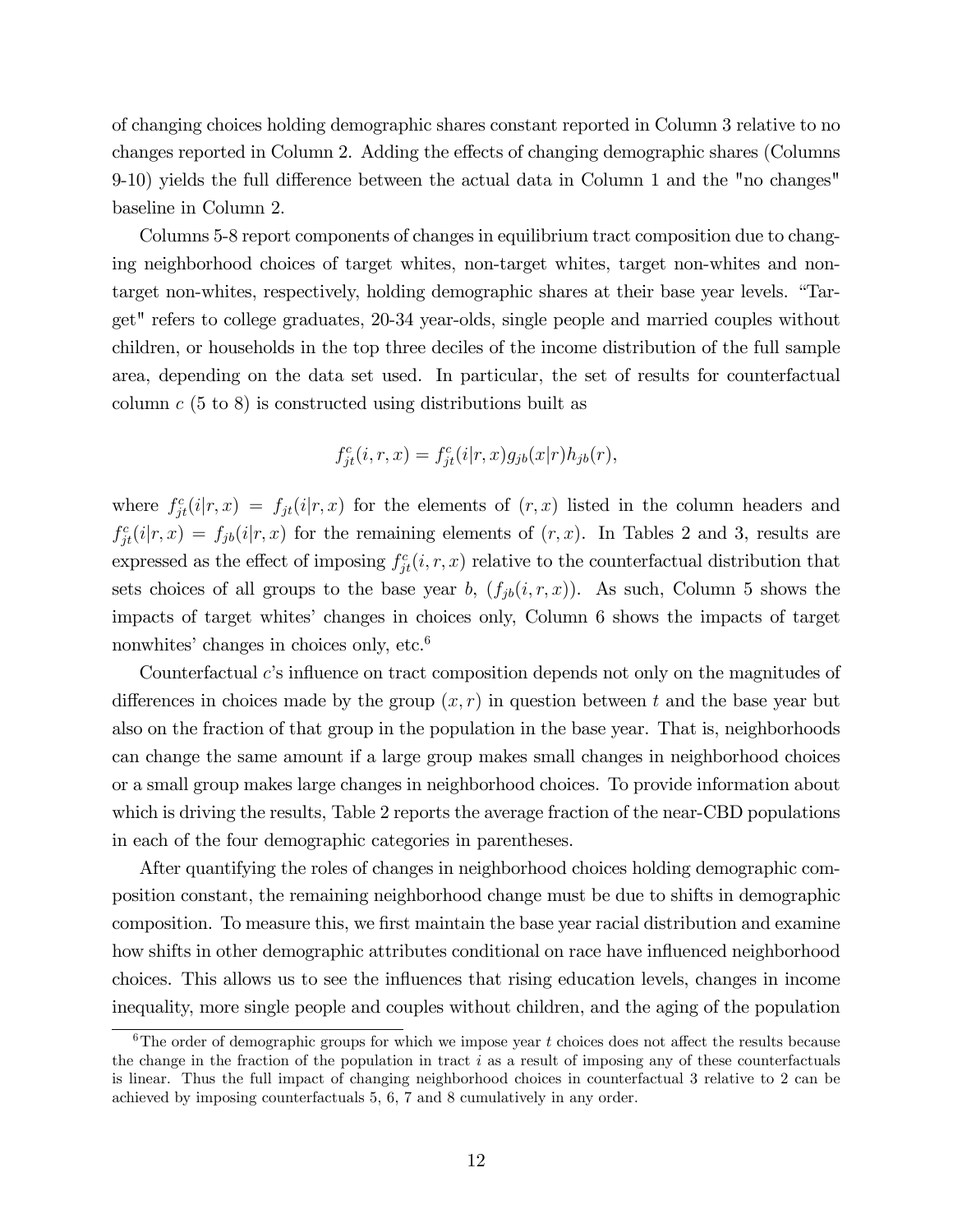of changing choices holding demographic shares constant reported in Column 3 relative to no changes reported in Column 2. Adding the effects of changing demographic shares (Columns 9-10) yields the full difference between the actual data in Column 1 and the "no changes" baseline in Column 2.

Columns 5-8 report components of changes in equilibrium tract composition due to changing neighborhood choices of target whites, non-target whites, target non-whites and non-target non-whites, respectively, holding demographic shares at their base year levels. "Target" refers to college graduates, 20-34 year-olds, single people and married couples without children, or households in the top three deciles of the income distribution of the full sample area, depending on the data set used. In particular, the set of results for counterfactual column $c$ (5 to 8) is constructed using distributions built as

$$f_{jt}^c(i, r, x) = f_{jt}^c(i|r, x) g_{jb}(x|r) h_{jb}(r),$$

where $f_{jt}^c(i|r, x) = f_{jt}(i|r, x)$ for the elements of $(r, x)$ listed in the column headers and $f_{jt}^c(i|r, x) = f_{jb}(i|r, x)$ for the remaining elements of $(r, x)$. In Tables 2 and 3, results are expressed as the effect of imposing $f_{jt}^c(i, r, x)$ relative to the counterfactual distribution that sets choices of all groups to the base year $b$, $(f_{jb}(i, r, x))$. As such, Column 5 shows the impacts of target whites' changes in choices only, Column 6 shows the impacts of target nonwhites' changes in choices only, etc.[6]

Counterfactual $c$'s influence on tract composition depends not only on the magnitudes of differences in choices made by the group $(x, r)$ in question between $t$ and the base year but also on the fraction of that group in the population in the base year. That is, neighborhoods can change the same amount if a large group makes small changes in neighborhood choices or a small group makes large changes in neighborhood choices. To provide information about which is driving the results, Table 2 reports the average fraction of the near-CBD populations in each of the four demographic categories in parentheses.

After quantifying the roles of changes in neighborhood choices holding demographic composition constant, the remaining neighborhood change must be due to shifts in demographic composition. To measure this, we first maintain the base year racial distribution and examine how shifts in other demographic attributes conditional on race have influenced neighborhood choices. This allows us to see the influences that rising education levels, changes in income inequality, more single people and couples without children, and the aging of the population

[6] The order of demographic groups for which we impose year $t$ choices does not affect the results because the change in the fraction of the population in tract $i$ as a result of imposing any of these counterfactuals is linear. Thus the full impact of changing neighborhood choices in counterfactual 3 relative to 2 can be achieved by imposing counterfactuals 5, 6, 7 and 8 cumulatively in any order.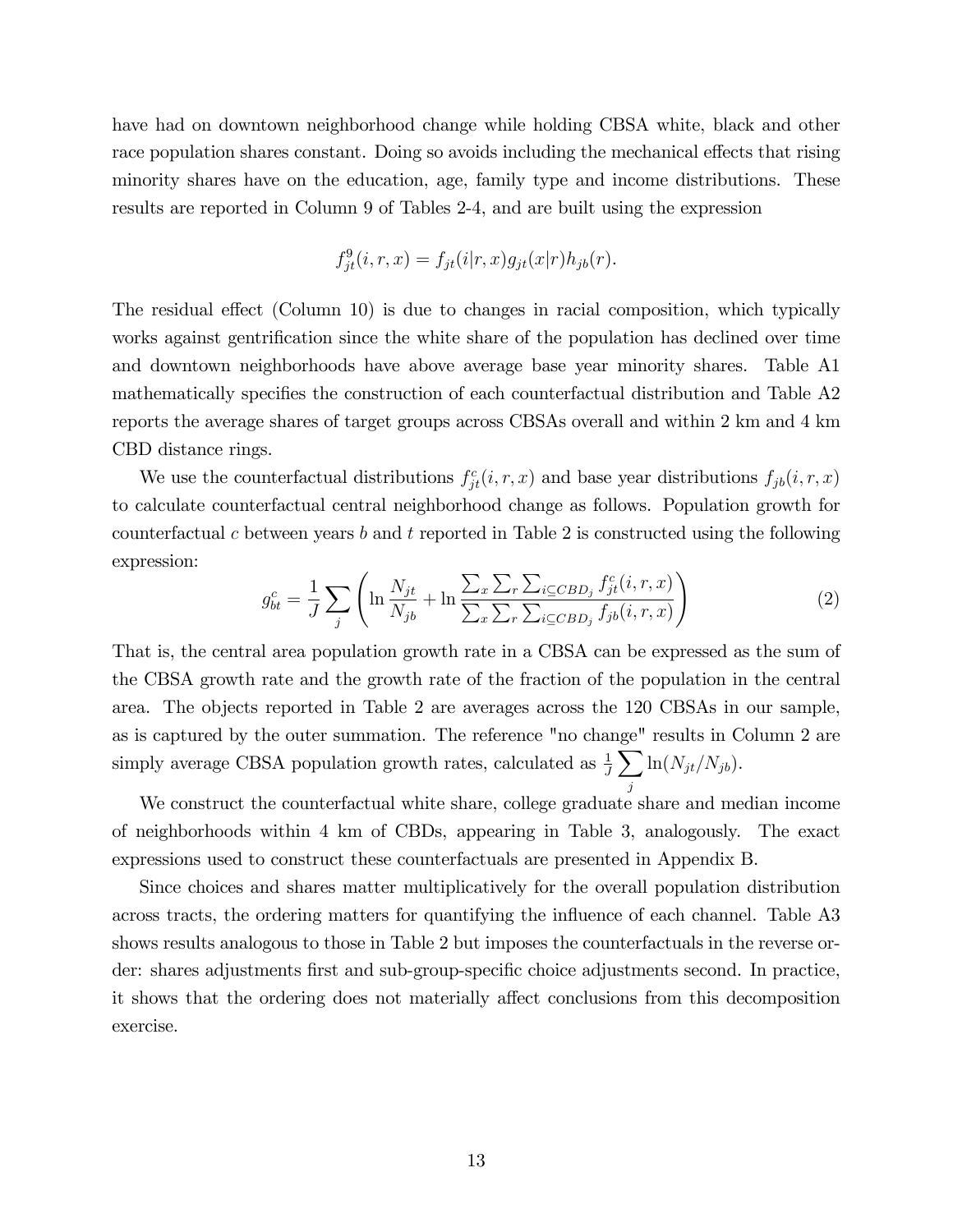have had on downtown neighborhood change while holding CBSA white, black and other race population shares constant. Doing so avoids including the mechanical effects that rising minority shares have on the education, age, family type and income distributions. These results are reported in Column 9 of Tables 2-4, and are built using the expression

$$f^9_{jt}(i, r, x) = f_{jt}(i|r, x)g_{jt}(x|r)h_{jb}(r).$$

The residual effect (Column 10) is due to changes in racial composition, which typically works against gentrification since the white share of the population has declined over time and downtown neighborhoods have above average base year minority shares. Table A1 mathematically specifies the construction of each counterfactual distribution and Table A2 reports the average shares of target groups across CBSAs overall and within 2 km and 4 km CBD distance rings.

We use the counterfactual distributions $f^c_{jt}(i, r, x)$ and base year distributions $f_{jb}(i, r, x)$ to calculate counterfactual central neighborhood change as follows. Population growth for counterfactual $c$ between years $b$ and $t$ reported in Table 2 is constructed using the following expression:

$$g^c_{bt} = \frac{1}{J}\sum_j \left( \ln \frac{N_{jt}}{N_{jb}} + \ln \frac{\sum_x \sum_r \sum_{i \subseteq CBD_j} f^c_{jt}(i, r, x)}{\sum_x \sum_r \sum_{i \subseteq CBD_j} f_{jb}(i, r, x)} \right) \tag{2}$$

That is, the central area population growth rate in a CBSA can be expressed as the sum of the CBSA growth rate and the growth rate of the fraction of the population in the central area. The objects reported in Table 2 are averages across the 120 CBSAs in our sample, as is captured by the outer summation. The reference "no change" results in Column 2 are simply average CBSA population growth rates, calculated as $\frac{1}{J}\sum_j \ln(N_{jt}/N_{jb})$.

We construct the counterfactual white share, college graduate share and median income of neighborhoods within 4 km of CBDs, appearing in Table 3, analogously. The exact expressions used to construct these counterfactuals are presented in Appendix B.

Since choices and shares matter multiplicatively for the overall population distribution across tracts, the ordering matters for quantifying the influence of each channel. Table A3 shows results analogous to those in Table 2 but imposes the counterfactuals in the reverse order: shares adjustments first and sub-group-specific choice adjustments second. In practice, it shows that the ordering does not materially affect conclusions from this decomposition exercise.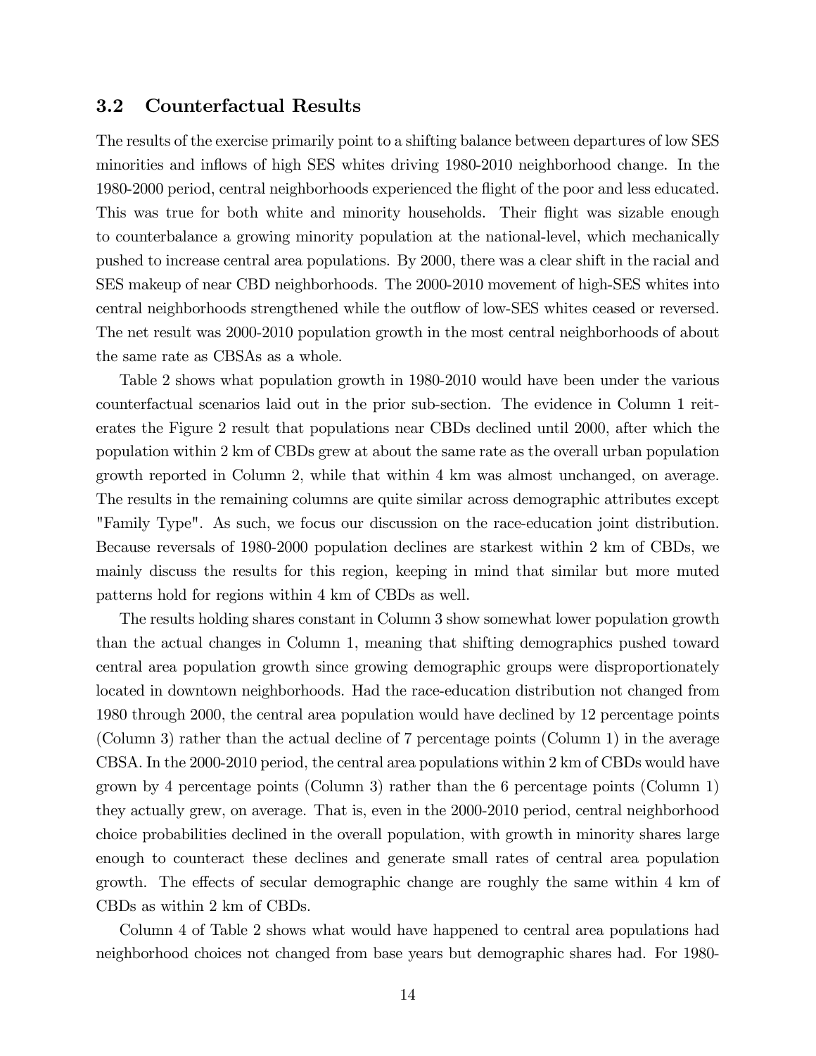### 3.2 Counterfactual Results

The results of the exercise primarily point to a shifting balance between departures of low SES minorities and inflows of high SES whites driving 1980-2010 neighborhood change. In the 1980-2000 period, central neighborhoods experienced the flight of the poor and less educated. This was true for both white and minority households. Their flight was sizable enough to counterbalance a growing minority population at the national-level, which mechanically pushed to increase central area populations. By 2000, there was a clear shift in the racial and SES makeup of near CBD neighborhoods. The 2000-2010 movement of high-SES whites into central neighborhoods strengthened while the outflow of low-SES whites ceased or reversed. The net result was 2000-2010 population growth in the most central neighborhoods of about the same rate as CBSAs as a whole.

Table 2 shows what population growth in 1980-2010 would have been under the various counterfactual scenarios laid out in the prior sub-section. The evidence in Column 1 reiterates the Figure 2 result that populations near CBDs declined until 2000, after which the population within 2 km of CBDs grew at about the same rate as the overall urban population growth reported in Column 2, while that within 4 km was almost unchanged, on average. The results in the remaining columns are quite similar across demographic attributes except "Family Type". As such, we focus our discussion on the race-education joint distribution. Because reversals of 1980-2000 population declines are starkest within 2 km of CBDs, we mainly discuss the results for this region, keeping in mind that similar but more muted patterns hold for regions within 4 km of CBDs as well.

The results holding shares constant in Column 3 show somewhat lower population growth than the actual changes in Column 1, meaning that shifting demographics pushed toward central area population growth since growing demographic groups were disproportionately located in downtown neighborhoods. Had the race-education distribution not changed from 1980 through 2000, the central area population would have declined by 12 percentage points (Column 3) rather than the actual decline of 7 percentage points (Column 1) in the average CBSA. In the 2000-2010 period, the central area populations within 2 km of CBDs would have grown by 4 percentage points (Column 3) rather than the 6 percentage points (Column 1) they actually grew, on average. That is, even in the 2000-2010 period, central neighborhood choice probabilities declined in the overall population, with growth in minority shares large enough to counteract these declines and generate small rates of central area population growth. The effects of secular demographic change are roughly the same within 4 km of CBDs as within 2 km of CBDs.

Column 4 of Table 2 shows what would have happened to central area populations had neighborhood choices not changed from base years but demographic shares had. For 1980-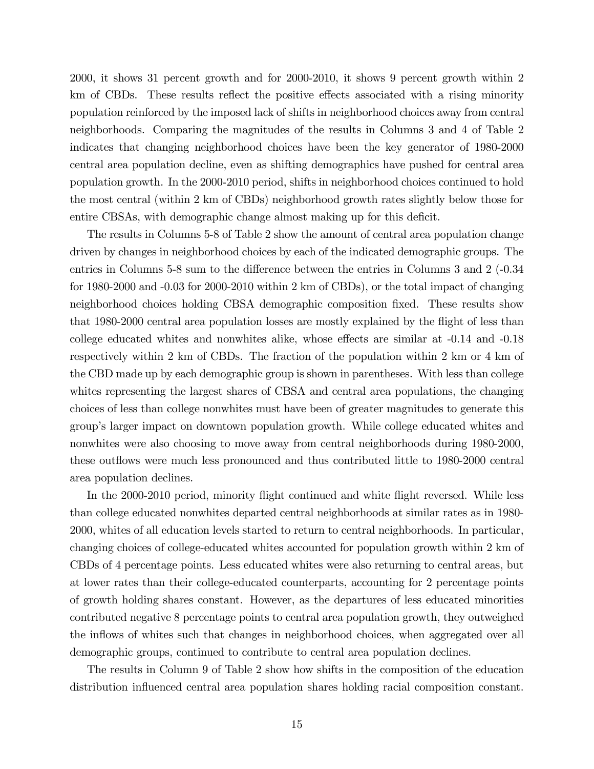2000, it shows 31 percent growth and for 2000-2010, it shows 9 percent growth within 2 km of CBDs. These results reflect the positive effects associated with a rising minority population reinforced by the imposed lack of shifts in neighborhood choices away from central neighborhoods. Comparing the magnitudes of the results in Columns 3 and 4 of Table 2 indicates that changing neighborhood choices have been the key generator of 1980-2000 central area population decline, even as shifting demographics have pushed for central area population growth. In the 2000-2010 period, shifts in neighborhood choices continued to hold the most central (within 2 km of CBDs) neighborhood growth rates slightly below those for entire CBSAs, with demographic change almost making up for this deficit.

The results in Columns 5-8 of Table 2 show the amount of central area population change driven by changes in neighborhood choices by each of the indicated demographic groups. The entries in Columns 5-8 sum to the difference between the entries in Columns 3 and 2 (-0.34 for 1980-2000 and -0.03 for 2000-2010 within 2 km of CBDs), or the total impact of changing neighborhood choices holding CBSA demographic composition fixed. These results show that 1980-2000 central area population losses are mostly explained by the flight of less than college educated whites and nonwhites alike, whose effects are similar at -0.14 and -0.18 respectively within 2 km of CBDs. The fraction of the population within 2 km or 4 km of the CBD made up by each demographic group is shown in parentheses. With less than college whites representing the largest shares of CBSA and central area populations, the changing choices of less than college nonwhites must have been of greater magnitudes to generate this group's larger impact on downtown population growth. While college educated whites and nonwhites were also choosing to move away from central neighborhoods during 1980-2000, these outflows were much less pronounced and thus contributed little to 1980-2000 central area population declines.

In the 2000-2010 period, minority flight continued and white flight reversed. While less than college educated nonwhites departed central neighborhoods at similar rates as in 1980-2000, whites of all education levels started to return to central neighborhoods. In particular, changing choices of college-educated whites accounted for population growth within 2 km of CBDs of 4 percentage points. Less educated whites were also returning to central areas, but at lower rates than their college-educated counterparts, accounting for 2 percentage points of growth holding shares constant. However, as the departures of less educated minorities contributed negative 8 percentage points to central area population growth, they outweighed the inflows of whites such that changes in neighborhood choices, when aggregated over all demographic groups, continued to contribute to central area population declines.

The results in Column 9 of Table 2 show how shifts in the composition of the education distribution influenced central area population shares holding racial composition constant.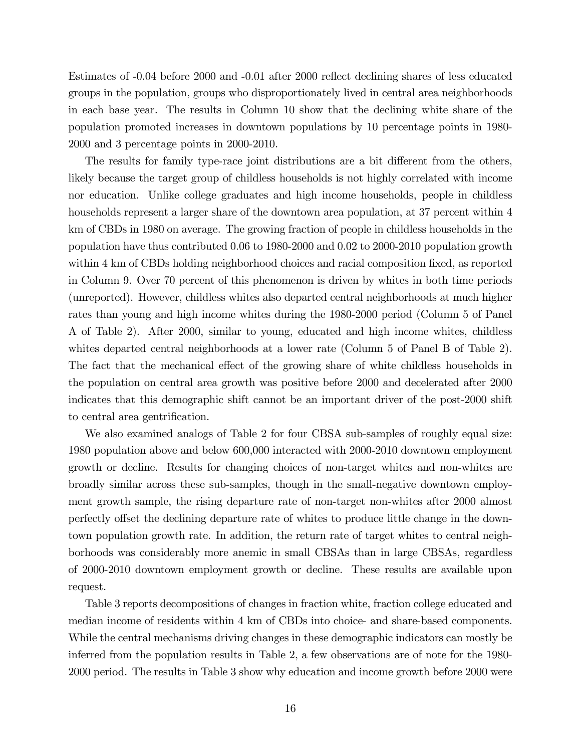Estimates of -0.04 before 2000 and -0.01 after 2000 reflect declining shares of less educated groups in the population, groups who disproportionately lived in central area neighborhoods in each base year. The results in Column 10 show that the declining white share of the population promoted increases in downtown populations by 10 percentage points in 1980-2000 and 3 percentage points in 2000-2010.

The results for family type-race joint distributions are a bit different from the others, likely because the target group of childless households is not highly correlated with income nor education. Unlike college graduates and high income households, people in childless households represent a larger share of the downtown area population, at 37 percent within 4 km of CBDs in 1980 on average. The growing fraction of people in childless households in the population have thus contributed 0.06 to 1980-2000 and 0.02 to 2000-2010 population growth within 4 km of CBDs holding neighborhood choices and racial composition fixed, as reported in Column 9. Over 70 percent of this phenomenon is driven by whites in both time periods (unreported). However, childless whites also departed central neighborhoods at much higher rates than young and high income whites during the 1980-2000 period (Column 5 of Panel A of Table 2). After 2000, similar to young, educated and high income whites, childless whites departed central neighborhoods at a lower rate (Column 5 of Panel B of Table 2). The fact that the mechanical effect of the growing share of white childless households in the population on central area growth was positive before 2000 and decelerated after 2000 indicates that this demographic shift cannot be an important driver of the post-2000 shift to central area gentrification.

We also examined analogs of Table 2 for four CBSA sub-samples of roughly equal size: 1980 population above and below 600,000 interacted with 2000-2010 downtown employment growth or decline. Results for changing choices of non-target whites and non-whites are broadly similar across these sub-samples, though in the small-negative downtown employment growth sample, the rising departure rate of non-target non-whites after 2000 almost perfectly offset the declining departure rate of whites to produce little change in the downtown population growth rate. In addition, the return rate of target whites to central neighborhoods was considerably more anemic in small CBSAs than in large CBSAs, regardless of 2000-2010 downtown employment growth or decline. These results are available upon request.

Table 3 reports decompositions of changes in fraction white, fraction college educated and median income of residents within 4 km of CBDs into choice- and share-based components. While the central mechanisms driving changes in these demographic indicators can mostly be inferred from the population results in Table 2, a few observations are of note for the 1980-2000 period. The results in Table 3 show why education and income growth before 2000 were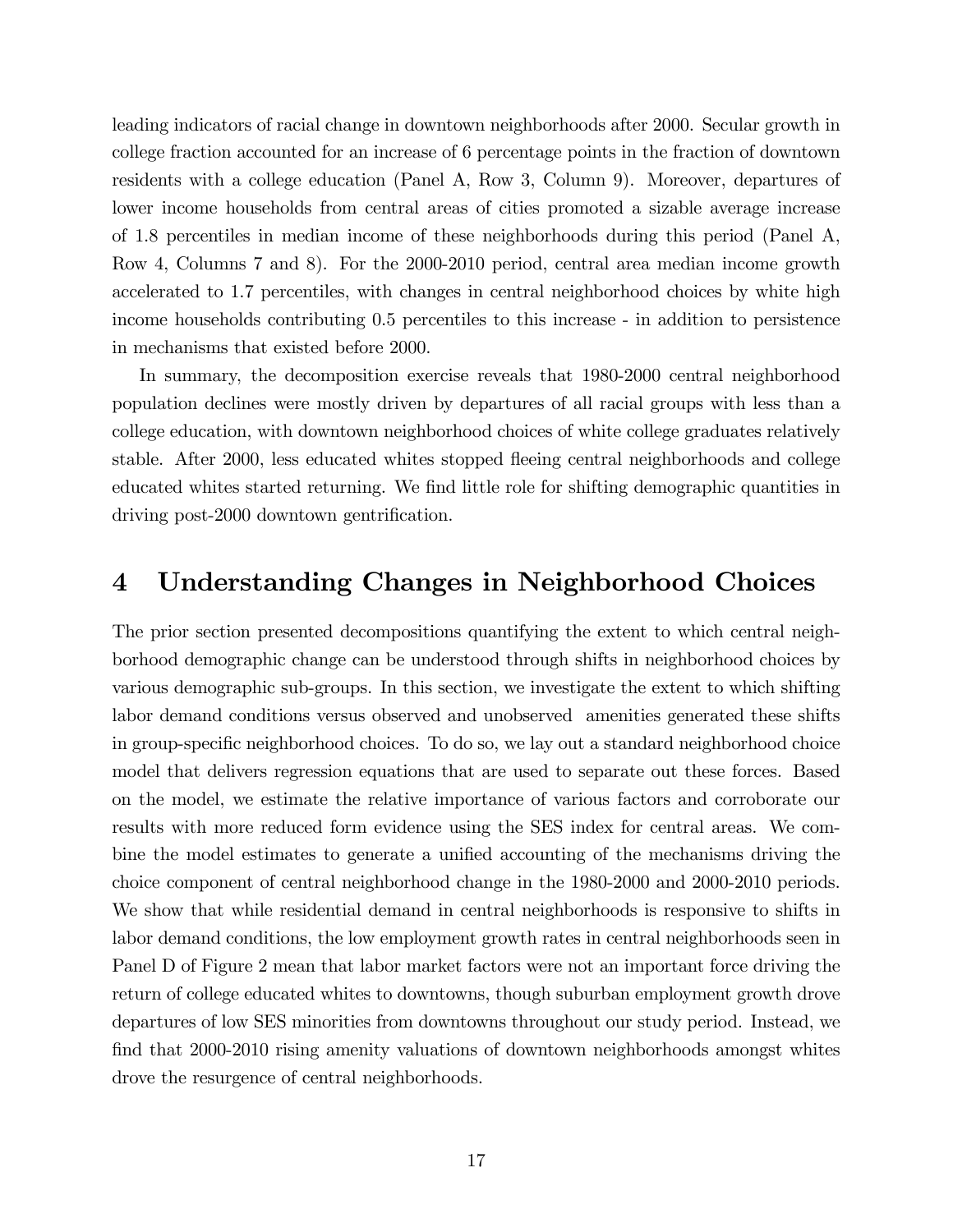leading indicators of racial change in downtown neighborhoods after 2000. Secular growth in college fraction accounted for an increase of 6 percentage points in the fraction of downtown residents with a college education (Panel A, Row 3, Column 9). Moreover, departures of lower income households from central areas of cities promoted a sizable average increase of 1.8 percentiles in median income of these neighborhoods during this period (Panel A, Row 4, Columns 7 and 8). For the 2000-2010 period, central area median income growth accelerated to 1.7 percentiles, with changes in central neighborhood choices by white high income households contributing 0.5 percentiles to this increase - in addition to persistence in mechanisms that existed before 2000.

In summary, the decomposition exercise reveals that 1980-2000 central neighborhood population declines were mostly driven by departures of all racial groups with less than a college education, with downtown neighborhood choices of white college graduates relatively stable. After 2000, less educated whites stopped fleeing central neighborhoods and college educated whites started returning. We find little role for shifting demographic quantities in driving post-2000 downtown gentrification.

# 4 Understanding Changes in Neighborhood Choices

The prior section presented decompositions quantifying the extent to which central neighborhood demographic change can be understood through shifts in neighborhood choices by various demographic sub-groups. In this section, we investigate the extent to which shifting labor demand conditions versus observed and unobserved amenities generated these shifts in group-specific neighborhood choices. To do so, we lay out a standard neighborhood choice model that delivers regression equations that are used to separate out these forces. Based on the model, we estimate the relative importance of various factors and corroborate our results with more reduced form evidence using the SES index for central areas. We combine the model estimates to generate a unified accounting of the mechanisms driving the choice component of central neighborhood change in the 1980-2000 and 2000-2010 periods. We show that while residential demand in central neighborhoods is responsive to shifts in labor demand conditions, the low employment growth rates in central neighborhoods seen in Panel D of Figure 2 mean that labor market factors were not an important force driving the return of college educated whites to downtowns, though suburban employment growth drove departures of low SES minorities from downtowns throughout our study period. Instead, we find that 2000-2010 rising amenity valuations of downtown neighborhoods amongst whites drove the resurgence of central neighborhoods.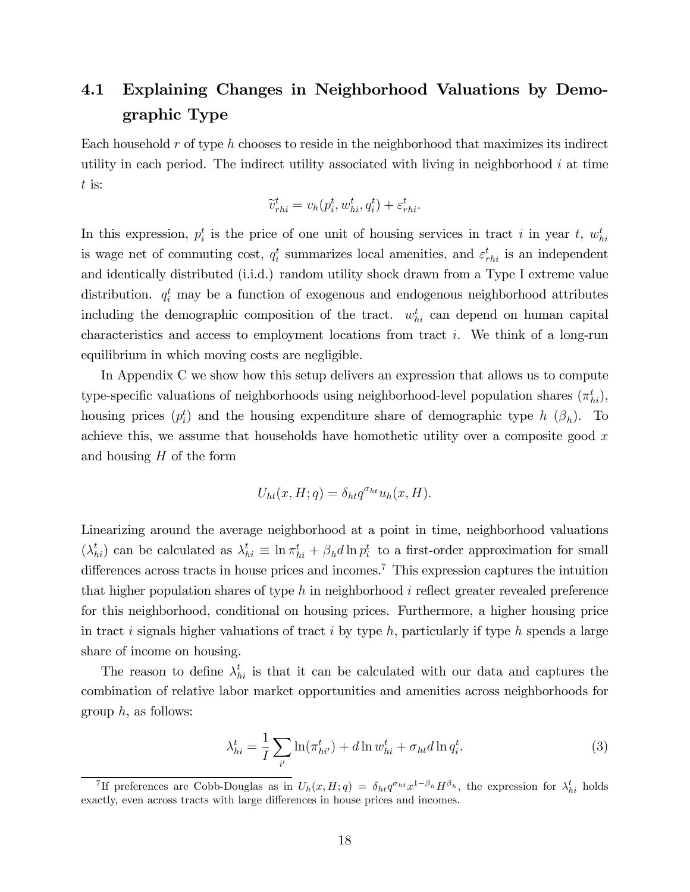### 4.1 Explaining Changes in Neighborhood Valuations by Demographic Type

Each household $r$ of type $h$ chooses to reside in the neighborhood that maximizes its indirect utility in each period. The indirect utility associated with living in neighborhood $i$ at time $t$ is:

$$\widetilde{v}_{rhi}^{t} = v_h(p_i^t, w_{hi}^t, q_i^t) + \varepsilon_{rhi}^t.$$

In this expression, $p_i^t$ is the price of one unit of housing services in tract $i$ in year $t$, $w_{hi}^t$ is wage net of commuting cost, $q_i^t$ summarizes local amenities, and $\varepsilon_{rhi}^t$ is an independent and identically distributed (i.i.d.) random utility shock drawn from a Type I extreme value distribution. $q_i^t$ may be a function of exogenous and endogenous neighborhood attributes including the demographic composition of the tract. $w_{hi}^t$ can depend on human capital characteristics and access to employment locations from tract $i$. We think of a long-run equilibrium in which moving costs are negligible.

In Appendix C we show how this setup delivers an expression that allows us to compute type-specific valuations of neighborhoods using neighborhood-level population shares ($\pi_{hi}^t$), housing prices ($p_i^t$) and the housing expenditure share of demographic type $h$ ($\beta_h$). To achieve this, we assume that households have homothetic utility over a composite good $x$ and housing $H$ of the form

$$U_{ht}(x, H; q) = \delta_{ht} q^{\sigma_{ht}} u_h(x, H).$$

Linearizing around the average neighborhood at a point in time, neighborhood valuations ($\lambda_{hi}^t$) can be calculated as $\lambda_{hi}^t \equiv \ln \pi_{hi}^t + \beta_h d \ln p_i^t$ to a first-order approximation for small differences across tracts in house prices and incomes.[7] This expression captures the intuition that higher population shares of type $h$ in neighborhood $i$ reflect greater revealed preference for this neighborhood, conditional on housing prices. Furthermore, a higher housing price in tract $i$ signals higher valuations of tract $i$ by type $h$, particularly if type $h$ spends a large share of income on housing.

The reason to define $\lambda_{hi}^t$ is that it can be calculated with our data and captures the combination of relative labor market opportunities and amenities across neighborhoods for group $h$, as follows:

$$\lambda_{hi}^t = \frac{1}{I} \sum_{i'} \ln(\pi_{hi'}^t) + d \ln w_{hi}^t + \sigma_{ht} d \ln q_i^t. \tag{3}$$

[7] If preferences are Cobb-Douglas as in $U_h(x, H; q) = \delta_{ht} q^{\sigma_{ht}} x^{1-\beta_h} H^{\beta_h}$, the expression for $\lambda_{hi}^t$ holds exactly, even across tracts with large differences in house prices and incomes.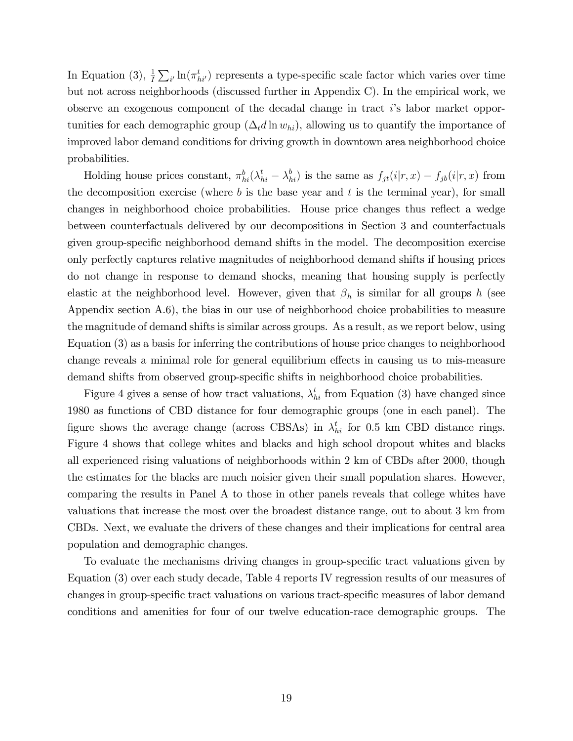In Equation (3), $\frac{1}{I}\sum_{i'} \ln(\pi^t_{hi'})$ represents a type-specific scale factor which varies over time but not across neighborhoods (discussed further in Appendix C). In the empirical work, we observe an exogenous component of the decadal change in tract $i$'s labor market opportunities for each demographic group ($\Delta_t d \ln w_{hi}$), allowing us to quantify the importance of improved labor demand conditions for driving growth in downtown area neighborhood choice probabilities.

Holding house prices constant, $\pi^b_{hi}(\lambda^t_{hi} - \lambda^b_{hi})$ is the same as $f_{jt}(i|r,x) - f_{jb}(i|r,x)$ from the decomposition exercise (where $b$ is the base year and $t$ is the terminal year), for small changes in neighborhood choice probabilities. House price changes thus reflect a wedge between counterfactuals delivered by our decompositions in Section 3 and counterfactuals given group-specific neighborhood demand shifts in the model. The decomposition exercise only perfectly captures relative magnitudes of neighborhood demand shifts if housing prices do not change in response to demand shocks, meaning that housing supply is perfectly elastic at the neighborhood level. However, given that $\beta_h$ is similar for all groups $h$ (see Appendix section A.6), the bias in our use of neighborhood choice probabilities to measure the magnitude of demand shifts is similar across groups. As a result, as we report below, using Equation (3) as a basis for inferring the contributions of house price changes to neighborhood change reveals a minimal role for general equilibrium effects in causing us to mis-measure demand shifts from observed group-specific shifts in neighborhood choice probabilities.

Figure 4 gives a sense of how tract valuations, $\lambda^t_{hi}$ from Equation (3) have changed since 1980 as functions of CBD distance for four demographic groups (one in each panel). The figure shows the average change (across CBSAs) in $\lambda^t_{hi}$ for 0.5 km CBD distance rings. Figure 4 shows that college whites and blacks and high school dropout whites and blacks all experienced rising valuations of neighborhoods within 2 km of CBDs after 2000, though the estimates for the blacks are much noisier given their small population shares. However, comparing the results in Panel A to those in other panels reveals that college whites have valuations that increase the most over the broadest distance range, out to about 3 km from CBDs. Next, we evaluate the drivers of these changes and their implications for central area population and demographic changes.

To evaluate the mechanisms driving changes in group-specific tract valuations given by Equation (3) over each study decade, Table 4 reports IV regression results of our measures of changes in group-specific tract valuations on various tract-specific measures of labor demand conditions and amenities for four of our twelve education-race demographic groups. The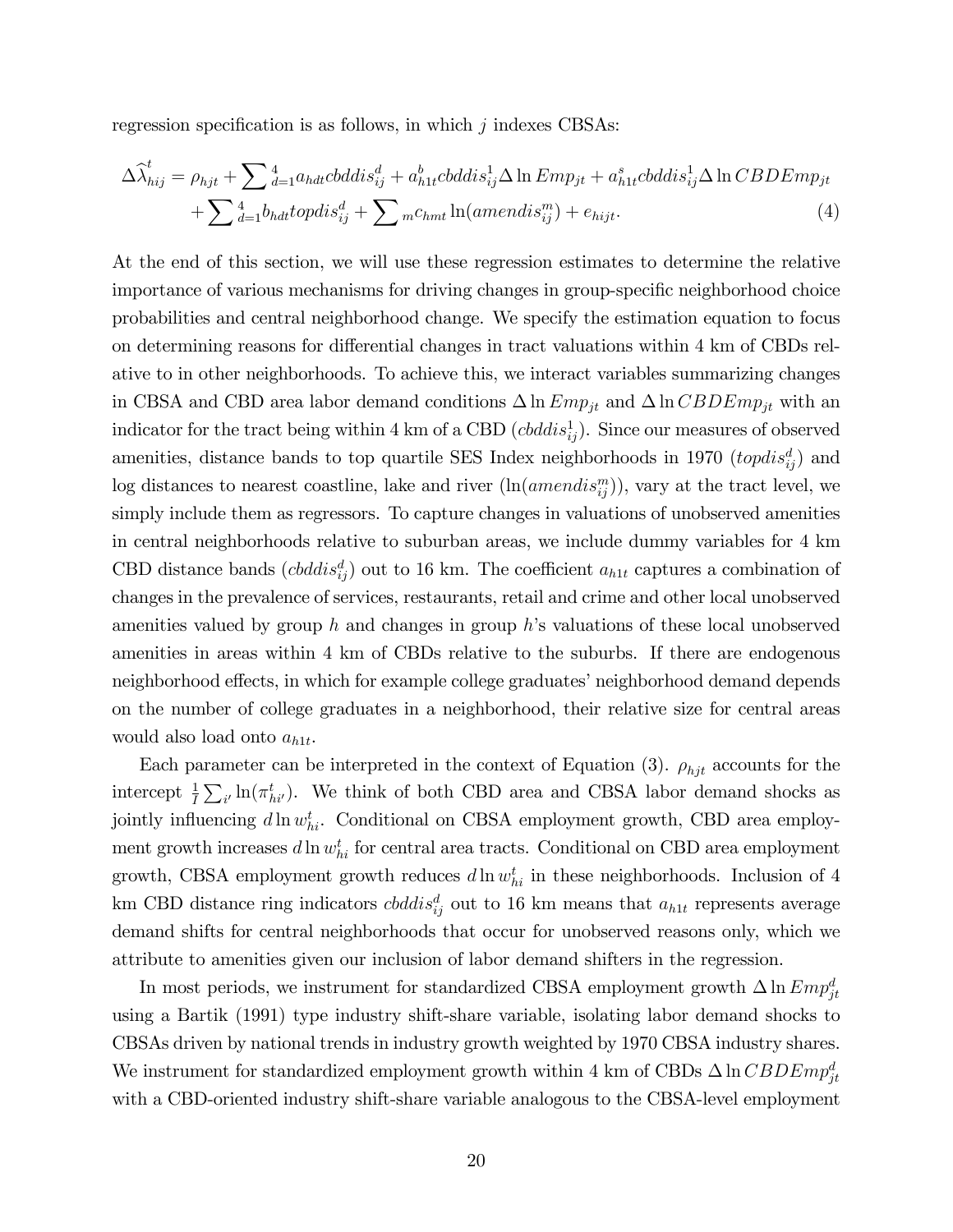regression specification is as follows, in which $j$ indexes CBSAs:

$$
\begin{aligned}
\Delta\widehat{\lambda}^{t}_{hij} = \rho_{hjt} + \sum\nolimits_{d=1}^{4} a_{hdt} cbddis^{d}_{ij} + a^{b}_{h1t} cbddis^{1}_{ij} \Delta \ln Emp_{jt} + a^{s}_{h1t} cbddis^{1}_{ij} \Delta \ln CBDEmp_{jt} \\
+ \sum\nolimits_{d=1}^{4} b_{hdt} topdis^{d}_{ij} + \sum\nolimits_{m} c_{hmt} \ln(amendis^{m}_{ij}) + e_{hijt}. \qquad (4)
\end{aligned}
$$

At the end of this section, we will use these regression estimates to determine the relative importance of various mechanisms for driving changes in group-specific neighborhood choice probabilities and central neighborhood change. We specify the estimation equation to focus on determining reasons for differential changes in tract valuations within 4 km of CBDs relative to in other neighborhoods. To achieve this, we interact variables summarizing changes in CBSA and CBD area labor demand conditions $\Delta \ln Emp_{jt}$ and $\Delta \ln CBDEmp_{jt}$ with an indicator for the tract being within 4 km of a CBD ($cbddis^{1}_{ij}$). Since our measures of observed amenities, distance bands to top quartile SES Index neighborhoods in 1970 ($topdis^{d}_{ij}$) and log distances to nearest coastline, lake and river ($\ln(amendis^{m}_{ij})$), vary at the tract level, we simply include them as regressors. To capture changes in valuations of unobserved amenities in central neighborhoods relative to suburban areas, we include dummy variables for 4 km CBD distance bands ($cbddis^{d}_{ij}$) out to 16 km. The coefficient $a_{h1t}$ captures a combination of changes in the prevalence of services, restaurants, retail and crime and other local unobserved amenities valued by group $h$ and changes in group $h$'s valuations of these local unobserved amenities in areas within 4 km of CBDs relative to the suburbs. If there are endogenous neighborhood effects, in which for example college graduates' neighborhood demand depends on the number of college graduates in a neighborhood, their relative size for central areas would also load onto $a_{h1t}$.

Each parameter can be interpreted in the context of Equation (3). $\rho_{hjt}$ accounts for the intercept $\frac{1}{I}\sum_{i'} \ln(\pi^{t}_{hi'})$. We think of both CBD area and CBSA labor demand shocks as jointly influencing $d \ln w^{t}_{hi}$. Conditional on CBSA employment growth, CBD area employment growth increases $d \ln w^{t}_{hi}$ for central area tracts. Conditional on CBD area employment growth, CBSA employment growth reduces $d \ln w^{t}_{hi}$ in these neighborhoods. Inclusion of 4 km CBD distance ring indicators $cbddis^{d}_{ij}$ out to 16 km means that $a_{h1t}$ represents average demand shifts for central neighborhoods that occur for unobserved reasons only, which we attribute to amenities given our inclusion of labor demand shifters in the regression.

In most periods, we instrument for standardized CBSA employment growth $\Delta \ln Emp^{d}_{jt}$ using a Bartik (1991) type industry shift-share variable, isolating labor demand shocks to CBSAs driven by national trends in industry growth weighted by 1970 CBSA industry shares. We instrument for standardized employment growth within 4 km of CBDs $\Delta \ln CBDEmp^{d}_{jt}$ with a CBD-oriented industry shift-share variable analogous to the CBSA-level employment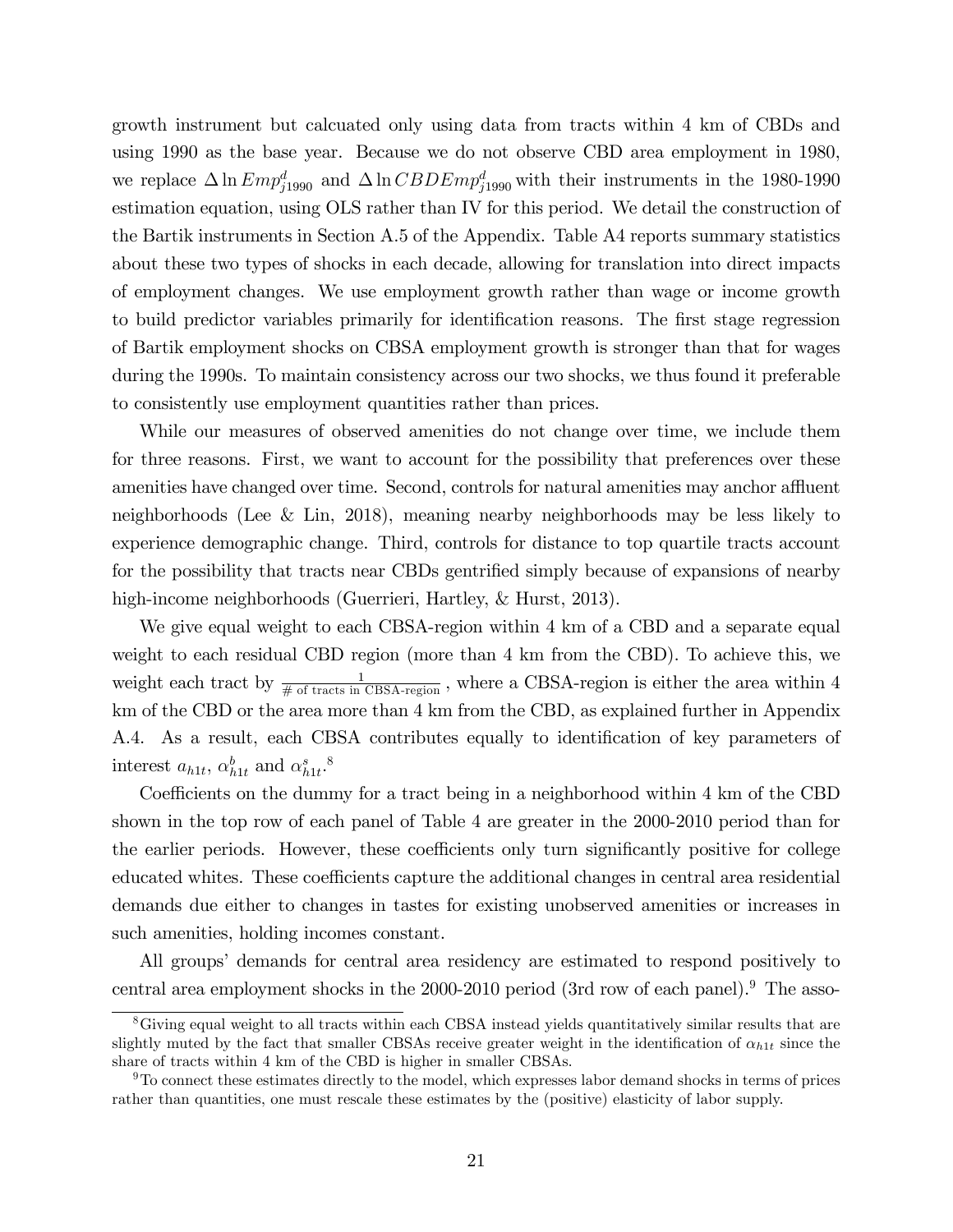growth instrument but calcuated only using data from tracts within 4 km of CBDs and using 1990 as the base year. Because we do not observe CBD area employment in 1980, we replace $\Delta \ln Emp^{d}_{j1990}$ and $\Delta \ln CBDEmp^{d}_{j1990}$ with their instruments in the 1980-1990 estimation equation, using OLS rather than IV for this period. We detail the construction of the Bartik instruments in Section A.5 of the Appendix. Table A4 reports summary statistics about these two types of shocks in each decade, allowing for translation into direct impacts of employment changes. We use employment growth rather than wage or income growth to build predictor variables primarily for identification reasons. The first stage regression of Bartik employment shocks on CBSA employment growth is stronger than that for wages during the 1990s. To maintain consistency across our two shocks, we thus found it preferable to consistently use employment quantities rather than prices.

While our measures of observed amenities do not change over time, we include them for three reasons. First, we want to account for the possibility that preferences over these amenities have changed over time. Second, controls for natural amenities may anchor affluent neighborhoods (Lee & Lin, 2018), meaning nearby neighborhoods may be less likely to experience demographic change. Third, controls for distance to top quartile tracts account for the possibility that tracts near CBDs gentrified simply because of expansions of nearby high-income neighborhoods (Guerrieri, Hartley, & Hurst, 2013).

We give equal weight to each CBSA-region within 4 km of a CBD and a separate equal weight to each residual CBD region (more than 4 km from the CBD). To achieve this, we weight each tract by $\frac{1}{\text{\# of tracts in CBSA-region}}$, where a CBSA-region is either the area within 4 km of the CBD or the area more than 4 km from the CBD, as explained further in Appendix A.4. As a result, each CBSA contributes equally to identification of key parameters of interest $a_{h1t}$, $\alpha^{b}_{h1t}$ and $\alpha^{s}_{h1t}$.[8]

Coefficients on the dummy for a tract being in a neighborhood within 4 km of the CBD shown in the top row of each panel of Table 4 are greater in the 2000-2010 period than for the earlier periods. However, these coefficients only turn significantly positive for college educated whites. These coefficients capture the additional changes in central area residential demands due either to changes in tastes for existing unobserved amenities or increases in such amenities, holding incomes constant.

All groups' demands for central area residency are estimated to respond positively to central area employment shocks in the 2000-2010 period (3rd row of each panel).[9] The asso-

[8] Giving equal weight to all tracts within each CBSA instead yields quantitatively similar results that are slightly muted by the fact that smaller CBSAs receive greater weight in the identification of $\alpha_{h1t}$ since the share of tracts within 4 km of the CBD is higher in smaller CBSAs.

[9] To connect these estimates directly to the model, which expresses labor demand shocks in terms of prices rather than quantities, one must rescale these estimates by the (positive) elasticity of labor supply.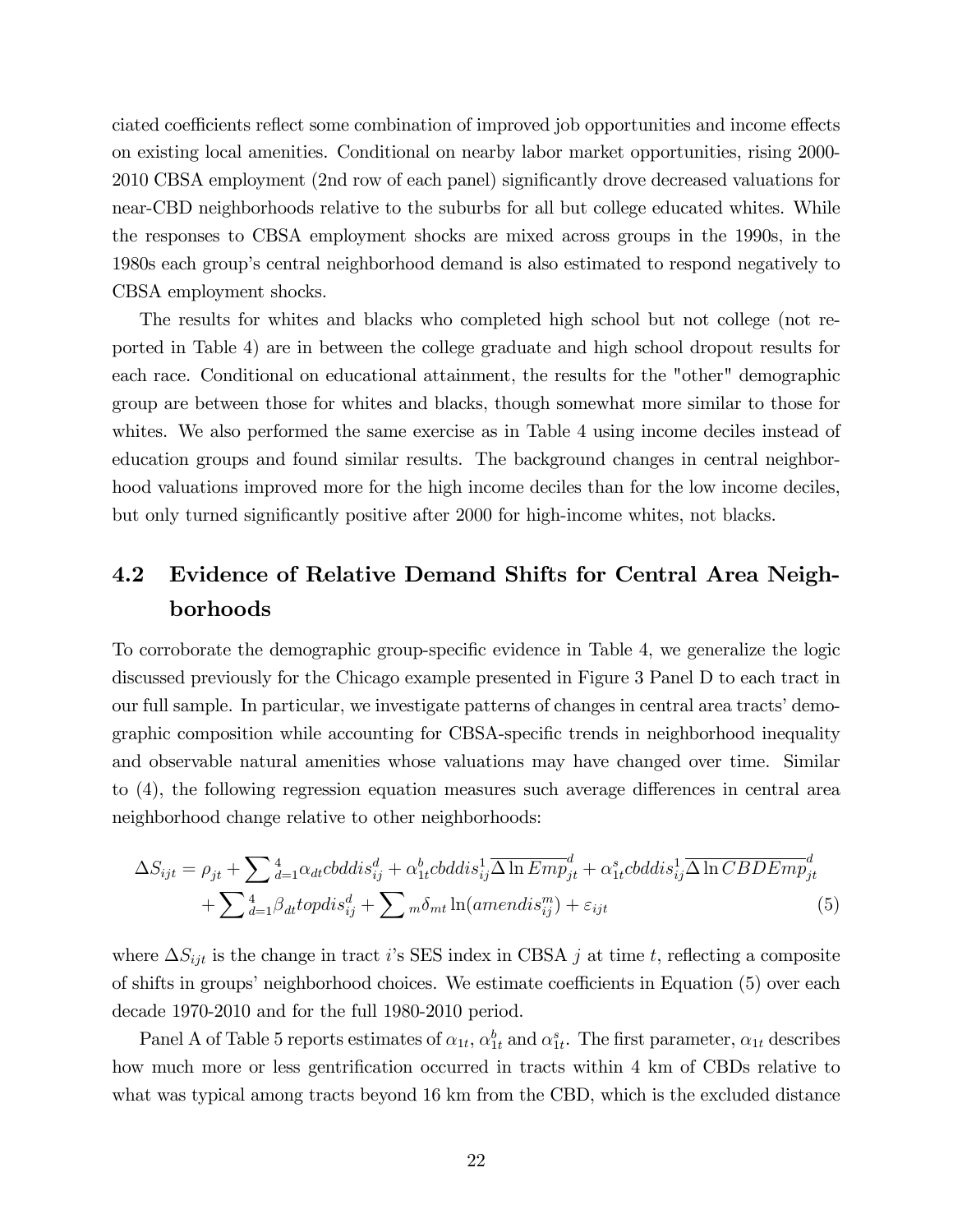ciated coefficients reflect some combination of improved job opportunities and income effects on existing local amenities. Conditional on nearby labor market opportunities, rising 2000-2010 CBSA employment (2nd row of each panel) significantly drove decreased valuations for near-CBD neighborhoods relative to the suburbs for all but college educated whites. While the responses to CBSA employment shocks are mixed across groups in the 1990s, in the 1980s each group's central neighborhood demand is also estimated to respond negatively to CBSA employment shocks.

The results for whites and blacks who completed high school but not college (not reported in Table 4) are in between the college graduate and high school dropout results for each race. Conditional on educational attainment, the results for the "other" demographic group are between those for whites and blacks, though somewhat more similar to those for whites. We also performed the same exercise as in Table 4 using income deciles instead of education groups and found similar results. The background changes in central neighborhood valuations improved more for the high income deciles than for the low income deciles, but only turned significantly positive after 2000 for high-income whites, not blacks.

## 4.2 Evidence of Relative Demand Shifts for Central Area Neighborhoods

To corroborate the demographic group-specific evidence in Table 4, we generalize the logic discussed previously for the Chicago example presented in Figure 3 Panel D to each tract in our full sample. In particular, we investigate patterns of changes in central area tracts' demographic composition while accounting for CBSA-specific trends in neighborhood inequality and observable natural amenities whose valuations may have changed over time. Similar to (4), the following regression equation measures such average differences in central area neighborhood change relative to other neighborhoods:

$$\Delta S_{ijt} = \rho_{jt} + \sum{}_{d=1}^{4} \alpha_{dt} cbddis_{ij}^{d} + \alpha_{1t}^{b} cbddis_{ij}^{1} \overline{\Delta \ln Emp}_{jt}^{d} + \alpha_{1t}^{s} cbddis_{ij}^{1} \overline{\Delta \ln CBDEmp}_{jt}^{d} \\ + \sum{}_{d=1}^{4} \beta_{dt} topdis_{ij}^{d} + \sum{}_{m} \delta_{mt} \ln(amendis_{ij}^{m}) + \varepsilon_{ijt} \quad (5)$$

where $\Delta S_{ijt}$ is the change in tract $i$'s SES index in CBSA $j$ at time $t$, reflecting a composite of shifts in groups' neighborhood choices. We estimate coefficients in Equation (5) over each decade 1970-2010 and for the full 1980-2010 period.

Panel A of Table 5 reports estimates of $\alpha_{1t}$, $\alpha_{1t}^{b}$ and $\alpha_{1t}^{s}$. The first parameter, $\alpha_{1t}$ describes how much more or less gentrification occurred in tracts within 4 km of CBDs relative to what was typical among tracts beyond 16 km from the CBD, which is the excluded distance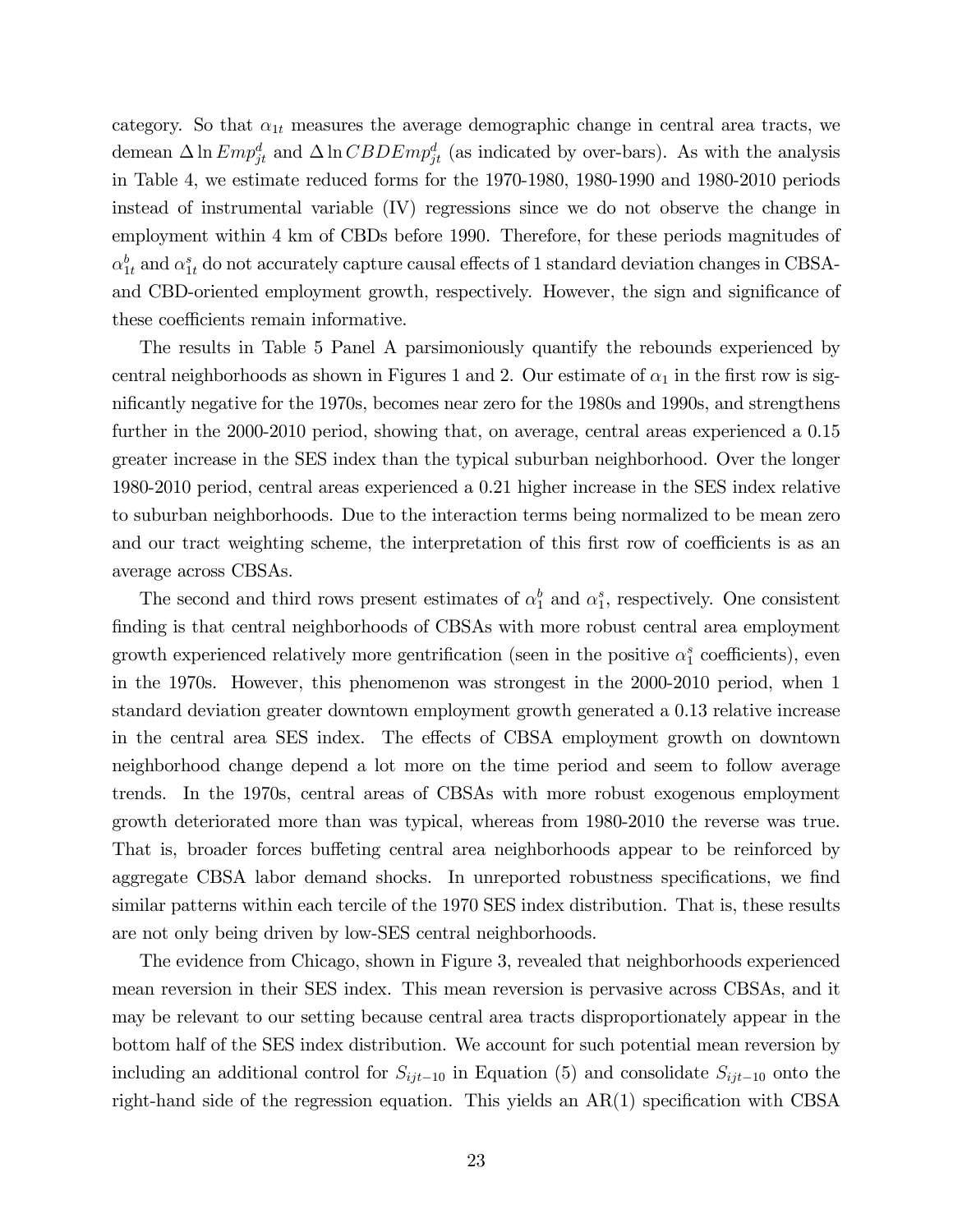category. So that $\alpha_{1t}$ measures the average demographic change in central area tracts, we demean $\Delta \ln Emp_{jt}^{d}$ and $\Delta \ln CBDEmp_{jt}^{d}$ (as indicated by over-bars). As with the analysis in Table 4, we estimate reduced forms for the 1970-1980, 1980-1990 and 1980-2010 periods instead of instrumental variable (IV) regressions since we do not observe the change in employment within 4 km of CBDs before 1990. Therefore, for these periods magnitudes of $\alpha_{1t}^{b}$ and $\alpha_{1t}^{s}$ do not accurately capture causal effects of 1 standard deviation changes in CBSA- and CBD-oriented employment growth, respectively. However, the sign and significance of these coefficients remain informative.

The results in Table 5 Panel A parsimoniously quantify the rebounds experienced by central neighborhoods as shown in Figures 1 and 2. Our estimate of $\alpha_1$ in the first row is significantly negative for the 1970s, becomes near zero for the 1980s and 1990s, and strengthens further in the 2000-2010 period, showing that, on average, central areas experienced a 0.15 greater increase in the SES index than the typical suburban neighborhood. Over the longer 1980-2010 period, central areas experienced a 0.21 higher increase in the SES index relative to suburban neighborhoods. Due to the interaction terms being normalized to be mean zero and our tract weighting scheme, the interpretation of this first row of coefficients is as an average across CBSAs.

The second and third rows present estimates of $\alpha_1^b$ and $\alpha_1^s$, respectively. One consistent finding is that central neighborhoods of CBSAs with more robust central area employment growth experienced relatively more gentrification (seen in the positive $\alpha_1^s$ coefficients), even in the 1970s. However, this phenomenon was strongest in the 2000-2010 period, when 1 standard deviation greater downtown employment growth generated a 0.13 relative increase in the central area SES index. The effects of CBSA employment growth on downtown neighborhood change depend a lot more on the time period and seem to follow average trends. In the 1970s, central areas of CBSAs with more robust exogenous employment growth deteriorated more than was typical, whereas from 1980-2010 the reverse was true. That is, broader forces buffeting central area neighborhoods appear to be reinforced by aggregate CBSA labor demand shocks. In unreported robustness specifications, we find similar patterns within each tercile of the 1970 SES index distribution. That is, these results are not only being driven by low-SES central neighborhoods.

The evidence from Chicago, shown in Figure 3, revealed that neighborhoods experienced mean reversion in their SES index. This mean reversion is pervasive across CBSAs, and it may be relevant to our setting because central area tracts disproportionately appear in the bottom half of the SES index distribution. We account for such potential mean reversion by including an additional control for $S_{ijt-10}$ in Equation (5) and consolidate $S_{ijt-10}$ onto the right-hand side of the regression equation. This yields an AR(1) specification with CBSA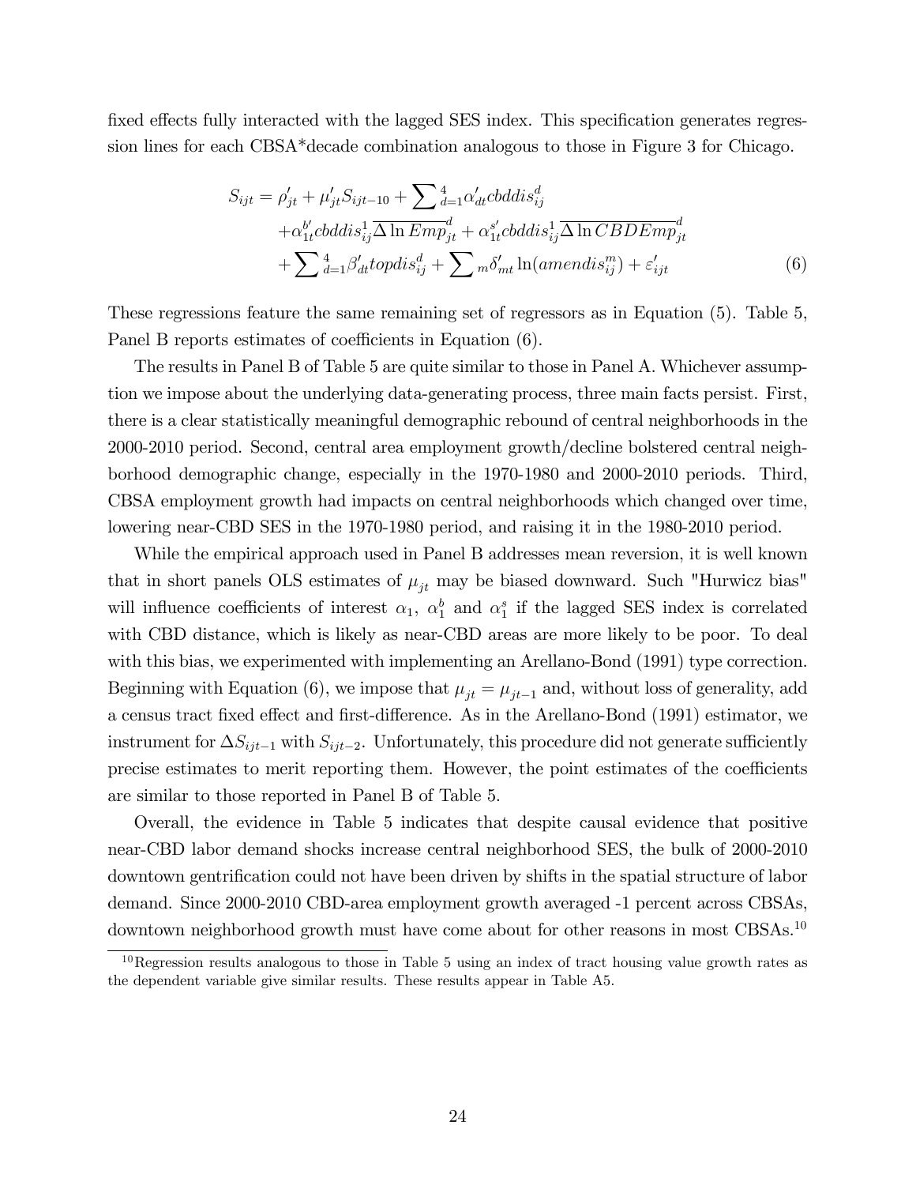fixed effects fully interacted with the lagged SES index. This specification generates regression lines for each CBSA*decade combination analogous to those in Figure 3 for Chicago.

$$
\begin{aligned}
S_{ijt} = {} & \rho'_{jt} + \mu'_{jt} S_{ijt-10} + \sum{}_{d=1}^{4} \alpha'_{dt} cbddis_{ij}^{d} \\
& + \alpha_{1t}^{b'} cbddis_{ij}^{1} \overline{\Delta \ln Emp}_{jt}^{d} + \alpha_{1t}^{s'} cbddis_{ij}^{1} \overline{\Delta \ln CBDEmp}_{jt}^{d} \\
& + \sum{}_{d=1}^{4} \beta'_{dt} topdis_{ij}^{d} + \sum{}_{m} \delta'_{mt} \ln(amendis_{ij}^{m}) + \varepsilon'_{ijt}
\end{aligned}
\tag{6}
$$

These regressions feature the same remaining set of regressors as in Equation (5). Table 5, Panel B reports estimates of coefficients in Equation (6).

The results in Panel B of Table 5 are quite similar to those in Panel A. Whichever assumption we impose about the underlying data-generating process, three main facts persist. First, there is a clear statistically meaningful demographic rebound of central neighborhoods in the 2000-2010 period. Second, central area employment growth/decline bolstered central neighborhood demographic change, especially in the 1970-1980 and 2000-2010 periods. Third, CBSA employment growth had impacts on central neighborhoods which changed over time, lowering near-CBD SES in the 1970-1980 period, and raising it in the 1980-2010 period.

While the empirical approach used in Panel B addresses mean reversion, it is well known that in short panels OLS estimates of $\mu_{jt}$ may be biased downward. Such "Hurwicz bias" will influence coefficients of interest $\alpha_1$, $\alpha_1^b$ and $\alpha_1^s$ if the lagged SES index is correlated with CBD distance, which is likely as near-CBD areas are more likely to be poor. To deal with this bias, we experimented with implementing an Arellano-Bond (1991) type correction. Beginning with Equation (6), we impose that $\mu_{jt} = \mu_{jt-1}$ and, without loss of generality, add a census tract fixed effect and first-difference. As in the Arellano-Bond (1991) estimator, we instrument for $\Delta S_{ijt-1}$ with $S_{ijt-2}$. Unfortunately, this procedure did not generate sufficiently precise estimates to merit reporting them. However, the point estimates of the coefficients are similar to those reported in Panel B of Table 5.

Overall, the evidence in Table 5 indicates that despite causal evidence that positive near-CBD labor demand shocks increase central neighborhood SES, the bulk of 2000-2010 downtown gentrification could not have been driven by shifts in the spatial structure of labor demand. Since 2000-2010 CBD-area employment growth averaged -1 percent across CBSAs, downtown neighborhood growth must have come about for other reasons in most CBSAs.[10]

[10] Regression results analogous to those in Table 5 using an index of tract housing value growth rates as the dependent variable give similar results. These results appear in Table A5.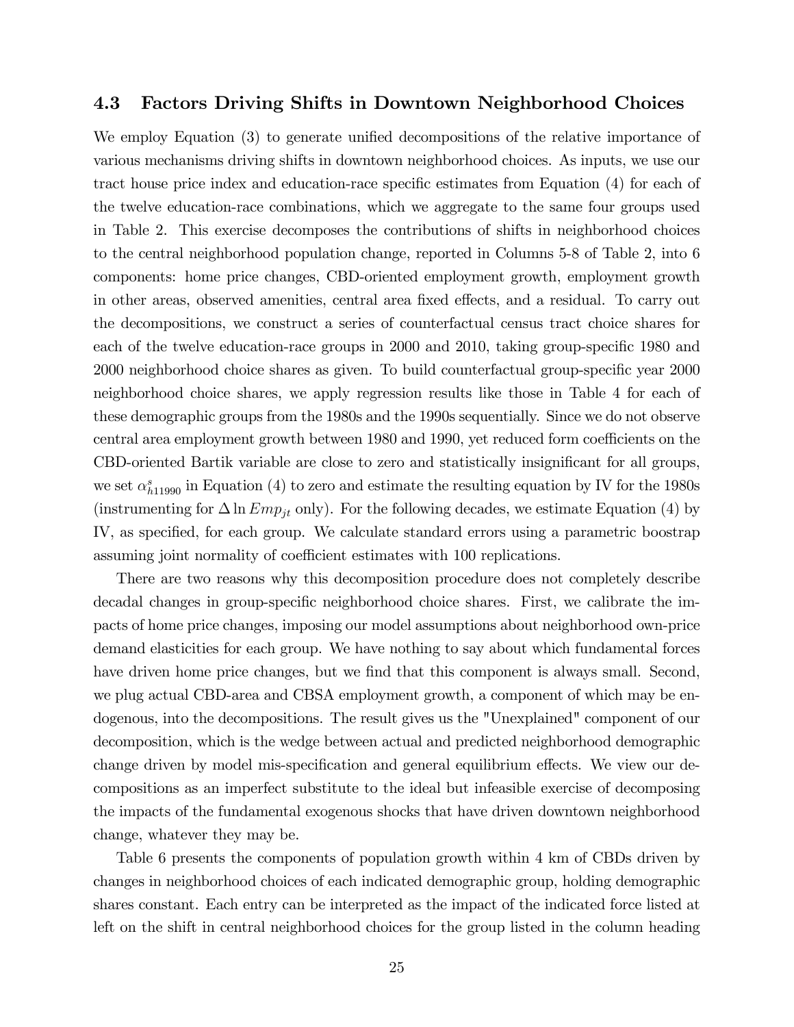### 4.3 Factors Driving Shifts in Downtown Neighborhood Choices

We employ Equation (3) to generate unified decompositions of the relative importance of various mechanisms driving shifts in downtown neighborhood choices. As inputs, we use our tract house price index and education-race specific estimates from Equation (4) for each of the twelve education-race combinations, which we aggregate to the same four groups used in Table 2. This exercise decomposes the contributions of shifts in neighborhood choices to the central neighborhood population change, reported in Columns 5-8 of Table 2, into 6 components: home price changes, CBD-oriented employment growth, employment growth in other areas, observed amenities, central area fixed effects, and a residual. To carry out the decompositions, we construct a series of counterfactual census tract choice shares for each of the twelve education-race groups in 2000 and 2010, taking group-specific 1980 and 2000 neighborhood choice shares as given. To build counterfactual group-specific year 2000 neighborhood choice shares, we apply regression results like those in Table 4 for each of these demographic groups from the 1980s and the 1990s sequentially. Since we do not observe central area employment growth between 1980 and 1990, yet reduced form coefficients on the CBD-oriented Bartik variable are close to zero and statistically insignificant for all groups, we set $\alpha^{s}_{h11990}$ in Equation (4) to zero and estimate the resulting equation by IV for the 1980s (instrumenting for $\Delta \ln Emp_{jt}$ only). For the following decades, we estimate Equation (4) by IV, as specified, for each group. We calculate standard errors using a parametric boostrap assuming joint normality of coefficient estimates with 100 replications.

There are two reasons why this decomposition procedure does not completely describe decadal changes in group-specific neighborhood choice shares. First, we calibrate the impacts of home price changes, imposing our model assumptions about neighborhood own-price demand elasticities for each group. We have nothing to say about which fundamental forces have driven home price changes, but we find that this component is always small. Second, we plug actual CBD-area and CBSA employment growth, a component of which may be endogenous, into the decompositions. The result gives us the "Unexplained" component of our decomposition, which is the wedge between actual and predicted neighborhood demographic change driven by model mis-specification and general equilibrium effects. We view our decompositions as an imperfect substitute to the ideal but infeasible exercise of decomposing the impacts of the fundamental exogenous shocks that have driven downtown neighborhood change, whatever they may be.

Table 6 presents the components of population growth within 4 km of CBDs driven by changes in neighborhood choices of each indicated demographic group, holding demographic shares constant. Each entry can be interpreted as the impact of the indicated force listed at left on the shift in central neighborhood choices for the group listed in the column heading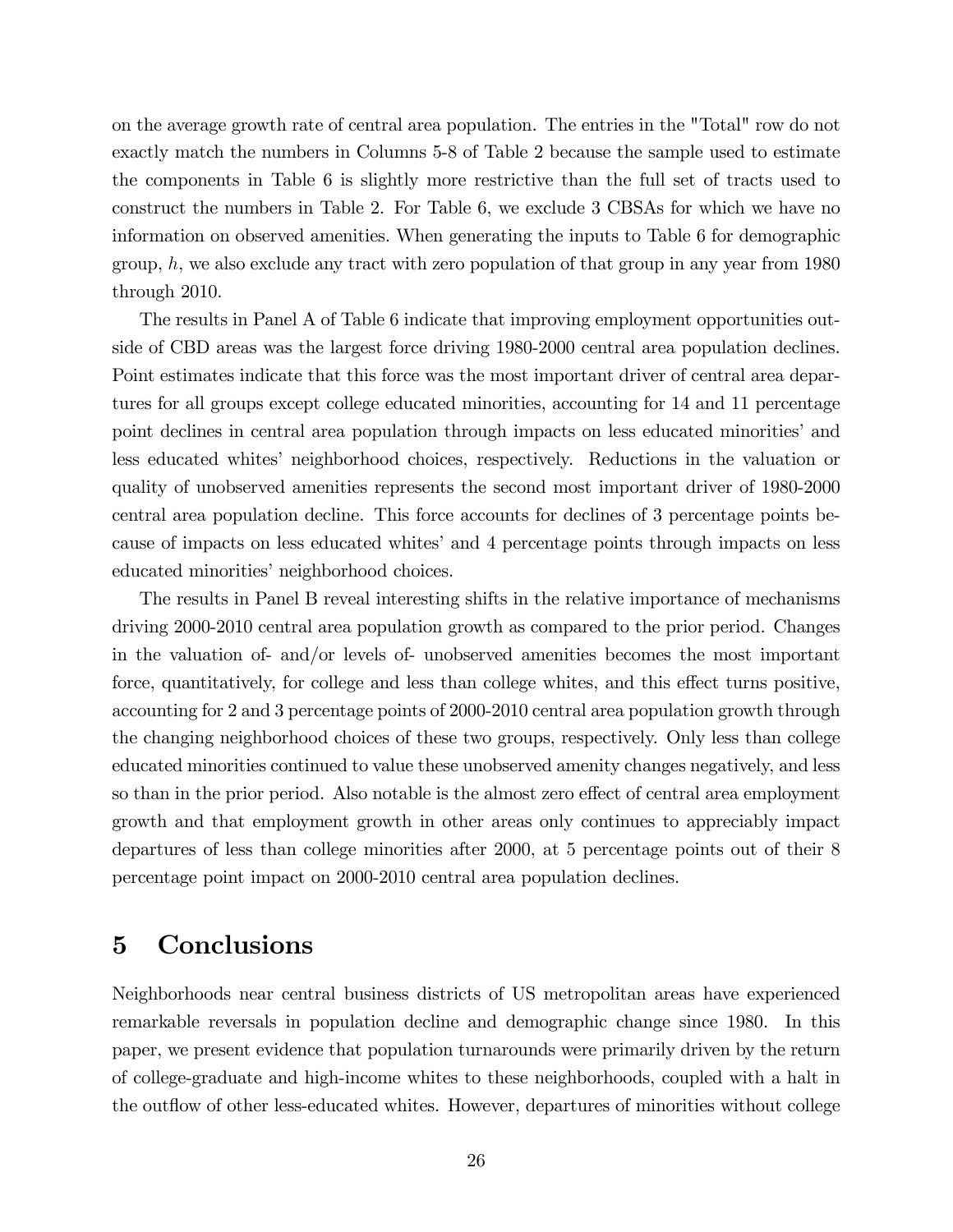on the average growth rate of central area population. The entries in the "Total" row do not exactly match the numbers in Columns 5-8 of Table 2 because the sample used to estimate the components in Table 6 is slightly more restrictive than the full set of tracts used to construct the numbers in Table 2. For Table 6, we exclude 3 CBSAs for which we have no information on observed amenities. When generating the inputs to Table 6 for demographic group, $h$, we also exclude any tract with zero population of that group in any year from 1980 through 2010.

The results in Panel A of Table 6 indicate that improving employment opportunities outside of CBD areas was the largest force driving 1980-2000 central area population declines. Point estimates indicate that this force was the most important driver of central area departures for all groups except college educated minorities, accounting for 14 and 11 percentage point declines in central area population through impacts on less educated minorities' and less educated whites' neighborhood choices, respectively. Reductions in the valuation or quality of unobserved amenities represents the second most important driver of 1980-2000 central area population decline. This force accounts for declines of 3 percentage points because of impacts on less educated whites' and 4 percentage points through impacts on less educated minorities' neighborhood choices.

The results in Panel B reveal interesting shifts in the relative importance of mechanisms driving 2000-2010 central area population growth as compared to the prior period. Changes in the valuation of- and/or levels of- unobserved amenities becomes the most important force, quantitatively, for college and less than college whites, and this effect turns positive, accounting for 2 and 3 percentage points of 2000-2010 central area population growth through the changing neighborhood choices of these two groups, respectively. Only less than college educated minorities continued to value these unobserved amenity changes negatively, and less so than in the prior period. Also notable is the almost zero effect of central area employment growth and that employment growth in other areas only continues to appreciably impact departures of less than college minorities after 2000, at 5 percentage points out of their 8 percentage point impact on 2000-2010 central area population declines.

# 5 Conclusions

Neighborhoods near central business districts of US metropolitan areas have experienced remarkable reversals in population decline and demographic change since 1980. In this paper, we present evidence that population turnarounds were primarily driven by the return of college-graduate and high-income whites to these neighborhoods, coupled with a halt in the outflow of other less-educated whites. However, departures of minorities without college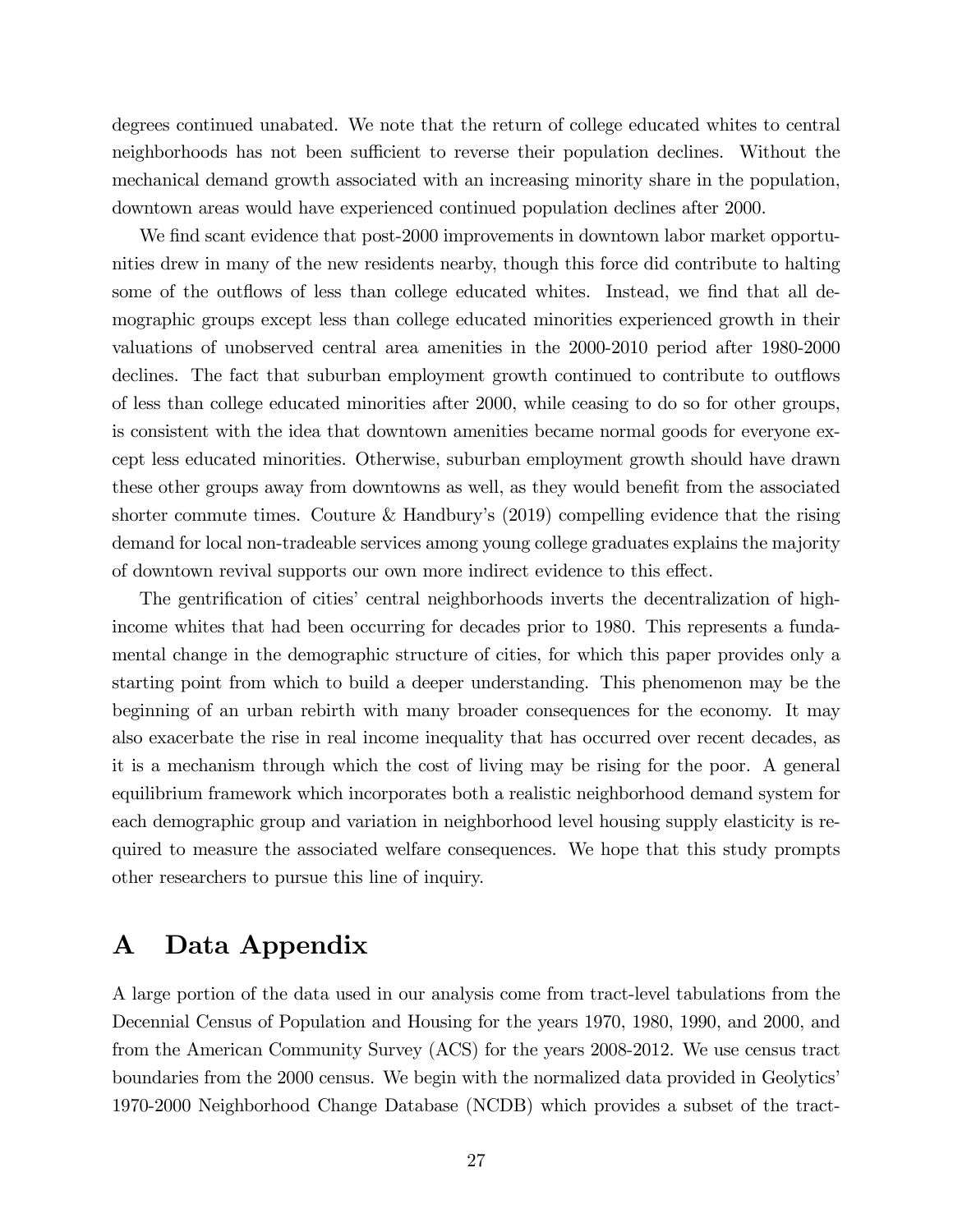degrees continued unabated. We note that the return of college educated whites to central neighborhoods has not been sufficient to reverse their population declines. Without the mechanical demand growth associated with an increasing minority share in the population, downtown areas would have experienced continued population declines after 2000.

We find scant evidence that post-2000 improvements in downtown labor market opportunities drew in many of the new residents nearby, though this force did contribute to halting some of the outflows of less than college educated whites. Instead, we find that all demographic groups except less than college educated minorities experienced growth in their valuations of unobserved central area amenities in the 2000-2010 period after 1980-2000 declines. The fact that suburban employment growth continued to contribute to outflows of less than college educated minorities after 2000, while ceasing to do so for other groups, is consistent with the idea that downtown amenities became normal goods for everyone except less educated minorities. Otherwise, suburban employment growth should have drawn these other groups away from downtowns as well, as they would benefit from the associated shorter commute times. Couture & Handbury's (2019) compelling evidence that the rising demand for local non-tradeable services among young college graduates explains the majority of downtown revival supports our own more indirect evidence to this effect.

The gentrification of cities' central neighborhoods inverts the decentralization of high-income whites that had been occurring for decades prior to 1980. This represents a fundamental change in the demographic structure of cities, for which this paper provides only a starting point from which to build a deeper understanding. This phenomenon may be the beginning of an urban rebirth with many broader consequences for the economy. It may also exacerbate the rise in real income inequality that has occurred over recent decades, as it is a mechanism through which the cost of living may be rising for the poor. A general equilibrium framework which incorporates both a realistic neighborhood demand system for each demographic group and variation in neighborhood level housing supply elasticity is required to measure the associated welfare consequences. We hope that this study prompts other researchers to pursue this line of inquiry.

# A Data Appendix

A large portion of the data used in our analysis come from tract-level tabulations from the Decennial Census of Population and Housing for the years 1970, 1980, 1990, and 2000, and from the American Community Survey (ACS) for the years 2008-2012. We use census tract boundaries from the 2000 census. We begin with the normalized data provided in Geolytics' 1970-2000 Neighborhood Change Database (NCDB) which provides a subset of the tract-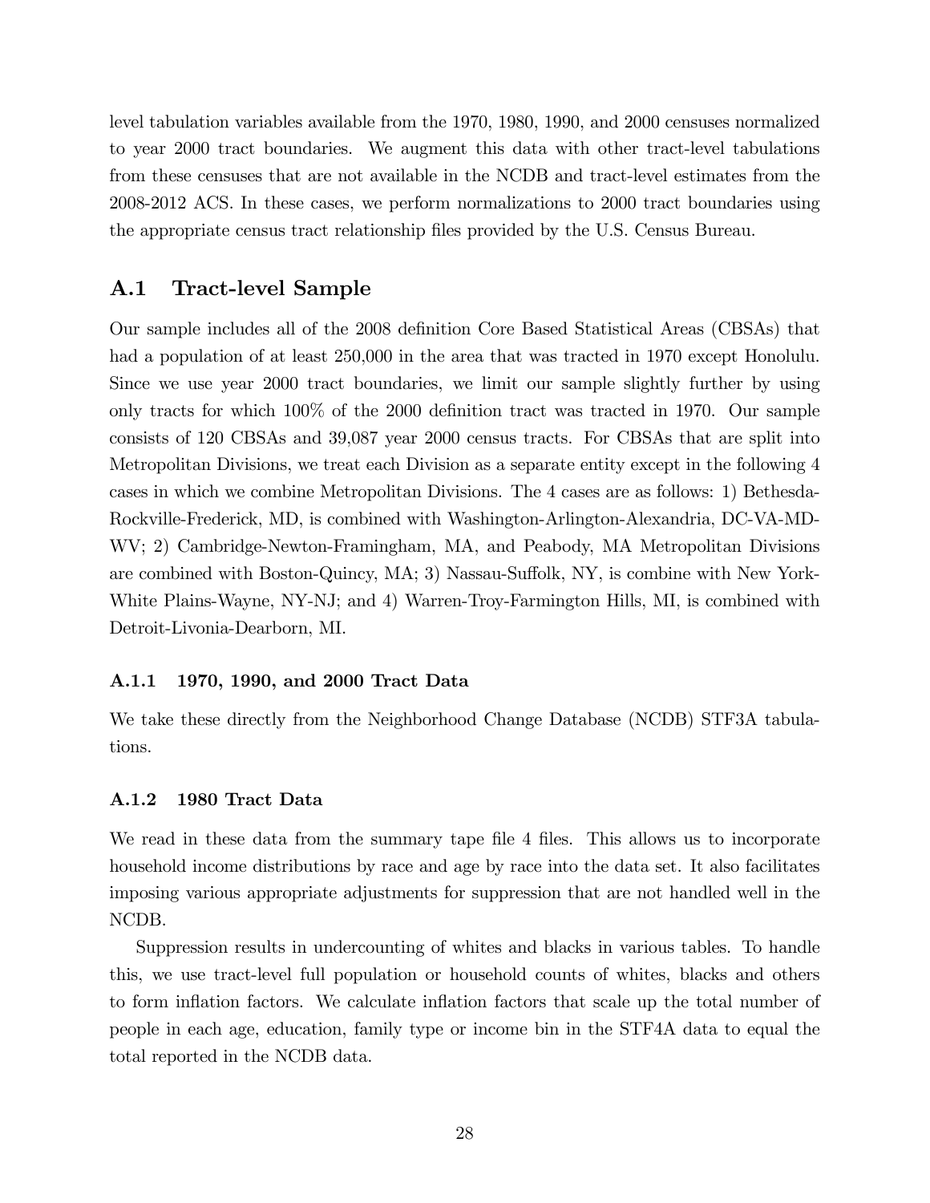level tabulation variables available from the 1970, 1980, 1990, and 2000 censuses normalized to year 2000 tract boundaries. We augment this data with other tract-level tabulations from these censuses that are not available in the NCDB and tract-level estimates from the 2008-2012 ACS. In these cases, we perform normalizations to 2000 tract boundaries using the appropriate census tract relationship files provided by the U.S. Census Bureau.

## A.1 Tract-level Sample

Our sample includes all of the 2008 definition Core Based Statistical Areas (CBSAs) that had a population of at least 250,000 in the area that was tracted in 1970 except Honolulu. Since we use year 2000 tract boundaries, we limit our sample slightly further by using only tracts for which 100% of the 2000 definition tract was tracted in 1970. Our sample consists of 120 CBSAs and 39,087 year 2000 census tracts. For CBSAs that are split into Metropolitan Divisions, we treat each Division as a separate entity except in the following 4 cases in which we combine Metropolitan Divisions. The 4 cases are as follows: 1) Bethesda-Rockville-Frederick, MD, is combined with Washington-Arlington-Alexandria, DC-VA-MD-WV; 2) Cambridge-Newton-Framingham, MA, and Peabody, MA Metropolitan Divisions are combined with Boston-Quincy, MA; 3) Nassau-Suffolk, NY, is combine with New York-White Plains-Wayne, NY-NJ; and 4) Warren-Troy-Farmington Hills, MI, is combined with Detroit-Livonia-Dearborn, MI.

### A.1.1 1970, 1990, and 2000 Tract Data

We take these directly from the Neighborhood Change Database (NCDB) STF3A tabulations.

### A.1.2 1980 Tract Data

We read in these data from the summary tape file 4 files. This allows us to incorporate household income distributions by race and age by race into the data set. It also facilitates imposing various appropriate adjustments for suppression that are not handled well in the NCDB.

Suppression results in undercounting of whites and blacks in various tables. To handle this, we use tract-level full population or household counts of whites, blacks and others to form inflation factors. We calculate inflation factors that scale up the total number of people in each age, education, family type or income bin in the STF4A data to equal the total reported in the NCDB data.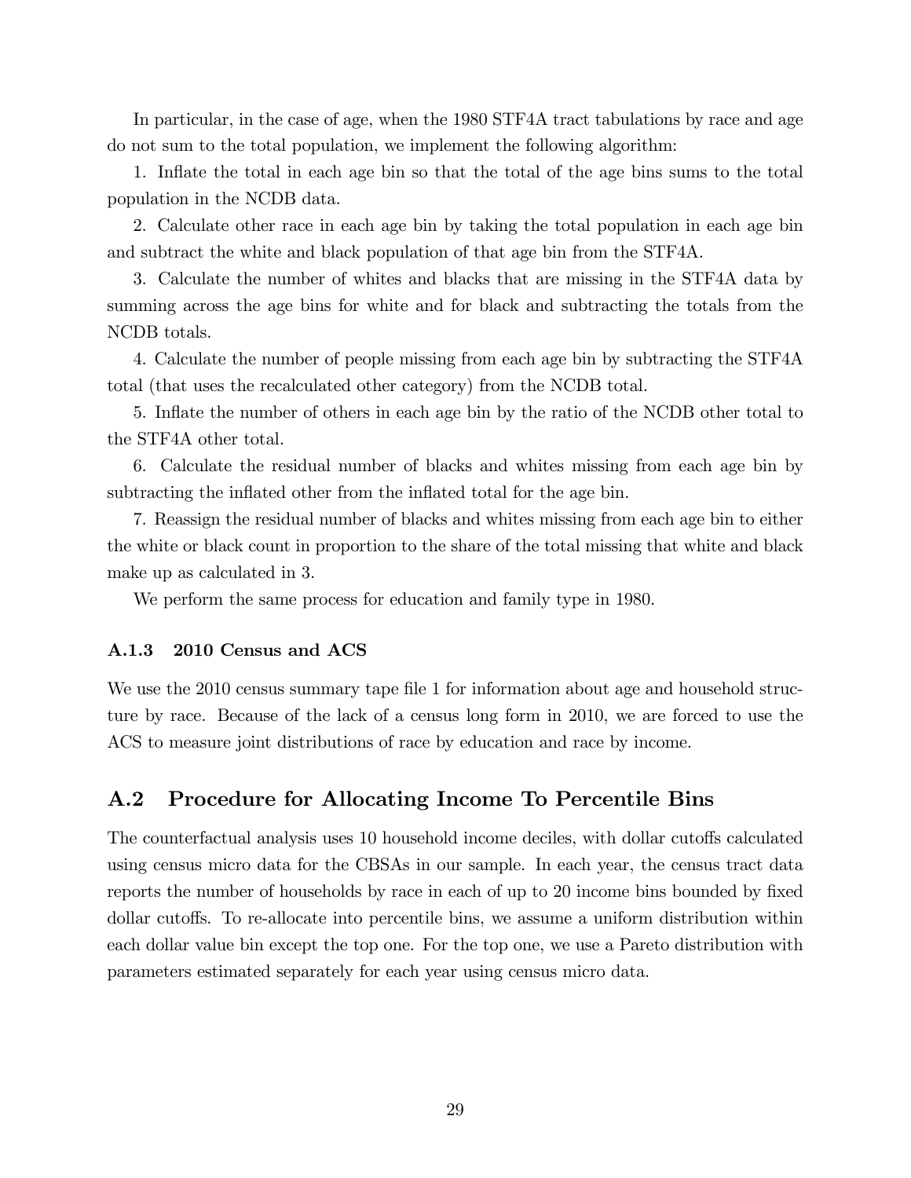In particular, in the case of age, when the 1980 STF4A tract tabulations by race and age do not sum to the total population, we implement the following algorithm:

1. Inflate the total in each age bin so that the total of the age bins sums to the total population in the NCDB data.

2. Calculate other race in each age bin by taking the total population in each age bin and subtract the white and black population of that age bin from the STF4A.

3. Calculate the number of whites and blacks that are missing in the STF4A data by summing across the age bins for white and for black and subtracting the totals from the NCDB totals.

4. Calculate the number of people missing from each age bin by subtracting the STF4A total (that uses the recalculated other category) from the NCDB total.

5. Inflate the number of others in each age bin by the ratio of the NCDB other total to the STF4A other total.

6. Calculate the residual number of blacks and whites missing from each age bin by subtracting the inflated other from the inflated total for the age bin.

7. Reassign the residual number of blacks and whites missing from each age bin to either the white or black count in proportion to the share of the total missing that white and black make up as calculated in 3.

We perform the same process for education and family type in 1980.

### A.1.3 2010 Census and ACS

We use the 2010 census summary tape file 1 for information about age and household structure by race. Because of the lack of a census long form in 2010, we are forced to use the ACS to measure joint distributions of race by education and race by income.

## A.2 Procedure for Allocating Income To Percentile Bins

The counterfactual analysis uses 10 household income deciles, with dollar cutoffs calculated using census micro data for the CBSAs in our sample. In each year, the census tract data reports the number of households by race in each of up to 20 income bins bounded by fixed dollar cutoffs. To re-allocate into percentile bins, we assume a uniform distribution within each dollar value bin except the top one. For the top one, we use a Pareto distribution with parameters estimated separately for each year using census micro data.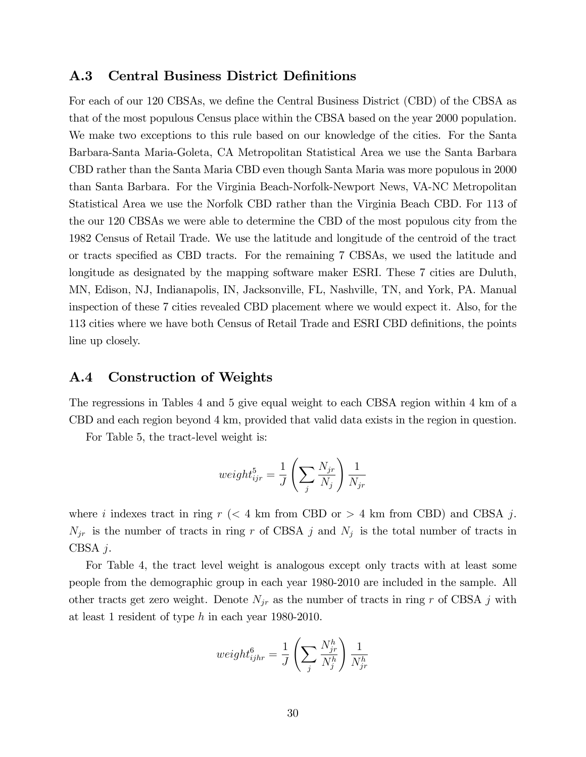## A.3 Central Business District Definitions

For each of our 120 CBSAs, we define the Central Business District (CBD) of the CBSA as that of the most populous Census place within the CBSA based on the year 2000 population. We make two exceptions to this rule based on our knowledge of the cities. For the Santa Barbara-Santa Maria-Goleta, CA Metropolitan Statistical Area we use the Santa Barbara CBD rather than the Santa Maria CBD even though Santa Maria was more populous in 2000 than Santa Barbara. For the Virginia Beach-Norfolk-Newport News, VA-NC Metropolitan Statistical Area we use the Norfolk CBD rather than the Virginia Beach CBD. For 113 of the our 120 CBSAs we were able to determine the CBD of the most populous city from the 1982 Census of Retail Trade. We use the latitude and longitude of the centroid of the tract or tracts specified as CBD tracts. For the remaining 7 CBSAs, we used the latitude and longitude as designated by the mapping software maker ESRI. These 7 cities are Duluth, MN, Edison, NJ, Indianapolis, IN, Jacksonville, FL, Nashville, TN, and York, PA. Manual inspection of these 7 cities revealed CBD placement where we would expect it. Also, for the 113 cities where we have both Census of Retail Trade and ESRI CBD definitions, the points line up closely.

## A.4 Construction of Weights

The regressions in Tables 4 and 5 give equal weight to each CBSA region within 4 km of a CBD and each region beyond 4 km, provided that valid data exists in the region in question.

For Table 5, the tract-level weight is:

$$weight^5_{ijr} = \frac{1}{J}\left(\sum_j \frac{N_{jr}}{N_j}\right)\frac{1}{N_{jr}}$$

where $i$ indexes tract in ring $r$ ($<$ 4 km from CBD or $>$ 4 km from CBD) and CBSA $j$. $N_{jr}$ is the number of tracts in ring $r$ of CBSA $j$ and $N_j$ is the total number of tracts in CBSA $j$.

For Table 4, the tract level weight is analogous except only tracts with at least some people from the demographic group in each year 1980-2010 are included in the sample. All other tracts get zero weight. Denote $N_{jr}$ as the number of tracts in ring $r$ of CBSA $j$ with at least 1 resident of type $h$ in each year 1980-2010.

$$weight^6_{ijhr} = \frac{1}{J}\left(\sum_j \frac{N^h_{jr}}{N^h_j}\right)\frac{1}{N^h_{jr}}$$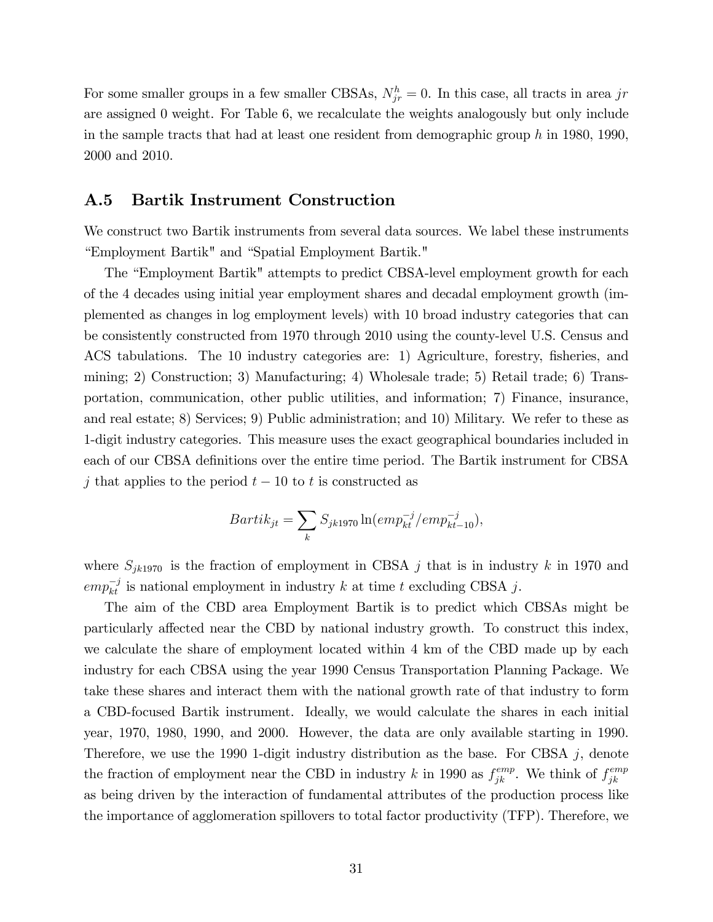For some smaller groups in a few smaller CBSAs, $N_{jr}^h = 0$. In this case, all tracts in area $jr$ are assigned 0 weight. For Table 6, we recalculate the weights analogously but only include in the sample tracts that had at least one resident from demographic group $h$ in 1980, 1990, 2000 and 2010.

## A.5 Bartik Instrument Construction

We construct two Bartik instruments from several data sources. We label these instruments "Employment Bartik" and "Spatial Employment Bartik."

The "Employment Bartik" attempts to predict CBSA-level employment growth for each of the 4 decades using initial year employment shares and decadal employment growth (implemented as changes in log employment levels) with 10 broad industry categories that can be consistently constructed from 1970 through 2010 using the county-level U.S. Census and ACS tabulations. The 10 industry categories are: 1) Agriculture, forestry, fisheries, and mining; 2) Construction; 3) Manufacturing; 4) Wholesale trade; 5) Retail trade; 6) Transportation, communication, other public utilities, and information; 7) Finance, insurance, and real estate; 8) Services; 9) Public administration; and 10) Military. We refer to these as 1-digit industry categories. This measure uses the exact geographical boundaries included in each of our CBSA definitions over the entire time period. The Bartik instrument for CBSA $j$ that applies to the period $t-10$ to $t$ is constructed as

$$Bartik_{jt} = \sum_k S_{jk1970} \ln(emp_{kt}^{-j}/emp_{kt-10}^{-j}),$$

where $S_{jk1970}$ is the fraction of employment in CBSA $j$ that is in industry $k$ in 1970 and $emp_{kt}^{-j}$ is national employment in industry $k$ at time $t$ excluding CBSA $j$.

The aim of the CBD area Employment Bartik is to predict which CBSAs might be particularly affected near the CBD by national industry growth. To construct this index, we calculate the share of employment located within 4 km of the CBD made up by each industry for each CBSA using the year 1990 Census Transportation Planning Package. We take these shares and interact them with the national growth rate of that industry to form a CBD-focused Bartik instrument. Ideally, we would calculate the shares in each initial year, 1970, 1980, 1990, and 2000. However, the data are only available starting in 1990. Therefore, we use the 1990 1-digit industry distribution as the base. For CBSA $j$, denote the fraction of employment near the CBD in industry $k$ in 1990 as $f_{jk}^{emp}$. We think of $f_{jk}^{emp}$ as being driven by the interaction of fundamental attributes of the production process like the importance of agglomeration spillovers to total factor productivity (TFP). Therefore, we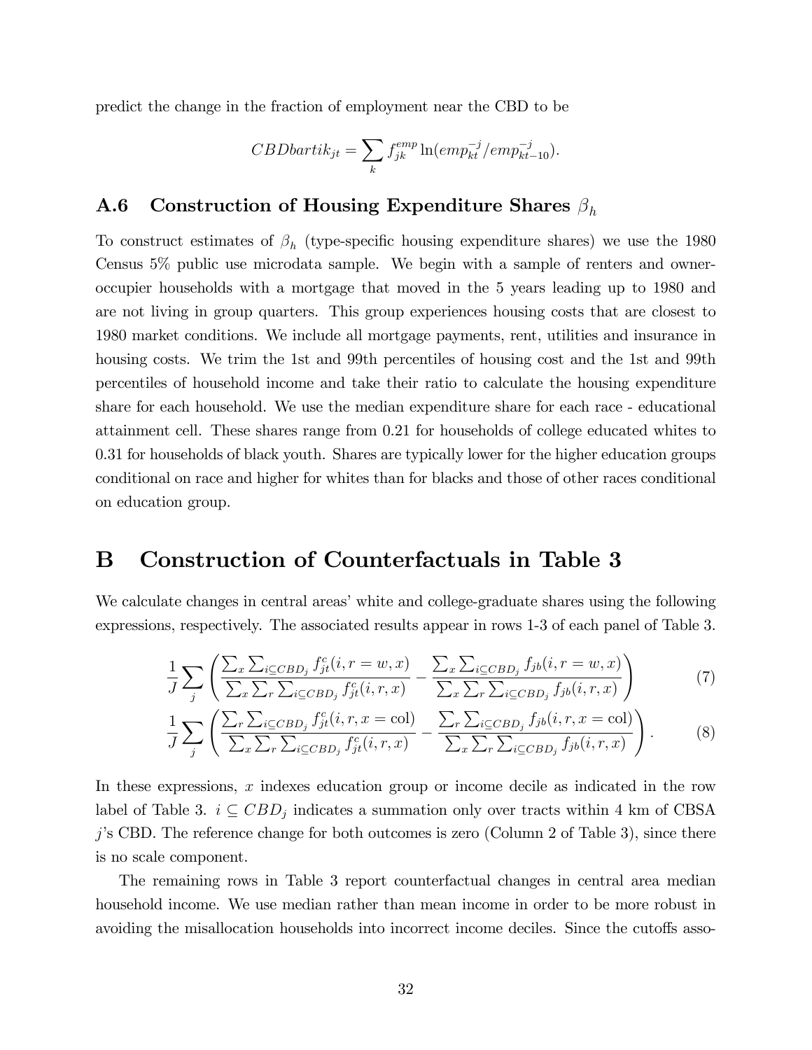predict the change in the fraction of employment near the CBD to be

$$CBDbartik_{jt} = \sum_k f_{jk}^{emp} \ln(emp_{kt}^{-j}/emp_{kt-10}^{-j}).$$

### A.6 Construction of Housing Expenditure Shares $\beta_h$

To construct estimates of $\beta_h$ (type-specific housing expenditure shares) we use the 1980 Census 5% public use microdata sample. We begin with a sample of renters and owner-occupier households with a mortgage that moved in the 5 years leading up to 1980 and are not living in group quarters. This group experiences housing costs that are closest to 1980 market conditions. We include all mortgage payments, rent, utilities and insurance in housing costs. We trim the 1st and 99th percentiles of housing cost and the 1st and 99th percentiles of household income and take their ratio to calculate the housing expenditure share for each household. We use the median expenditure share for each race - educational attainment cell. These shares range from 0.21 for households of college educated whites to 0.31 for households of black youth. Shares are typically lower for the higher education groups conditional on race and higher for whites than for blacks and those of other races conditional on education group.

## B Construction of Counterfactuals in Table 3

We calculate changes in central areas' white and college-graduate shares using the following expressions, respectively. The associated results appear in rows 1-3 of each panel of Table 3.

$$\frac{1}{J}\sum_j \left( \frac{\sum_x \sum_{i \subseteq CBD_j} f_{jt}^c(i, r = w, x)}{\sum_x \sum_r \sum_{i \subseteq CBD_j} f_{jt}^c(i, r, x)} - \frac{\sum_x \sum_{i \subseteq CBD_j} f_{jb}(i, r = w, x)}{\sum_x \sum_r \sum_{i \subseteq CBD_j} f_{jb}(i, r, x)} \right) \tag{7}$$

$$\frac{1}{J}\sum_j \left( \frac{\sum_r \sum_{i \subseteq CBD_j} f_{jt}^c(i, r, x = \text{col})}{\sum_x \sum_r \sum_{i \subseteq CBD_j} f_{jt}^c(i, r, x)} - \frac{\sum_r \sum_{i \subseteq CBD_j} f_{jb}(i, r, x = \text{col})}{\sum_x \sum_r \sum_{i \subseteq CBD_j} f_{jb}(i, r, x)} \right). \tag{8}$$

In these expressions, $x$ indexes education group or income decile as indicated in the row label of Table 3. $i \subseteq CBD_j$ indicates a summation only over tracts within 4 km of CBSA $j$'s CBD. The reference change for both outcomes is zero (Column 2 of Table 3), since there is no scale component.

The remaining rows in Table 3 report counterfactual changes in central area median household income. We use median rather than mean income in order to be more robust in avoiding the misallocation households into incorrect income deciles. Since the cutoffs asso-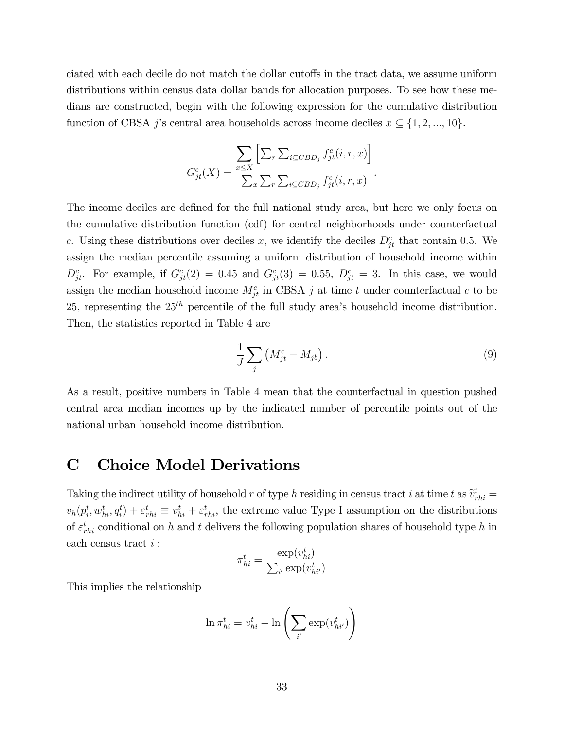ciated with each decile do not match the dollar cutoffs in the tract data, we assume uniform distributions within census data dollar bands for allocation purposes. To see how these medians are constructed, begin with the following expression for the cumulative distribution function of CBSA $j$'s central area households across income deciles $x \subseteq \{1, 2, ..., 10\}$.

$$G_{jt}^{c}(X) = \frac{\sum_{x \leq X} \left[ \sum_{r} \sum_{i \subseteq CBD_j} f_{jt}^{c}(i, r, x) \right]}{\sum_{x} \sum_{r} \sum_{i \subseteq CBD_j} f_{jt}^{c}(i, r, x)}.$$

The income deciles are defined for the full national study area, but here we only focus on the cumulative distribution function (cdf) for central neighborhoods under counterfactual $c$. Using these distributions over deciles $x$, we identify the deciles $D_{jt}^{c}$ that contain 0.5. We assign the median percentile assuming a uniform distribution of household income within $D_{jt}^{c}$. For example, if $G_{jt}^{c}(2) = 0.45$ and $G_{jt}^{c}(3) = 0.55$, $D_{jt}^{c} = 3$. In this case, we would assign the median household income $M_{jt}^{c}$ in CBSA $j$ at time $t$ under counterfactual $c$ to be 25, representing the $25^{th}$ percentile of the full study area's household income distribution. Then, the statistics reported in Table 4 are

$$\frac{1}{J} \sum_{j} \left( M_{jt}^{c} - M_{jb} \right). \tag{9}$$

As a result, positive numbers in Table 4 mean that the counterfactual in question pushed central area median incomes up by the indicated number of percentile points out of the national urban household income distribution.

# C Choice Model Derivations

Taking the indirect utility of household $r$ of type $h$ residing in census tract $i$ at time $t$ as $\widetilde{v}_{rhi}^{t} = v_h(p_i^t, w_{hi}^t, q_i^t) + \varepsilon_{rhi}^t \equiv v_{hi}^t + \varepsilon_{rhi}^t$, the extreme value Type I assumption on the distributions of $\varepsilon_{rhi}^t$ conditional on $h$ and $t$ delivers the following population shares of household type $h$ in each census tract $i$ :

$$\pi_{hi}^{t} = \frac{\exp(v_{hi}^{t})}{\sum_{i'} \exp(v_{hi'}^{t})}$$

This implies the relationship

$$\ln \pi_{hi}^{t} = v_{hi}^{t} - \ln \left( \sum_{i'} \exp(v_{hi'}^{t}) \right)$$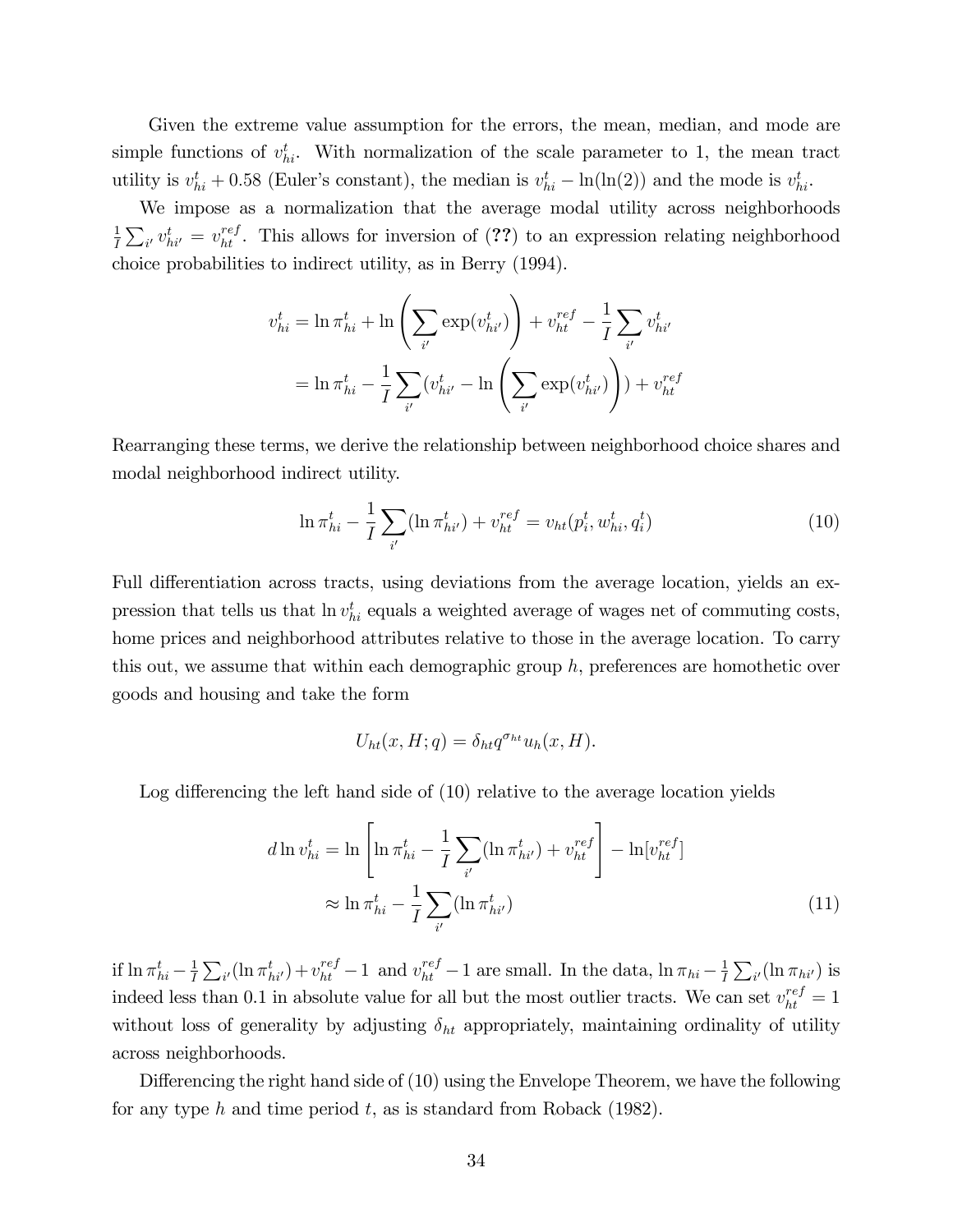Given the extreme value assumption for the errors, the mean, median, and mode are simple functions of $v^t_{hi}$. With normalization of the scale parameter to 1, the mean tract utility is $v^t_{hi} + 0.58$ (Euler's constant), the median is $v^t_{hi} - \ln(\ln(2))$ and the mode is $v^t_{hi}$.

We impose as a normalization that the average modal utility across neighborhoods $\frac{1}{I}\sum_{i'} v^t_{hi'} = v^{ref}_{ht}$. This allows for inversion of (**??**) to an expression relating neighborhood choice probabilities to indirect utility, as in Berry (1994).

$$
\begin{aligned}
v^t_{hi} &= \ln \pi^t_{hi} + \ln\left(\sum_{i'} \exp(v^t_{hi'})\right) + v^{ref}_{ht} - \frac{1}{I}\sum_{i'} v^t_{hi'} \\
&= \ln \pi^t_{hi} - \frac{1}{I}\sum_{i'}(v^t_{hi'} - \ln\left(\sum_{i'} \exp(v^t_{hi'})\right)) + v^{ref}_{ht}
\end{aligned}
$$

Rearranging these terms, we derive the relationship between neighborhood choice shares and modal neighborhood indirect utility.

$$
\ln \pi^t_{hi} - \frac{1}{I}\sum_{i'}(\ln \pi^t_{hi'}) + v^{ref}_{ht} = v_{ht}(p^t_i, w^t_{hi}, q^t_i) \tag{10}
$$

Full differentiation across tracts, using deviations from the average location, yields an expression that tells us that $\ln v^t_{hi}$ equals a weighted average of wages net of commuting costs, home prices and neighborhood attributes relative to those in the average location. To carry this out, we assume that within each demographic group $h$, preferences are homothetic over goods and housing and take the form

$$
U_{ht}(x, H; q) = \delta_{ht} q^{\sigma_{ht}} u_h(x, H).
$$

Log differencing the left hand side of (10) relative to the average location yields

$$
\begin{aligned}
d\ln v^t_{hi} &= \ln\left[\ln \pi^t_{hi} - \frac{1}{I}\sum_{i'}(\ln \pi^t_{hi'}) + v^{ref}_{ht}\right] - \ln[v^{ref}_{ht}] \\
&\approx \ln \pi^t_{hi} - \frac{1}{I}\sum_{i'}(\ln \pi^t_{hi'})
\end{aligned} \tag{11}
$$

if $\ln \pi^t_{hi} - \frac{1}{I}\sum_{i'}(\ln \pi^t_{hi'}) + v^{ref}_{ht} - 1$ and $v^{ref}_{ht} - 1$ are small. In the data, $\ln \pi_{hi} - \frac{1}{I}\sum_{i'}(\ln \pi_{hi'})$ is indeed less than 0.1 in absolute value for all but the most outlier tracts. We can set $v^{ref}_{ht} = 1$ without loss of generality by adjusting $\delta_{ht}$ appropriately, maintaining ordinality of utility across neighborhoods.

Differencing the right hand side of (10) using the Envelope Theorem, we have the following for any type $h$ and time period $t$, as is standard from Roback (1982).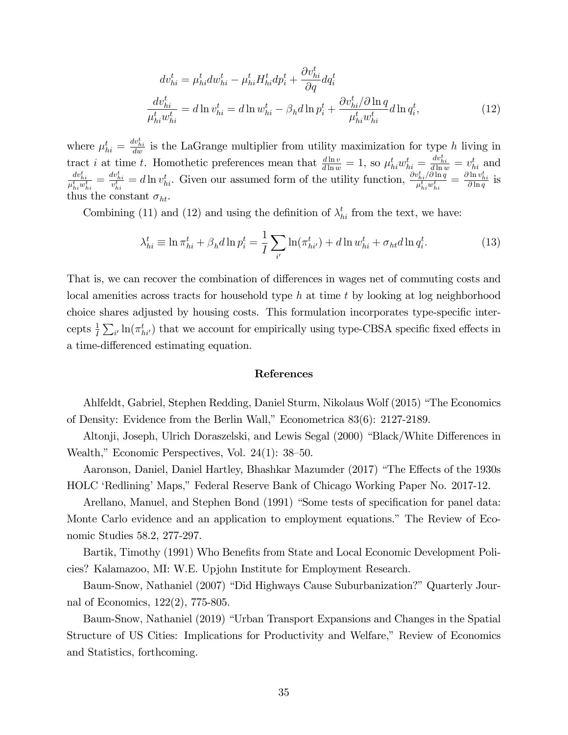$$
\begin{aligned}
dv_{hi}^t &= \mu_{hi}^t dw_{hi}^t - \mu_{hi}^t H_{hi}^t dp_i^t + \frac{\partial v_{hi}^t}{\partial q} dq_i^t \\
\frac{dv_{hi}^t}{\mu_{hi}^t w_{hi}^t} &= d\ln v_{hi}^t = d\ln w_{hi}^t - \beta_h d\ln p_i^t + \frac{\partial v_{hi}^t/\partial \ln q}{\mu_{hi}^t w_{hi}^t} d\ln q_i^t, \qquad (12)
\end{aligned}
$$

where $\mu_{hi}^t = \frac{dv_{hi}^t}{dw}$ is the LaGrange multiplier from utility maximization for type $h$ living in tract $i$ at time $t$. Homothetic preferences mean that $\frac{d\ln v}{d\ln w} = 1$, so $\mu_{hi}^t w_{hi}^t = \frac{dv_{hi}^t}{d\ln w} = v_{hi}^t$ and $\frac{dv_{hi}^t}{\mu_{hi}^t w_{hi}^t} = \frac{dv_{hi}^t}{v_{hi}^t} = d\ln v_{hi}^t$. Given our assumed form of the utility function, $\frac{\partial v_{hi}^t/\partial \ln q}{\mu_{hi}^t w_{hi}^t} = \frac{\partial \ln v_{hi}^t}{\partial \ln q}$ is thus the constant $\sigma_{ht}$.

Combining (11) and (12) and using the definition of $\lambda_{hi}^t$ from the text, we have:

$$
\lambda_{hi}^t \equiv \ln \pi_{hi}^t + \beta_h d\ln p_i^t = \frac{1}{I}\sum_{i'} \ln(\pi_{hi'}^t) + d\ln w_{hi}^t + \sigma_{ht} d\ln q_i^t. \qquad (13)
$$

That is, we can recover the combination of differences in wages net of commuting costs and local amenities across tracts for household type $h$ at time $t$ by looking at log neighborhood choice shares adjusted by housing costs. This formulation incorporates type-specific intercepts $\frac{1}{I}\sum_{i'} \ln(\pi_{hi'}^t)$ that we account for empirically using type-CBSA specific fixed effects in a time-differenced estimating equation.

## References

Ahlfeldt, Gabriel, Stephen Redding, Daniel Sturm, Nikolaus Wolf (2015) "The Economics of Density: Evidence from the Berlin Wall," Econometrica 83(6): 2127-2189.

Altonji, Joseph, Ulrich Doraszelski, and Lewis Segal (2000) "Black/White Differences in Wealth," Economic Perspectives, Vol. 24(1): 38–50.

Aaronson, Daniel, Daniel Hartley, Bhashkar Mazumder (2017) "The Effects of the 1930s HOLC 'Redlining' Maps," Federal Reserve Bank of Chicago Working Paper No. 2017-12.

Arellano, Manuel, and Stephen Bond (1991) "Some tests of specification for panel data: Monte Carlo evidence and an application to employment equations." The Review of Economic Studies 58.2, 277-297.

Bartik, Timothy (1991) Who Benefits from State and Local Economic Development Policies? Kalamazoo, MI: W.E. Upjohn Institute for Employment Research.

Baum-Snow, Nathaniel (2007) "Did Highways Cause Suburbanization?" Quarterly Journal of Economics, 122(2), 775-805.

Baum-Snow, Nathaniel (2019) "Urban Transport Expansions and Changes in the Spatial Structure of US Cities: Implications for Productivity and Welfare," Review of Economics and Statistics, forthcoming.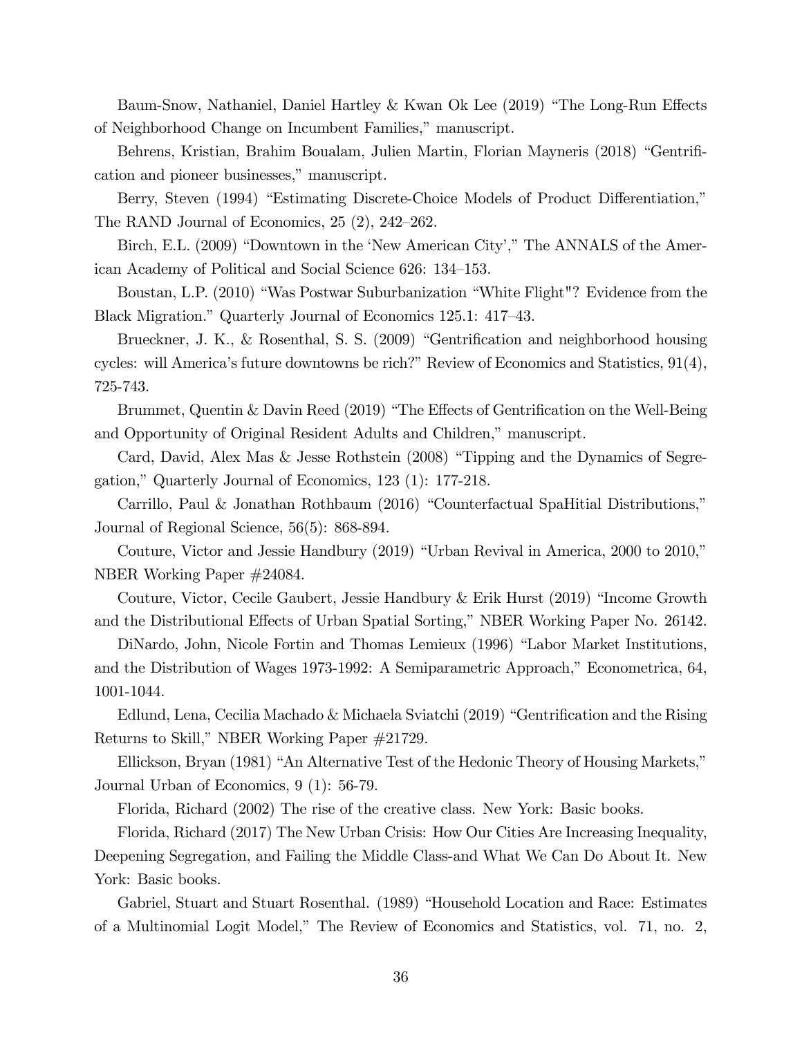Baum-Snow, Nathaniel, Daniel Hartley & Kwan Ok Lee (2019) "The Long-Run Effects of Neighborhood Change on Incumbent Families," manuscript.

Behrens, Kristian, Brahim Boualam, Julien Martin, Florian Mayneris (2018) "Gentrification and pioneer businesses," manuscript.

Berry, Steven (1994) "Estimating Discrete-Choice Models of Product Differentiation," The RAND Journal of Economics, 25 (2), 242–262.

Birch, E.L. (2009) "Downtown in the 'New American City'," The ANNALS of the American Academy of Political and Social Science 626: 134–153.

Boustan, L.P. (2010) "Was Postwar Suburbanization "White Flight"? Evidence from the Black Migration." Quarterly Journal of Economics 125.1: 417–43.

Brueckner, J. K., & Rosenthal, S. S. (2009) "Gentrification and neighborhood housing cycles: will America's future downtowns be rich?" Review of Economics and Statistics, 91(4), 725-743.

Brummet, Quentin & Davin Reed (2019) "The Effects of Gentrification on the Well-Being and Opportunity of Original Resident Adults and Children," manuscript.

Card, David, Alex Mas & Jesse Rothstein (2008) "Tipping and the Dynamics of Segregation," Quarterly Journal of Economics, 123 (1): 177-218.

Carrillo, Paul & Jonathan Rothbaum (2016) "Counterfactual SpaHitial Distributions," Journal of Regional Science, 56(5): 868-894.

Couture, Victor and Jessie Handbury (2019) "Urban Revival in America, 2000 to 2010," NBER Working Paper #24084.

Couture, Victor, Cecile Gaubert, Jessie Handbury & Erik Hurst (2019) "Income Growth and the Distributional Effects of Urban Spatial Sorting," NBER Working Paper No. 26142.

DiNardo, John, Nicole Fortin and Thomas Lemieux (1996) "Labor Market Institutions, and the Distribution of Wages 1973-1992: A Semiparametric Approach," Econometrica, 64, 1001-1044.

Edlund, Lena, Cecilia Machado & Michaela Sviatchi (2019) "Gentrification and the Rising Returns to Skill," NBER Working Paper #21729.

Ellickson, Bryan (1981) "An Alternative Test of the Hedonic Theory of Housing Markets," Journal Urban of Economics, 9 (1): 56-79.

Florida, Richard (2002) The rise of the creative class. New York: Basic books.

Florida, Richard (2017) The New Urban Crisis: How Our Cities Are Increasing Inequality, Deepening Segregation, and Failing the Middle Class-and What We Can Do About It. New York: Basic books.

Gabriel, Stuart and Stuart Rosenthal. (1989) "Household Location and Race: Estimates of a Multinomial Logit Model," The Review of Economics and Statistics, vol. 71, no. 2,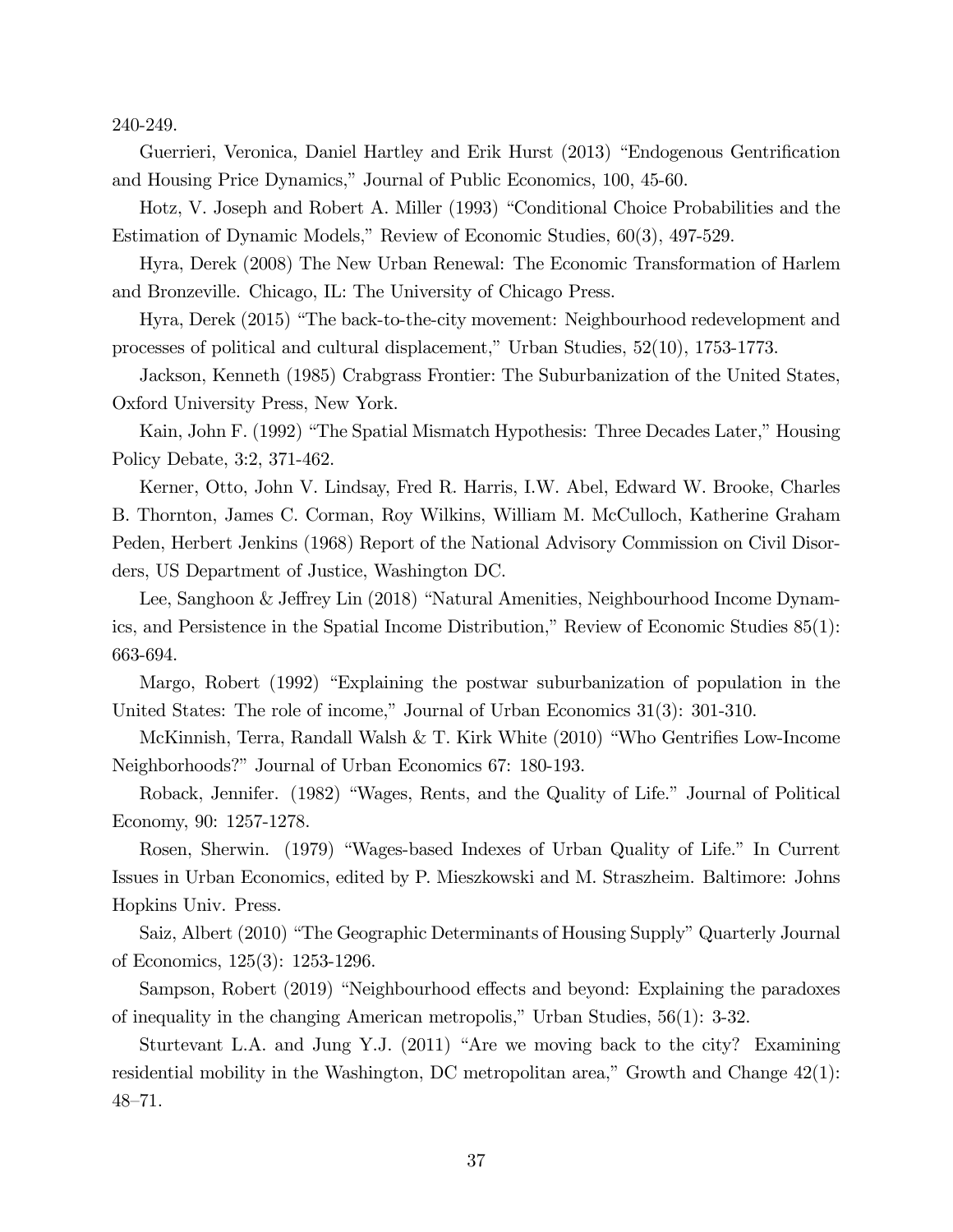240-249.

Guerrieri, Veronica, Daniel Hartley and Erik Hurst (2013) "Endogenous Gentrification and Housing Price Dynamics," Journal of Public Economics, 100, 45-60.

Hotz, V. Joseph and Robert A. Miller (1993) "Conditional Choice Probabilities and the Estimation of Dynamic Models," Review of Economic Studies, 60(3), 497-529.

Hyra, Derek (2008) The New Urban Renewal: The Economic Transformation of Harlem and Bronzeville. Chicago, IL: The University of Chicago Press.

Hyra, Derek (2015) "The back-to-the-city movement: Neighbourhood redevelopment and processes of political and cultural displacement," Urban Studies, 52(10), 1753-1773.

Jackson, Kenneth (1985) Crabgrass Frontier: The Suburbanization of the United States, Oxford University Press, New York.

Kain, John F. (1992) "The Spatial Mismatch Hypothesis: Three Decades Later," Housing Policy Debate, 3:2, 371-462.

Kerner, Otto, John V. Lindsay, Fred R. Harris, I.W. Abel, Edward W. Brooke, Charles B. Thornton, James C. Corman, Roy Wilkins, William M. McCulloch, Katherine Graham Peden, Herbert Jenkins (1968) Report of the National Advisory Commission on Civil Disorders, US Department of Justice, Washington DC.

Lee, Sanghoon & Jeffrey Lin (2018) "Natural Amenities, Neighbourhood Income Dynamics, and Persistence in the Spatial Income Distribution," Review of Economic Studies 85(1): 663-694.

Margo, Robert (1992) "Explaining the postwar suburbanization of population in the United States: The role of income," Journal of Urban Economics 31(3): 301-310.

McKinnish, Terra, Randall Walsh & T. Kirk White (2010) "Who Gentrifies Low-Income Neighborhoods?" Journal of Urban Economics 67: 180-193.

Roback, Jennifer. (1982) "Wages, Rents, and the Quality of Life." Journal of Political Economy, 90: 1257-1278.

Rosen, Sherwin. (1979) "Wages-based Indexes of Urban Quality of Life." In Current Issues in Urban Economics, edited by P. Mieszkowski and M. Straszheim. Baltimore: Johns Hopkins Univ. Press.

Saiz, Albert (2010) "The Geographic Determinants of Housing Supply" Quarterly Journal of Economics, 125(3): 1253-1296.

Sampson, Robert (2019) "Neighbourhood effects and beyond: Explaining the paradoxes of inequality in the changing American metropolis," Urban Studies, 56(1): 3-32.

Sturtevant L.A. and Jung Y.J. (2011) "Are we moving back to the city? Examining residential mobility in the Washington, DC metropolitan area," Growth and Change 42(1): 48–71.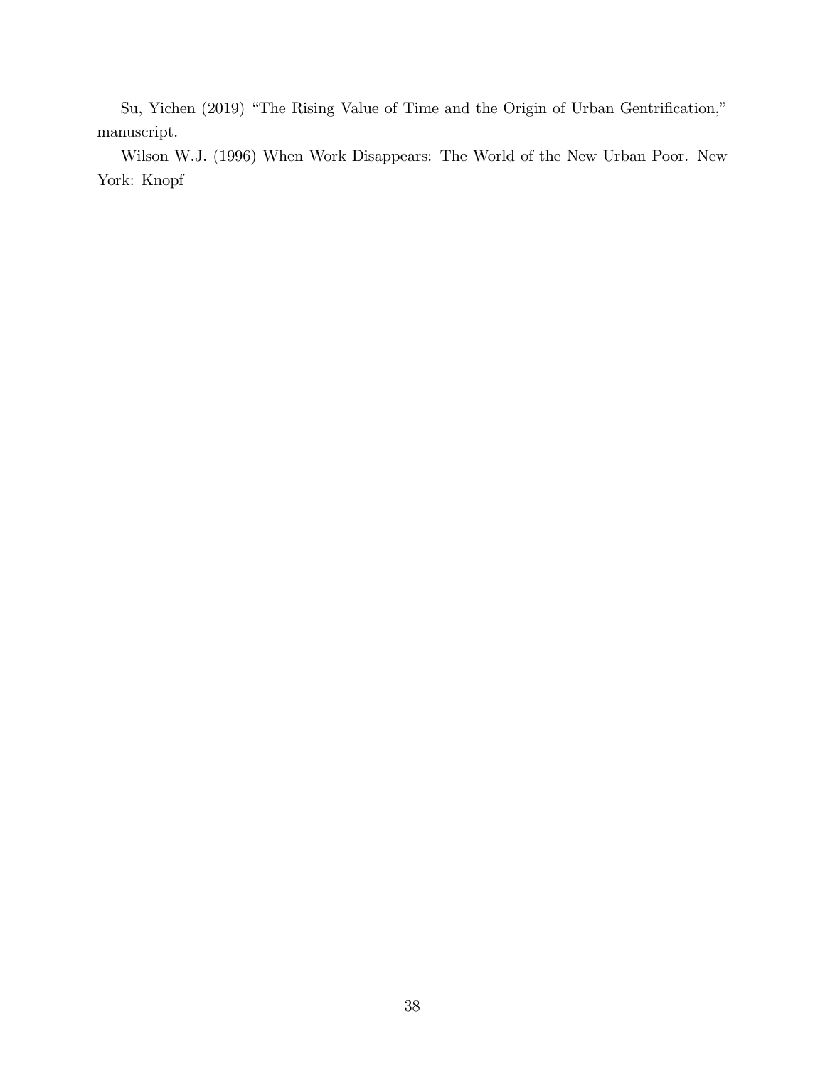Su, Yichen (2019) "The Rising Value of Time and the Origin of Urban Gentrification," manuscript.

Wilson W.J. (1996) When Work Disappears: The World of the New Urban Poor. New York: Knopf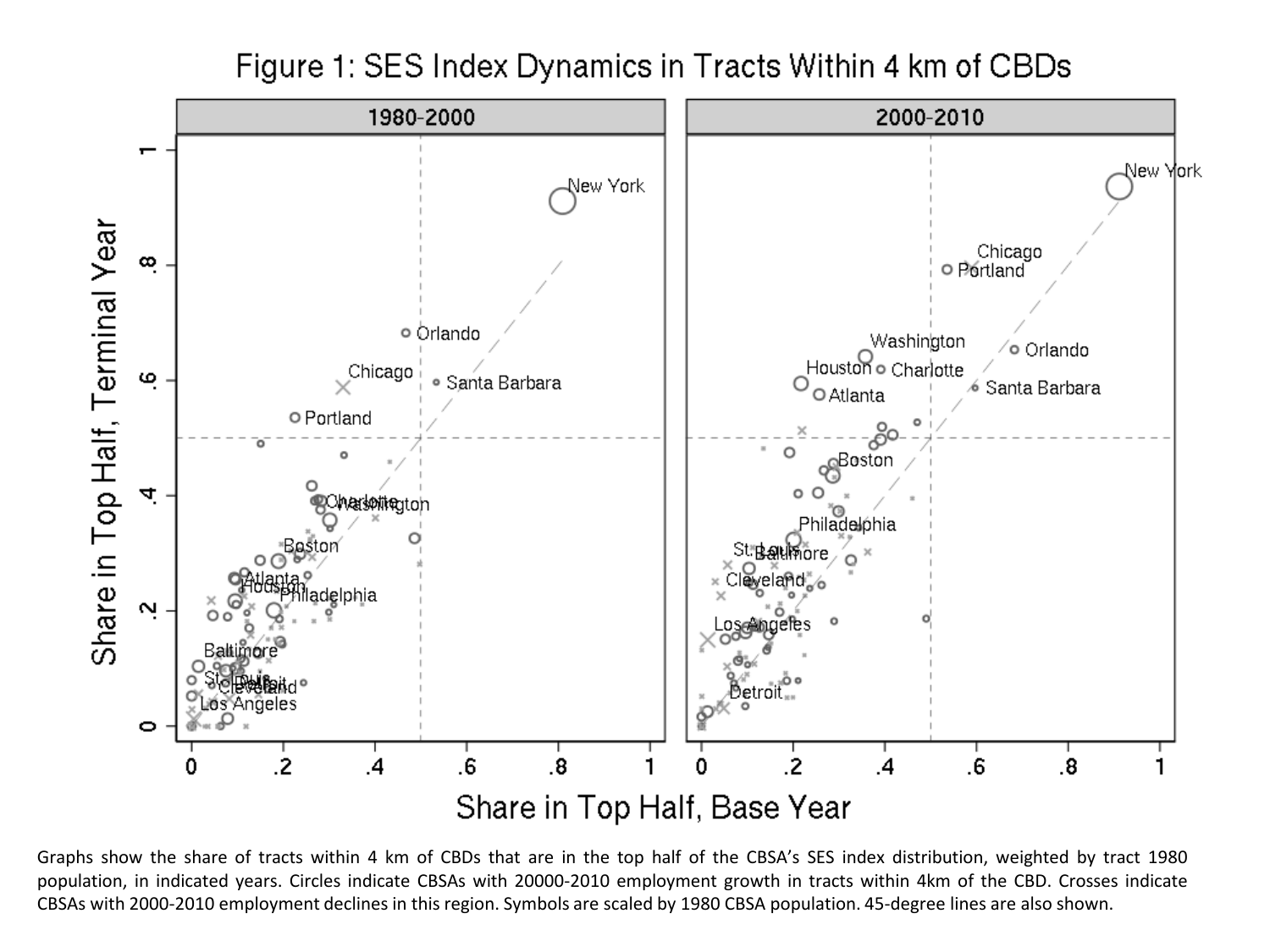# Figure 1: SES Index Dynamics in Tracts Within 4 km of CBDs

Graphs show the share of tracts within 4 km of CBDs that are in the top half of the CBSA's SES index distribution, weighted by tract 1980 population, in indicated years. Circles indicate CBSAs with 20000-2010 employment growth in tracts within 4km of the CBD. Crosses indicate CBSAs with 2000-2010 employment declines in this region. Symbols are scaled by 1980 CBSA population. 45-degree lines are also shown.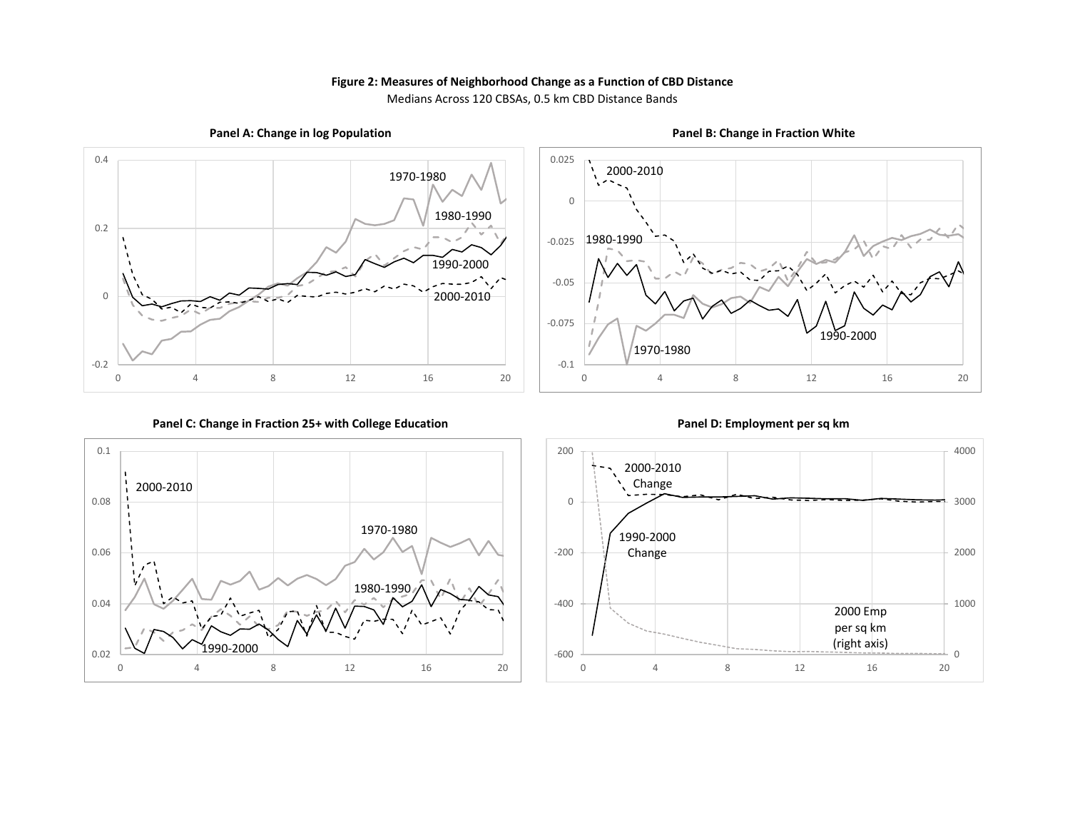**Figure 2: Measures of Neighborhood Change as a Function of CBD Distance**

Medians Across 120 CBSAs, 0.5 km CBD Distance Bands

**Panel A: Change in log Population**

**Panel B: Change in Fraction White**

**Panel C: Change in Fraction 25+ with College Education**

**Panel D: Employment per sq km**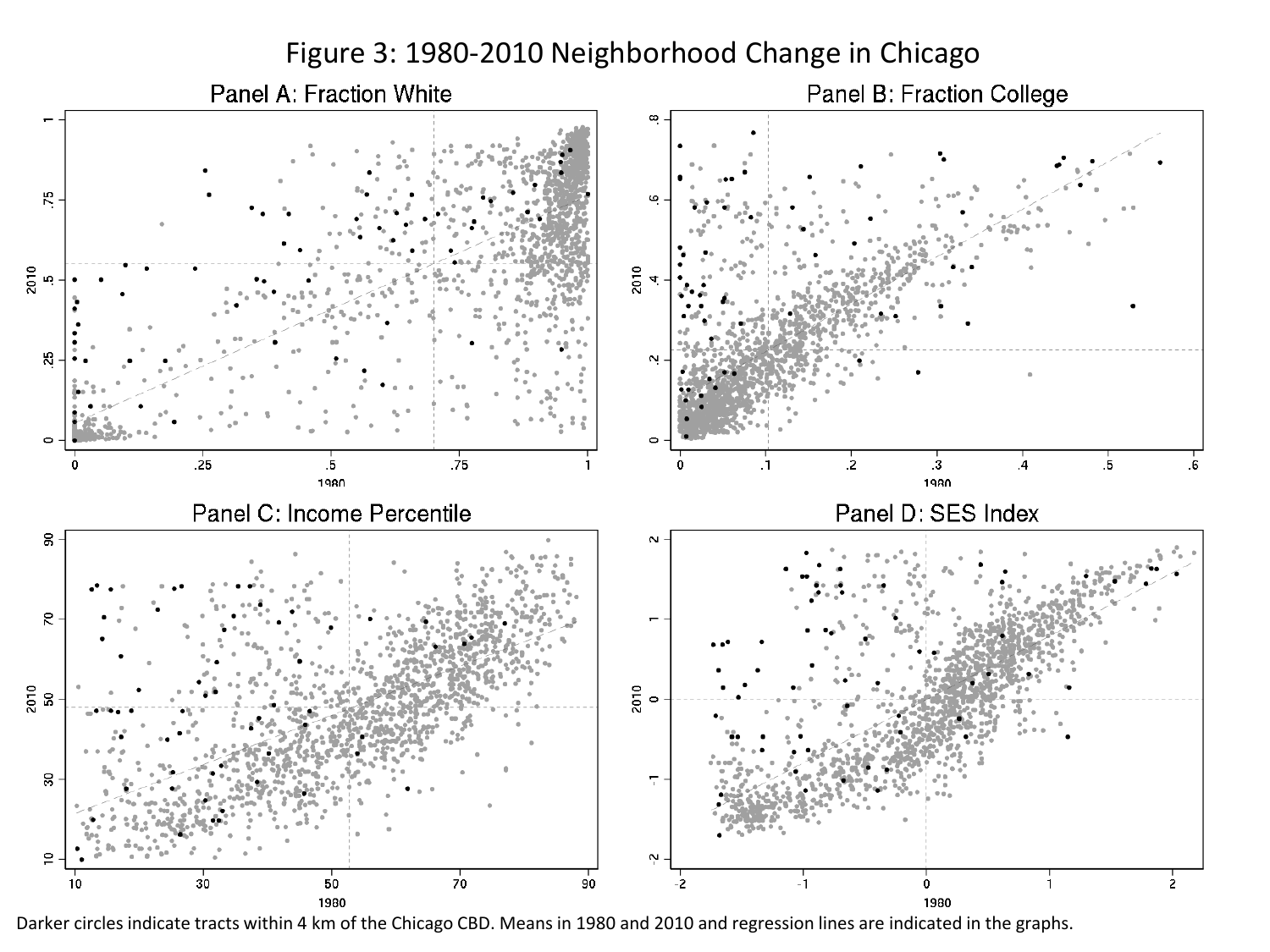# Figure 3: 1980-2010 Neighborhood Change in Chicago

Darker circles indicate tracts within 4 km of the Chicago CBD. Means in 1980 and 2010 and regression lines are indicated in the graphs.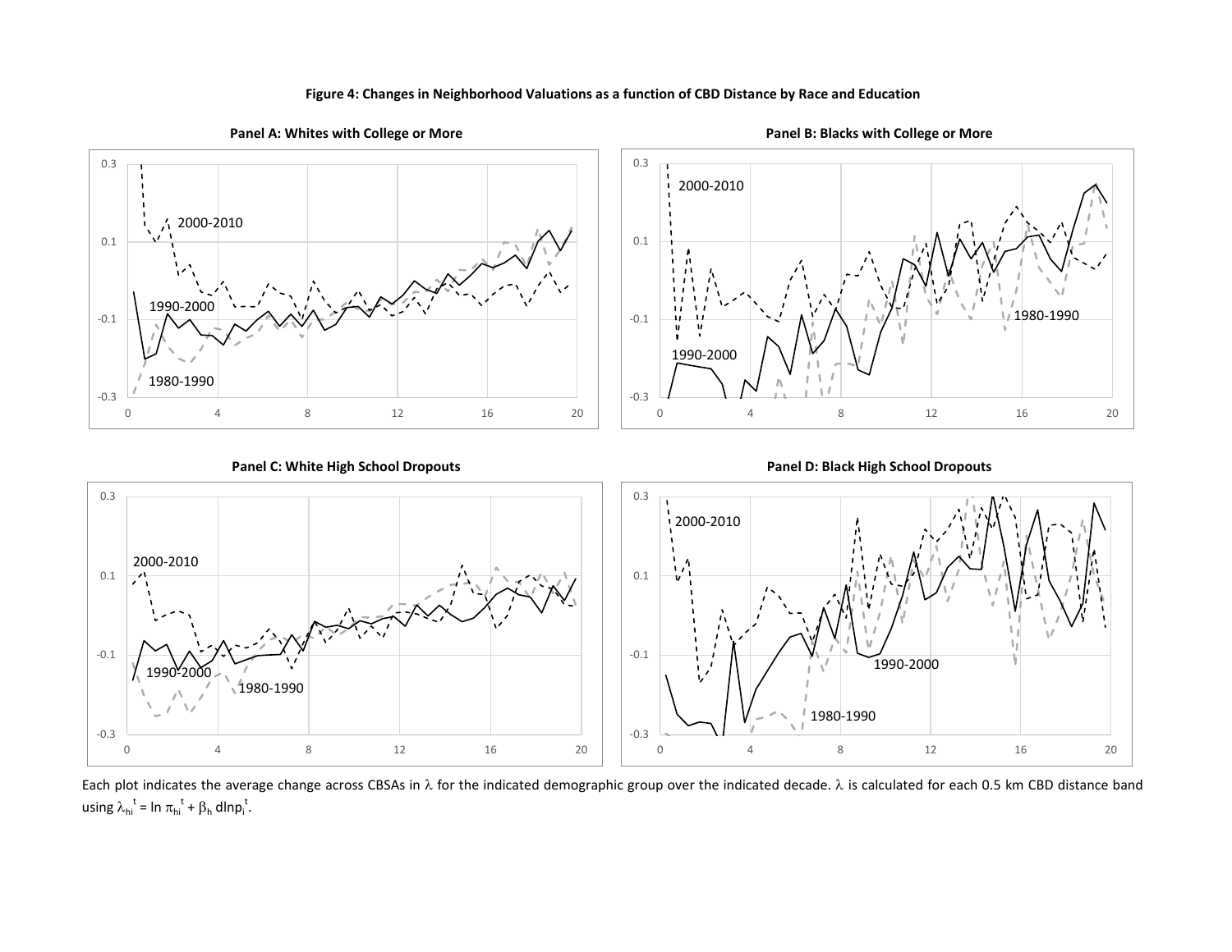**Figure 4: Changes in Neighborhood Valuations as a function of CBD Distance by Race and Education**

**Panel A: Whites with College or More**

**Panel B: Blacks with College or More**

**Panel C: White High School Dropouts**

**Panel D: Black High School Dropouts**

Each plot indicates the average change across CBSAs in $\lambda$ for the indicated demographic group over the indicated decade. $\lambda$ is calculated for each 0.5 km CBD distance band using $\lambda_{hi}^{t} = \ln \pi_{hi}^{t} + \beta_{h} \, \mathrm{dlnp}_{i}^{t}$.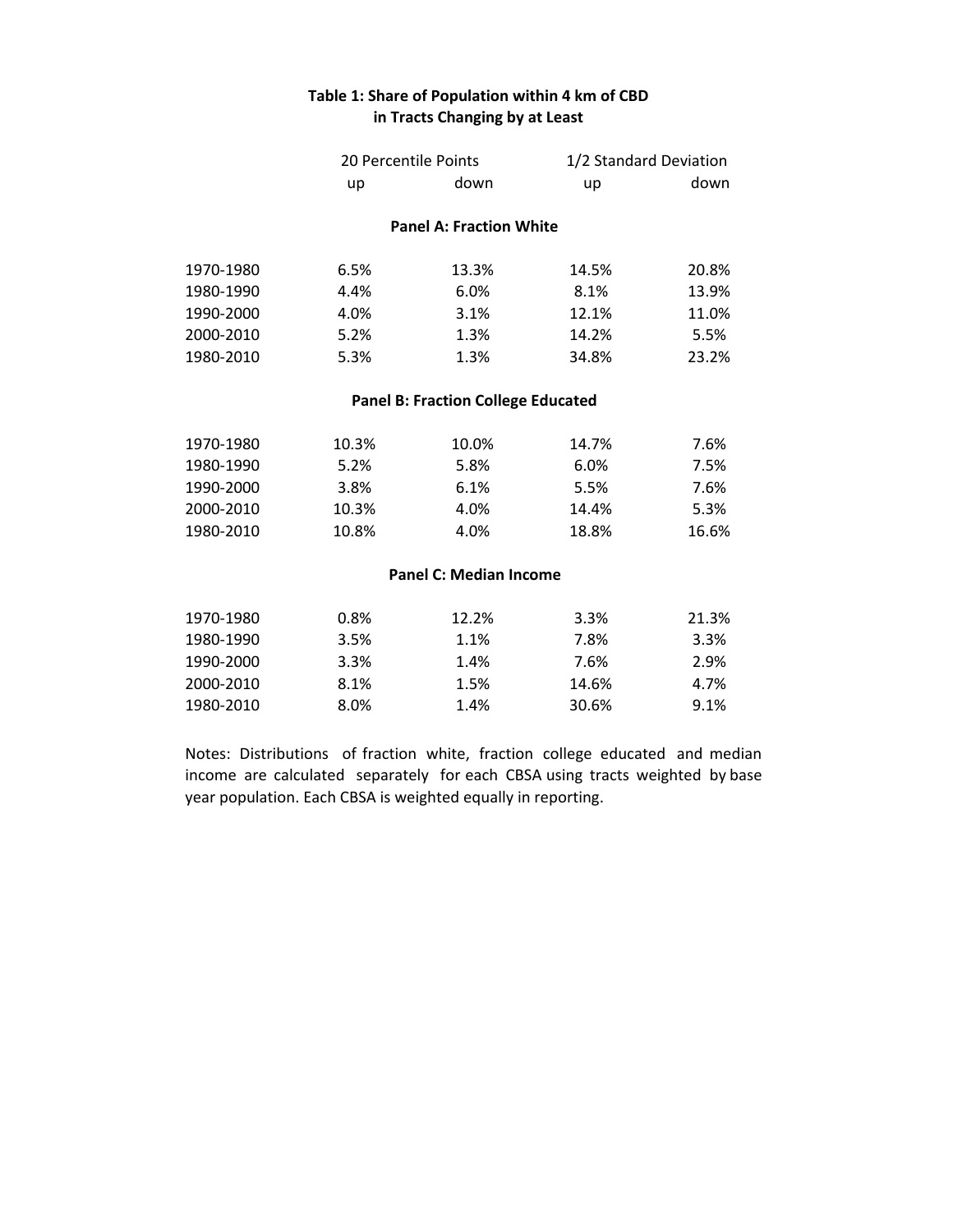### Table 1: Share of Population within 4 km of CBD in Tracts Changing by at Least

| | 20 Percentile Points | | 1/2 Standard Deviation | |
|---|---|---|---|---|
| | up | down | up | down |
| **Panel A: Fraction White** | | | | |
| 1970-1980 | 6.5% | 13.3% | 14.5% | 20.8% |
| 1980-1990 | 4.4% | 6.0% | 8.1% | 13.9% |
| 1990-2000 | 4.0% | 3.1% | 12.1% | 11.0% |
| 2000-2010 | 5.2% | 1.3% | 14.2% | 5.5% |
| 1980-2010 | 5.3% | 1.3% | 34.8% | 23.2% |
| **Panel B: Fraction College Educated** | | | | |
| 1970-1980 | 10.3% | 10.0% | 14.7% | 7.6% |
| 1980-1990 | 5.2% | 5.8% | 6.0% | 7.5% |
| 1990-2000 | 3.8% | 6.1% | 5.5% | 7.6% |
| 2000-2010 | 10.3% | 4.0% | 14.4% | 5.3% |
| 1980-2010 | 10.8% | 4.0% | 18.8% | 16.6% |
| **Panel C: Median Income** | | | | |
| 1970-1980 | 0.8% | 12.2% | 3.3% | 21.3% |
| 1980-1990 | 3.5% | 1.1% | 7.8% | 3.3% |
| 1990-2000 | 3.3% | 1.4% | 7.6% | 2.9% |
| 2000-2010 | 8.1% | 1.5% | 14.6% | 4.7% |
| 1980-2010 | 8.0% | 1.4% | 30.6% | 9.1% |

Notes: Distributions of fraction white, fraction college educated and median income are calculated separately for each CBSA using tracts weighted by base year population. Each CBSA is weighted equally in reporting.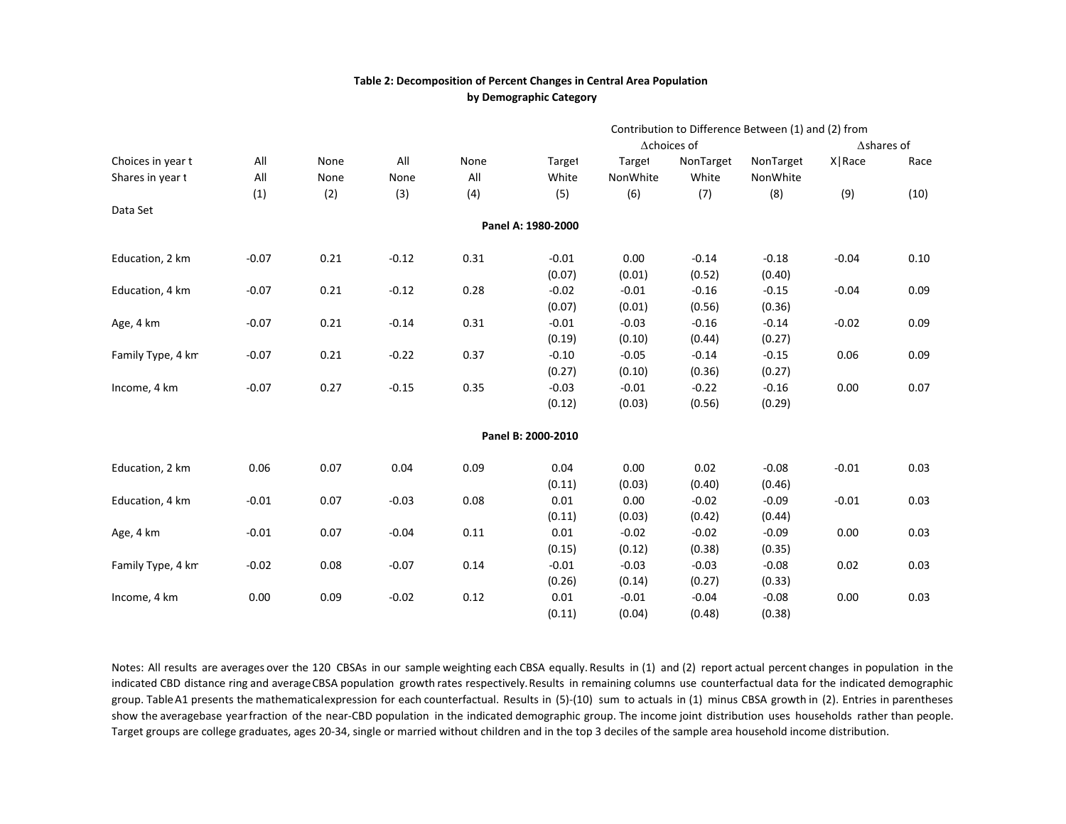**Table 2: Decomposition of Percent Changes in Central Area Population by Demographic Category**

| | | | | | Contribution to Difference Between (1) and (2) from | | | | | |
|---|---|---|---|---|---|---|---|---|---|---|
| | | | | | $\Delta$choices of | | | | $\Delta$shares of | |
| Choices in year t | All | None | All | None | Target | Target | NonTarget | NonTarget | X\|Race | Race |
| Shares in year t | All | None | None | All | White | NonWhite | White | NonWhite | | |
| | (1) | (2) | (3) | (4) | (5) | (6) | (7) | (8) | (9) | (10) |
| Data Set | | | | | | | | | | |
| **Panel A: 1980-2000** | | | | | | | | | | |
| Education, 2 km | -0.07 | 0.21 | -0.12 | 0.31 | -0.01 | 0.00 | -0.14 | -0.18 | -0.04 | 0.10 |
| | | | | | (0.07) | (0.01) | (0.52) | (0.40) | | |
| Education, 4 km | -0.07 | 0.21 | -0.12 | 0.28 | -0.02 | -0.01 | -0.16 | -0.15 | -0.04 | 0.09 |
| | | | | | (0.07) | (0.01) | (0.56) | (0.36) | | |
| Age, 4 km | -0.07 | 0.21 | -0.14 | 0.31 | -0.01 | -0.03 | -0.16 | -0.14 | -0.02 | 0.09 |
| | | | | | (0.19) | (0.10) | (0.44) | (0.27) | | |
| Family Type, 4 km | -0.07 | 0.21 | -0.22 | 0.37 | -0.10 | -0.05 | -0.14 | -0.15 | 0.06 | 0.09 |
| | | | | | (0.27) | (0.10) | (0.36) | (0.27) | | |
| Income, 4 km | -0.07 | 0.27 | -0.15 | 0.35 | -0.03 | -0.01 | -0.22 | -0.16 | 0.00 | 0.07 |
| | | | | | (0.12) | (0.03) | (0.56) | (0.29) | | |
| **Panel B: 2000-2010** | | | | | | | | | | |
| Education, 2 km | 0.06 | 0.07 | 0.04 | 0.09 | 0.04 | 0.00 | 0.02 | -0.08 | -0.01 | 0.03 |
| | | | | | (0.11) | (0.03) | (0.40) | (0.46) | | |
| Education, 4 km | -0.01 | 0.07 | -0.03 | 0.08 | 0.01 | 0.00 | -0.02 | -0.09 | -0.01 | 0.03 |
| | | | | | (0.11) | (0.03) | (0.42) | (0.44) | | |
| Age, 4 km | -0.01 | 0.07 | -0.04 | 0.11 | 0.01 | -0.02 | -0.02 | -0.09 | 0.00 | 0.03 |
| | | | | | (0.15) | (0.12) | (0.38) | (0.35) | | |
| Family Type, 4 km | -0.02 | 0.08 | -0.07 | 0.14 | -0.01 | -0.03 | -0.03 | -0.08 | 0.02 | 0.03 |
| | | | | | (0.26) | (0.14) | (0.27) | (0.33) | | |
| Income, 4 km | 0.00 | 0.09 | -0.02 | 0.12 | 0.01 | -0.01 | -0.04 | -0.08 | 0.00 | 0.03 |
| | | | | | (0.11) | (0.04) | (0.48) | (0.38) | | |

Notes: All results are averages over the 120 CBSAs in our sample weighting each CBSA equally. Results in (1) and (2) report actual percent changes in population in the indicated CBD distance ring and average CBSA population growth rates respectively. Results in remaining columns use counterfactual data for the indicated demographic group. Table A1 presents the mathematical expression for each counterfactual. Results in (5)-(10) sum to actuals in (1) minus CBSA growth in (2). Entries in parentheses show the average base year fraction of the near-CBD population in the indicated demographic group. The income joint distribution uses households rather than people. Target groups are college graduates, ages 20-34, single or married without children and in the top 3 deciles of the sample area household income distribution.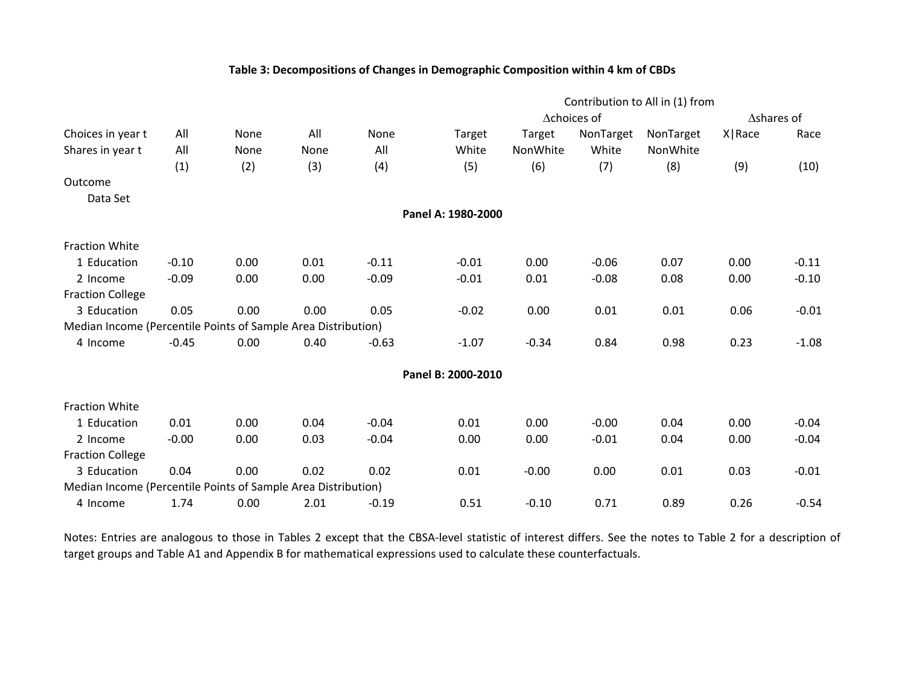**Table 3: Decompositions of Changes in Demographic Composition within 4 km of CBDs**

| | | | | | Contribution to All in (1) from | | | | | |
|---|---|---|---|---|---|---|---|---|---|---|
| | | | | | $\Delta$choices of | | | | $\Delta$shares of | |
| Choices in year t | All | None | All | None | Target | Target | NonTarget | NonTarget | X\|Race | Race |
| Shares in year t | All | None | None | All | White | NonWhite | White | NonWhite | | |
| | (1) | (2) | (3) | (4) | (5) | (6) | (7) | (8) | (9) | (10) |
| Outcome | | | | | | | | | | |
| Data Set | | | | | | | | | | |
| **Panel A: 1980-2000** | | | | | | | | | | |
| Fraction White | | | | | | | | | | |
| 1 Education | -0.10 | 0.00 | 0.01 | -0.11 | -0.01 | 0.00 | -0.06 | 0.07 | 0.00 | -0.11 |
| 2 Income | -0.09 | 0.00 | 0.00 | -0.09 | -0.01 | 0.01 | -0.08 | 0.08 | 0.00 | -0.10 |
| Fraction College | | | | | | | | | | |
| 3 Education | 0.05 | 0.00 | 0.00 | 0.05 | -0.02 | 0.00 | 0.01 | 0.01 | 0.06 | -0.01 |
| Median Income (Percentile Points of Sample Area Distribution) | | | | | | | | | | |
| 4 Income | -0.45 | 0.00 | 0.40 | -0.63 | -1.07 | -0.34 | 0.84 | 0.98 | 0.23 | -1.08 |
| **Panel B: 2000-2010** | | | | | | | | | | |
| Fraction White | | | | | | | | | | |
| 1 Education | 0.01 | 0.00 | 0.04 | -0.04 | 0.01 | 0.00 | -0.00 | 0.04 | 0.00 | -0.04 |
| 2 Income | -0.00 | 0.00 | 0.03 | -0.04 | 0.00 | 0.00 | -0.01 | 0.04 | 0.00 | -0.04 |
| Fraction College | | | | | | | | | | |
| 3 Education | 0.04 | 0.00 | 0.02 | 0.02 | 0.01 | -0.00 | 0.00 | 0.01 | 0.03 | -0.01 |
| Median Income (Percentile Points of Sample Area Distribution) | | | | | | | | | | |
| 4 Income | 1.74 | 0.00 | 2.01 | -0.19 | 0.51 | -0.10 | 0.71 | 0.89 | 0.26 | -0.54 |

Notes: Entries are analogous to those in Tables 2 except that the CBSA-level statistic of interest differs. See the notes to Table 2 for a description of target groups and Table A1 and Appendix B for mathematical expressions used to calculate these counterfactuals.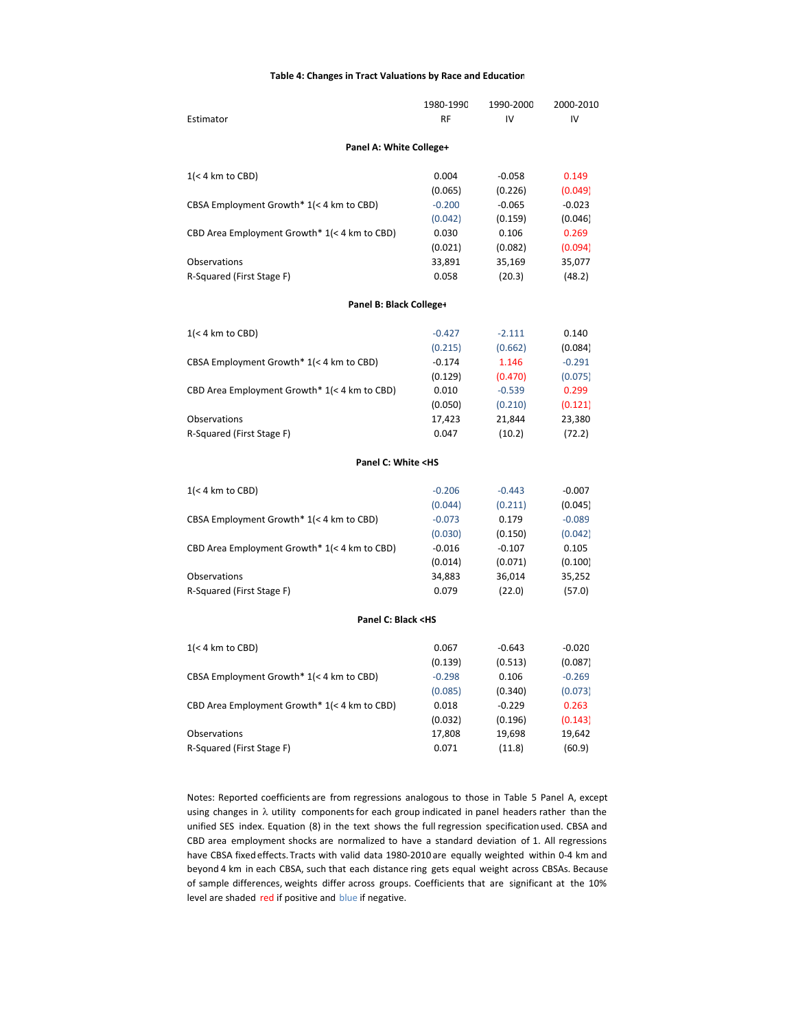**Table 4: Changes in Tract Valuations by Race and Education**

| Estimator | 1980-1990 RF | 1990-2000 IV | 2000-2010 IV |
|---|---|---|---|
| **Panel A: White College+** | | | |
| 1(< 4 km to CBD) | 0.004 | -0.058 | 0.149 |
| | (0.065) | (0.226) | (0.049) |
| CBSA Employment Growth* 1(< 4 km to CBD) | -0.200 | -0.065 | -0.023 |
| | (0.042) | (0.159) | (0.046) |
| CBD Area Employment Growth* 1(< 4 km to CBD) | 0.030 | 0.106 | 0.269 |
| | (0.021) | (0.082) | (0.094) |
| Observations | 33,891 | 35,169 | 35,077 |
| R-Squared (First Stage F) | 0.058 | (20.3) | (48.2) |
| **Panel B: Black College+** | | | |
| 1(< 4 km to CBD) | -0.427 | -2.111 | 0.140 |
| | (0.215) | (0.662) | (0.084) |
| CBSA Employment Growth* 1(< 4 km to CBD) | -0.174 | 1.146 | -0.291 |
| | (0.129) | (0.470) | (0.075) |
| CBD Area Employment Growth* 1(< 4 km to CBD) | 0.010 | -0.539 | 0.299 |
| | (0.050) | (0.210) | (0.121) |
| Observations | 17,423 | 21,844 | 23,380 |
| R-Squared (First Stage F) | 0.047 | (10.2) | (72.2) |
| **Panel C: White <HS** | | | |
| 1(< 4 km to CBD) | -0.206 | -0.443 | -0.007 |
| | (0.044) | (0.211) | (0.045) |
| CBSA Employment Growth* 1(< 4 km to CBD) | -0.073 | 0.179 | -0.089 |
| | (0.030) | (0.150) | (0.042) |
| CBD Area Employment Growth* 1(< 4 km to CBD) | -0.016 | -0.107 | 0.105 |
| | (0.014) | (0.071) | (0.100) |
| Observations | 34,883 | 36,014 | 35,252 |
| R-Squared (First Stage F) | 0.079 | (22.0) | (57.0) |
| **Panel C: Black <HS** | | | |
| 1(< 4 km to CBD) | 0.067 | -0.643 | -0.020 |
| | (0.139) | (0.513) | (0.087) |
| CBSA Employment Growth* 1(< 4 km to CBD) | -0.298 | 0.106 | -0.269 |
| | (0.085) | (0.340) | (0.073) |
| CBD Area Employment Growth* 1(< 4 km to CBD) | 0.018 | -0.229 | 0.263 |
| | (0.032) | (0.196) | (0.143) |
| Observations | 17,808 | 19,698 | 19,642 |
| R-Squared (First Stage F) | 0.071 | (11.8) | (60.9) |

Notes: Reported coefficients are from regressions analogous to those in Table 5 Panel A, except using changes in $\lambda$ utility components for each group indicated in panel headers rather than the unified SES index. Equation (8) in the text shows the full regression specification used. CBSA and CBD area employment shocks are normalized to have a standard deviation of 1. All regressions have CBSA fixed effects. Tracts with valid data 1980-2010 are equally weighted within 0-4 km and beyond 4 km in each CBSA, such that each distance ring gets equal weight across CBSAs. Because of sample differences, weights differ across groups. Coefficients that are significant at the 10% level are shaded red if positive and blue if negative.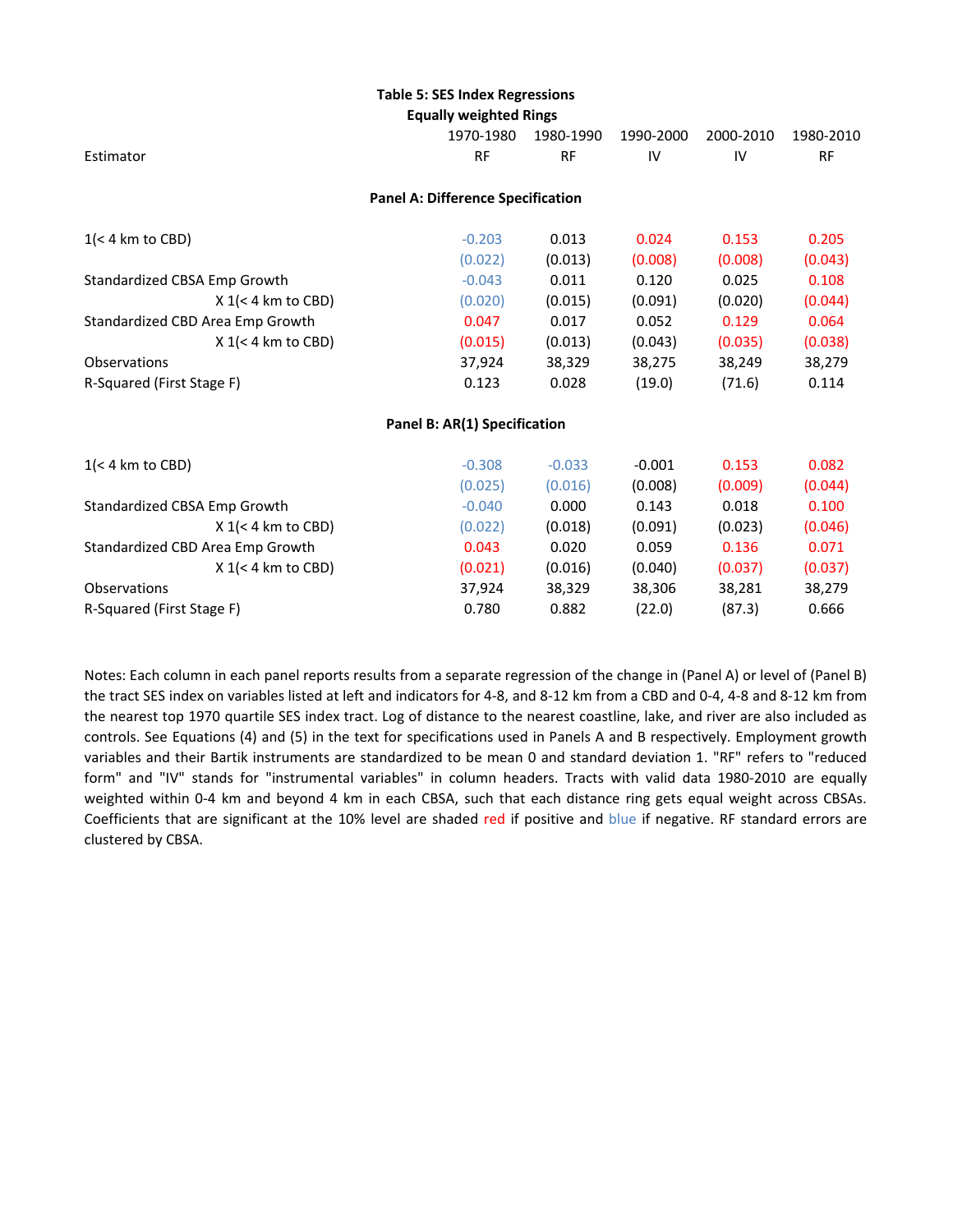**Table 5: SES Index Regressions**

**Equally weighted Rings**

| | 1970-1980 | 1980-1990 | 1990-2000 | 2000-2010 | 1980-2010 |
|---|---|---|---|---|---|
| Estimator | RF | RF | IV | IV | RF |
| **Panel A: Difference Specification** | | | | | |
| 1(< 4 km to CBD) | -0.203 | 0.013 | 0.024 | 0.153 | 0.205 |
| | (0.022) | (0.013) | (0.008) | (0.008) | (0.043) |
| Standardized CBSA Emp Growth | -0.043 | 0.011 | 0.120 | 0.025 | 0.108 |
| X 1(< 4 km to CBD) | (0.020) | (0.015) | (0.091) | (0.020) | (0.044) |
| Standardized CBD Area Emp Growth | 0.047 | 0.017 | 0.052 | 0.129 | 0.064 |
| X 1(< 4 km to CBD) | (0.015) | (0.013) | (0.043) | (0.035) | (0.038) |
| Observations | 37,924 | 38,329 | 38,275 | 38,249 | 38,279 |
| R-Squared (First Stage F) | 0.123 | 0.028 | (19.0) | (71.6) | 0.114 |
| **Panel B: AR(1) Specification** | | | | | |
| 1(< 4 km to CBD) | -0.308 | -0.033 | -0.001 | 0.153 | 0.082 |
| | (0.025) | (0.016) | (0.008) | (0.009) | (0.044) |
| Standardized CBSA Emp Growth | -0.040 | 0.000 | 0.143 | 0.018 | 0.100 |
| X 1(< 4 km to CBD) | (0.022) | (0.018) | (0.091) | (0.023) | (0.046) |
| Standardized CBD Area Emp Growth | 0.043 | 0.020 | 0.059 | 0.136 | 0.071 |
| X 1(< 4 km to CBD) | (0.021) | (0.016) | (0.040) | (0.037) | (0.037) |
| Observations | 37,924 | 38,329 | 38,306 | 38,281 | 38,279 |
| R-Squared (First Stage F) | 0.780 | 0.882 | (22.0) | (87.3) | 0.666 |

Notes: Each column in each panel reports results from a separate regression of the change in (Panel A) or level of (Panel B) the tract SES index on variables listed at left and indicators for 4-8, and 8-12 km from a CBD and 0-4, 4-8 and 8-12 km from the nearest top 1970 quartile SES index tract. Log of distance to the nearest coastline, lake, and river are also included as controls. See Equations (4) and (5) in the text for specifications used in Panels A and B respectively. Employment growth variables and their Bartik instruments are standardized to be mean 0 and standard deviation 1. "RF" refers to "reduced form" and "IV" stands for "instrumental variables" in column headers. Tracts with valid data 1980-2010 are equally weighted within 0-4 km and beyond 4 km in each CBSA, such that each distance ring gets equal weight across CBSAs. Coefficients that are significant at the 10% level are shaded red if positive and blue if negative. RF standard errors are clustered by CBSA.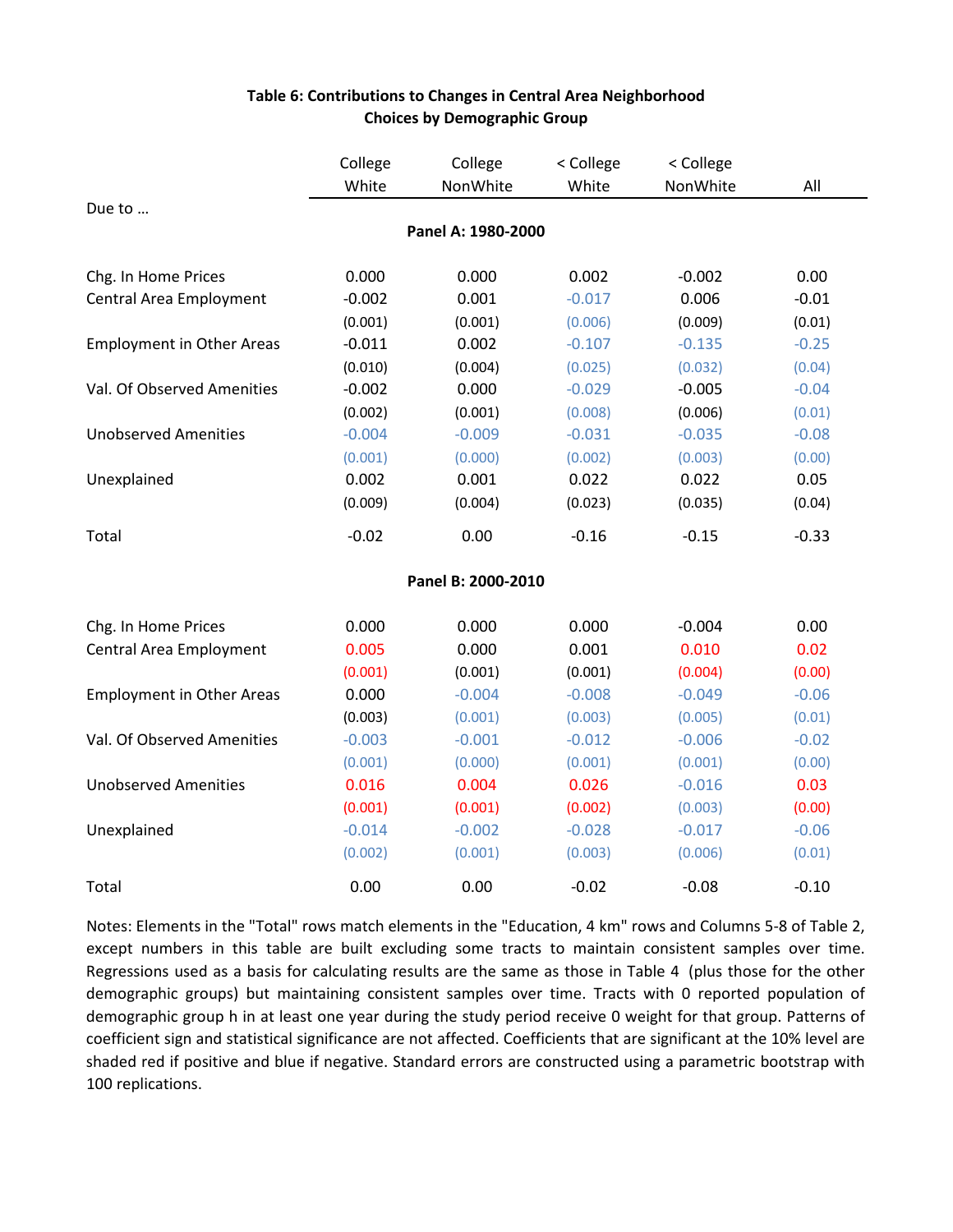**Table 6: Contributions to Changes in Central Area Neighborhood Choices by Demographic Group**

| Due to … | College White | College NonWhite | < College White | < College NonWhite | All |
|---|---|---|---|---|---|
| **Panel A: 1980-2000** | | | | | |
| Chg. In Home Prices | 0.000 | 0.000 | 0.002 | -0.002 | 0.00 |
| Central Area Employment | -0.002 | 0.001 | -0.017 | 0.006 | -0.01 |
| | (0.001) | (0.001) | (0.006) | (0.009) | (0.01) |
| Employment in Other Areas | -0.011 | 0.002 | -0.107 | -0.135 | -0.25 |
| | (0.010) | (0.004) | (0.025) | (0.032) | (0.04) |
| Val. Of Observed Amenities | -0.002 | 0.000 | -0.029 | -0.005 | -0.04 |
| | (0.002) | (0.001) | (0.008) | (0.006) | (0.01) |
| Unobserved Amenities | -0.004 | -0.009 | -0.031 | -0.035 | -0.08 |
| | (0.001) | (0.000) | (0.002) | (0.003) | (0.00) |
| Unexplained | 0.002 | 0.001 | 0.022 | 0.022 | 0.05 |
| | (0.009) | (0.004) | (0.023) | (0.035) | (0.04) |
| Total | -0.02 | 0.00 | -0.16 | -0.15 | -0.33 |
| **Panel B: 2000-2010** | | | | | |
| Chg. In Home Prices | 0.000 | 0.000 | 0.000 | -0.004 | 0.00 |
| Central Area Employment | 0.005 | 0.000 | 0.001 | 0.010 | 0.02 |
| | (0.001) | (0.001) | (0.001) | (0.004) | (0.00) |
| Employment in Other Areas | 0.000 | -0.004 | -0.008 | -0.049 | -0.06 |
| | (0.003) | (0.001) | (0.003) | (0.005) | (0.01) |
| Val. Of Observed Amenities | -0.003 | -0.001 | -0.012 | -0.006 | -0.02 |
| | (0.001) | (0.000) | (0.001) | (0.001) | (0.00) |
| Unobserved Amenities | 0.016 | 0.004 | 0.026 | -0.016 | 0.03 |
| | (0.001) | (0.001) | (0.002) | (0.003) | (0.00) |
| Unexplained | -0.014 | -0.002 | -0.028 | -0.017 | -0.06 |
| | (0.002) | (0.001) | (0.003) | (0.006) | (0.01) |
| Total | 0.00 | 0.00 | -0.02 | -0.08 | -0.10 |

Notes: Elements in the "Total" rows match elements in the "Education, 4 km" rows and Columns 5-8 of Table 2, except numbers in this table are built excluding some tracts to maintain consistent samples over time. Regressions used as a basis for calculating results are the same as those in Table 4 (plus those for the other demographic groups) but maintaining consistent samples over time. Tracts with 0 reported population of demographic group h in at least one year during the study period receive 0 weight for that group. Patterns of coefficient sign and statistical significance are not affected. Coefficients that are significant at the 10% level are shaded red if positive and blue if negative. Standard errors are constructed using a parametric bootstrap with 100 replications.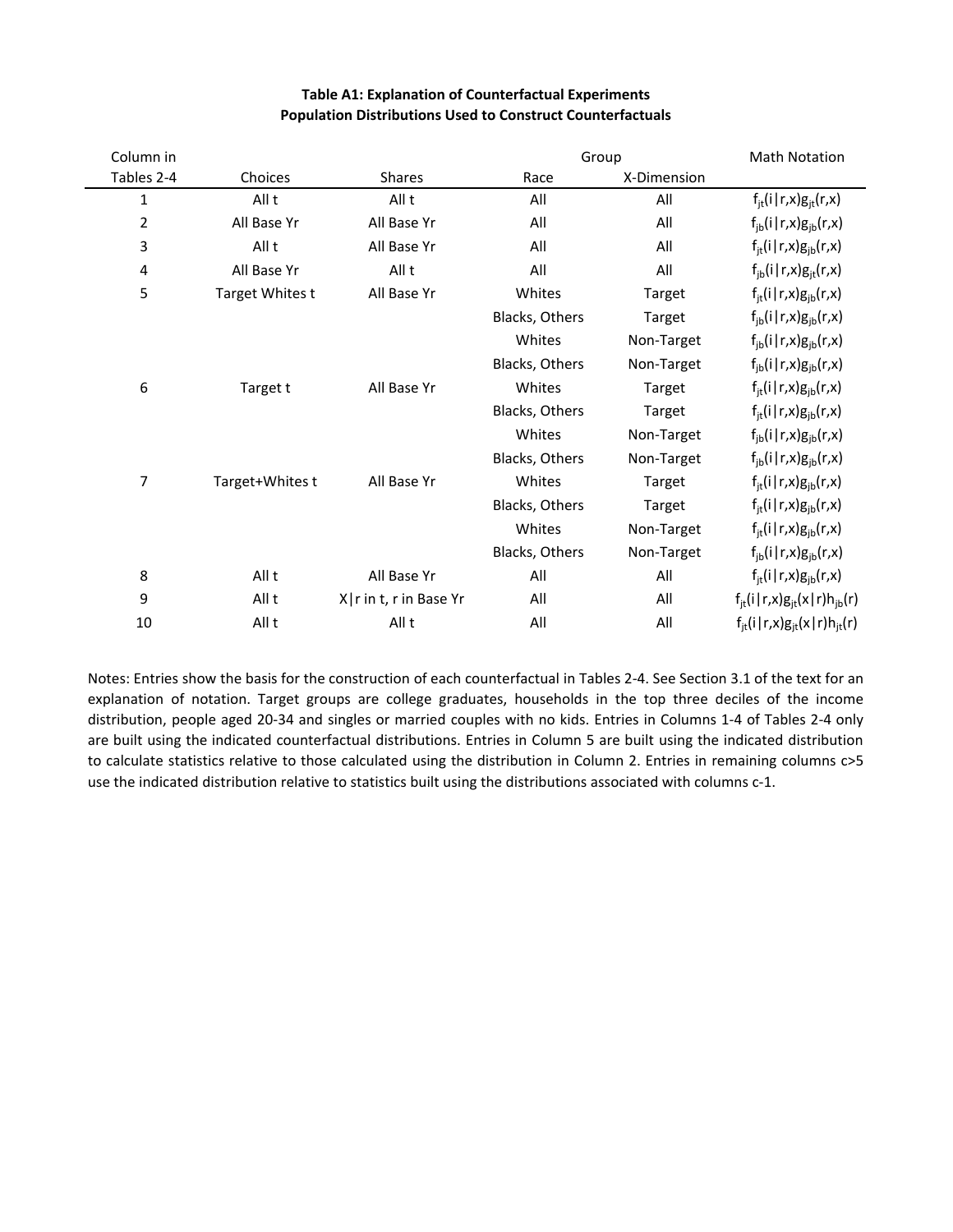**Table A1: Explanation of Counterfactual Experiments**
**Population Distributions Used to Construct Counterfactuals**

| Column in | | | Group | | Math Notation |
|---|---|---|---|---|---|
| Tables 2-4 | Choices | Shares | Race | X-Dimension | |
| 1 | All t | All t | All | All | $f_{jt}(i\|r,x)g_{jt}(r,x)$ |
| 2 | All Base Yr | All Base Yr | All | All | $f_{jb}(i\|r,x)g_{jb}(r,x)$ |
| 3 | All t | All Base Yr | All | All | $f_{jt}(i\|r,x)g_{jb}(r,x)$ |
| 4 | All Base Yr | All t | All | All | $f_{jb}(i\|r,x)g_{jt}(r,x)$ |
| 5 | Target Whites t | All Base Yr | Whites | Target | $f_{jt}(i\|r,x)g_{jb}(r,x)$ |
| | | | Blacks, Others | Target | $f_{jb}(i\|r,x)g_{jb}(r,x)$ |
| | | | Whites | Non-Target | $f_{jb}(i\|r,x)g_{jb}(r,x)$ |
| | | | Blacks, Others | Non-Target | $f_{jb}(i\|r,x)g_{jb}(r,x)$ |
| 6 | Target t | All Base Yr | Whites | Target | $f_{jt}(i\|r,x)g_{jb}(r,x)$ |
| | | | Blacks, Others | Target | $f_{jt}(i\|r,x)g_{jb}(r,x)$ |
| | | | Whites | Non-Target | $f_{jb}(i\|r,x)g_{jb}(r,x)$ |
| | | | Blacks, Others | Non-Target | $f_{jb}(i\|r,x)g_{jb}(r,x)$ |
| 7 | Target+Whites t | All Base Yr | Whites | Target | $f_{jt}(i\|r,x)g_{jb}(r,x)$ |
| | | | Blacks, Others | Target | $f_{jt}(i\|r,x)g_{jb}(r,x)$ |
| | | | Whites | Non-Target | $f_{jt}(i\|r,x)g_{jb}(r,x)$ |
| | | | Blacks, Others | Non-Target | $f_{jb}(i\|r,x)g_{jb}(r,x)$ |
| 8 | All t | All Base Yr | All | All | $f_{jt}(i\|r,x)g_{jb}(r,x)$ |
| 9 | All t | X\|r in t, r in Base Yr | All | All | $f_{jt}(i\|r,x)g_{jt}(x\|r)h_{jb}(r)$ |
| 10 | All t | All t | All | All | $f_{jt}(i\|r,x)g_{jt}(x\|r)h_{jt}(r)$ |

Notes: Entries show the basis for the construction of each counterfactual in Tables 2-4. See Section 3.1 of the text for an explanation of notation. Target groups are college graduates, households in the top three deciles of the income distribution, people aged 20-34 and singles or married couples with no kids. Entries in Columns 1-4 of Tables 2-4 only are built using the indicated counterfactual distributions. Entries in Column 5 are built using the indicated distribution to calculate statistics relative to those calculated using the distribution in Column 2. Entries in remaining columns c>5 use the indicated distribution relative to statistics built using the distributions associated with columns c-1.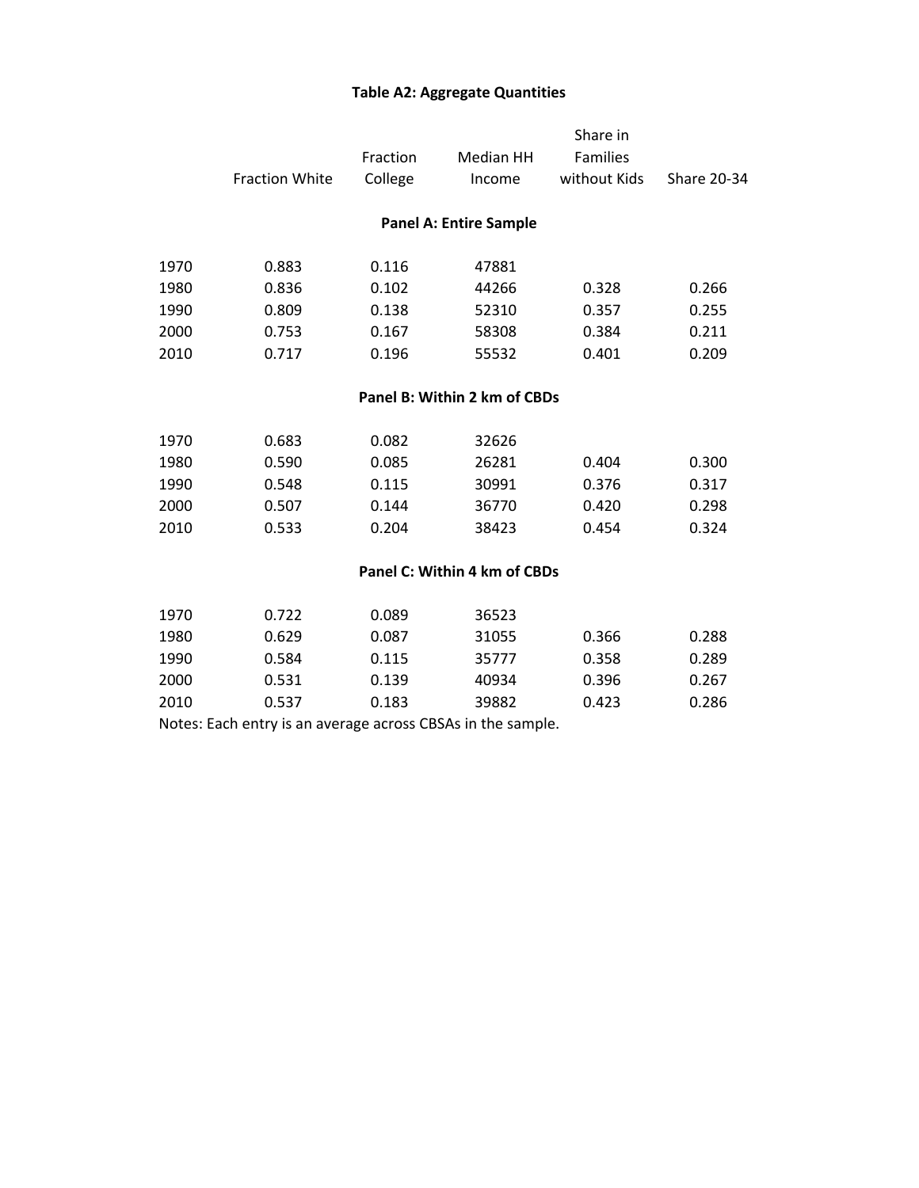**Table A2: Aggregate Quantities**

| | Fraction White | Fraction College | Median HH Income | Share in Families without Kids | Share 20-34 |
|---|---|---|---|---|---|
| **Panel A: Entire Sample** | | | | | |
| 1970 | 0.883 | 0.116 | 47881 | | |
| 1980 | 0.836 | 0.102 | 44266 | 0.328 | 0.266 |
| 1990 | 0.809 | 0.138 | 52310 | 0.357 | 0.255 |
| 2000 | 0.753 | 0.167 | 58308 | 0.384 | 0.211 |
| 2010 | 0.717 | 0.196 | 55532 | 0.401 | 0.209 |
| **Panel B: Within 2 km of CBDs** | | | | | |
| 1970 | 0.683 | 0.082 | 32626 | | |
| 1980 | 0.590 | 0.085 | 26281 | 0.404 | 0.300 |
| 1990 | 0.548 | 0.115 | 30991 | 0.376 | 0.317 |
| 2000 | 0.507 | 0.144 | 36770 | 0.420 | 0.298 |
| 2010 | 0.533 | 0.204 | 38423 | 0.454 | 0.324 |
| **Panel C: Within 4 km of CBDs** | | | | | |
| 1970 | 0.722 | 0.089 | 36523 | | |
| 1980 | 0.629 | 0.087 | 31055 | 0.366 | 0.288 |
| 1990 | 0.584 | 0.115 | 35777 | 0.358 | 0.289 |
| 2000 | 0.531 | 0.139 | 40934 | 0.396 | 0.267 |
| 2010 | 0.537 | 0.183 | 39882 | 0.423 | 0.286 |

Notes: Each entry is an average across CBSAs in the sample.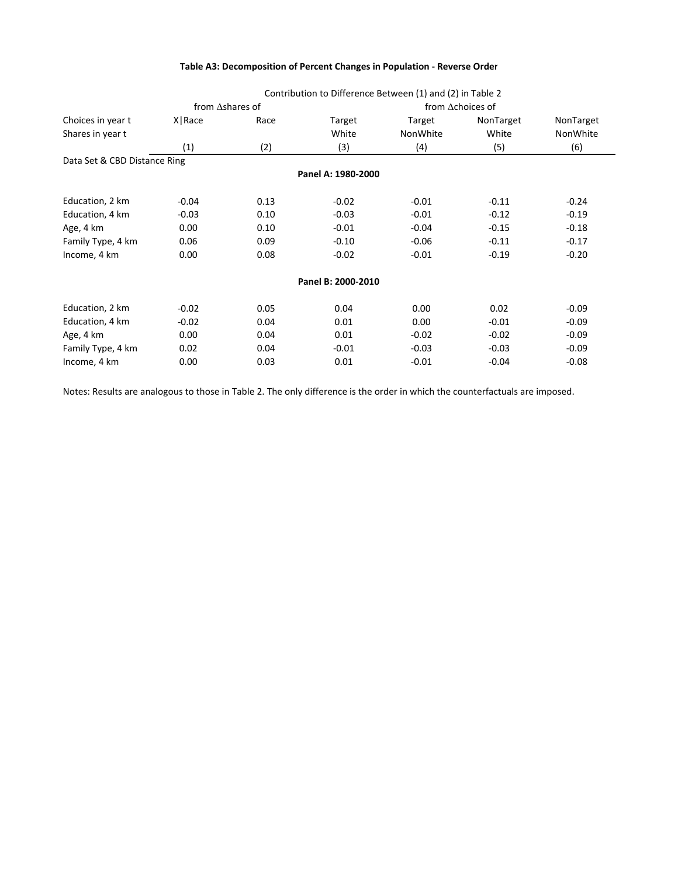**Table A3: Decomposition of Percent Changes in Population - Reverse Order**

| | Contribution to Difference Between (1) and (2) in Table 2 | | | | | |
|---|---|---|---|---|---|---|
| | from $\Delta$shares of | | from $\Delta$choices of | | | |
| Choices in year t | X\|Race | Race | Target | Target | NonTarget | NonTarget |
| Shares in year t | | | White | NonWhite | White | NonWhite |
| | (1) | (2) | (3) | (4) | (5) | (6) |
| Data Set & CBD Distance Ring | | | | | | |
| | | | **Panel A: 1980-2000** | | | |
| Education, 2 km | -0.04 | 0.13 | -0.02 | -0.01 | -0.11 | -0.24 |
| Education, 4 km | -0.03 | 0.10 | -0.03 | -0.01 | -0.12 | -0.19 |
| Age, 4 km | 0.00 | 0.10 | -0.01 | -0.04 | -0.15 | -0.18 |
| Family Type, 4 km | 0.06 | 0.09 | -0.10 | -0.06 | -0.11 | -0.17 |
| Income, 4 km | 0.00 | 0.08 | -0.02 | -0.01 | -0.19 | -0.20 |
| | | | **Panel B: 2000-2010** | | | |
| Education, 2 km | -0.02 | 0.05 | 0.04 | 0.00 | 0.02 | -0.09 |
| Education, 4 km | -0.02 | 0.04 | 0.01 | 0.00 | -0.01 | -0.09 |
| Age, 4 km | 0.00 | 0.04 | 0.01 | -0.02 | -0.02 | -0.09 |
| Family Type, 4 km | 0.02 | 0.04 | -0.01 | -0.03 | -0.03 | -0.09 |
| Income, 4 km | 0.00 | 0.03 | 0.01 | -0.01 | -0.04 | -0.08 |

Notes: Results are analogous to those in Table 2. The only difference is the order in which the counterfactuals are imposed.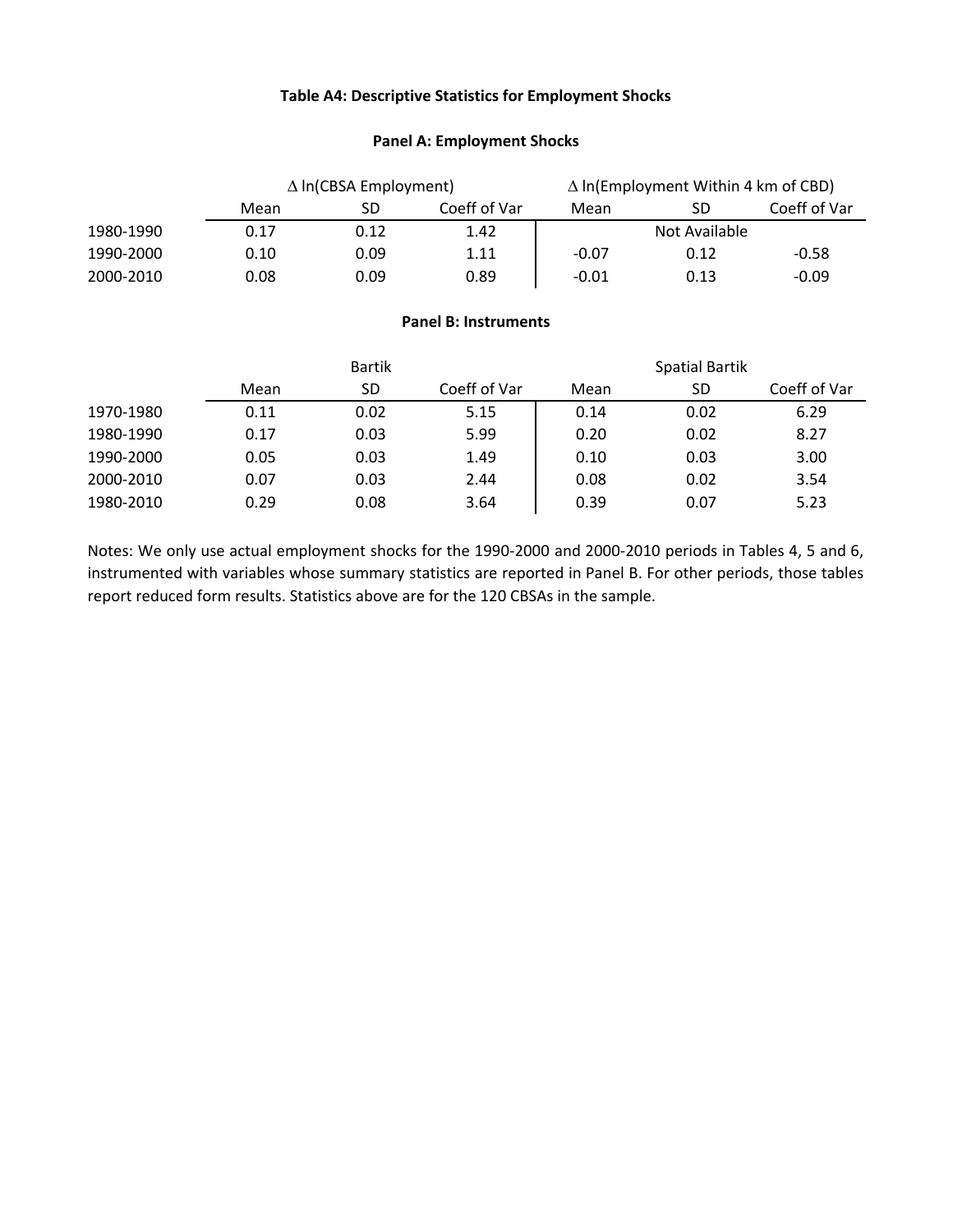### Table A4: Descriptive Statistics for Employment Shocks

#### Panel A: Employment Shocks

| | $\Delta$ ln(CBSA Employment) | | | $\Delta$ ln(Employment Within 4 km of CBD) | | |
|---|---|---|---|---|---|---|
| | Mean | SD | Coeff of Var | Mean | SD | Coeff of Var |
| 1980-1990 | 0.17 | 0.12 | 1.42 | | Not Available | |
| 1990-2000 | 0.10 | 0.09 | 1.11 | -0.07 | 0.12 | -0.58 |
| 2000-2010 | 0.08 | 0.09 | 0.89 | -0.01 | 0.13 | -0.09 |

#### Panel B: Instruments

| | Bartik | | | Spatial Bartik | | |
|---|---|---|---|---|---|---|
| | Mean | SD | Coeff of Var | Mean | SD | Coeff of Var |
| 1970-1980 | 0.11 | 0.02 | 5.15 | 0.14 | 0.02 | 6.29 |
| 1980-1990 | 0.17 | 0.03 | 5.99 | 0.20 | 0.02 | 8.27 |
| 1990-2000 | 0.05 | 0.03 | 1.49 | 0.10 | 0.03 | 3.00 |
| 2000-2010 | 0.07 | 0.03 | 2.44 | 0.08 | 0.02 | 3.54 |
| 1980-2010 | 0.29 | 0.08 | 3.64 | 0.39 | 0.07 | 5.23 |

Notes: We only use actual employment shocks for the 1990-2000 and 2000-2010 periods in Tables 4, 5 and 6, instrumented with variables whose summary statistics are reported in Panel B. For other periods, those tables report reduced form results. Statistics above are for the 120 CBSAs in the sample.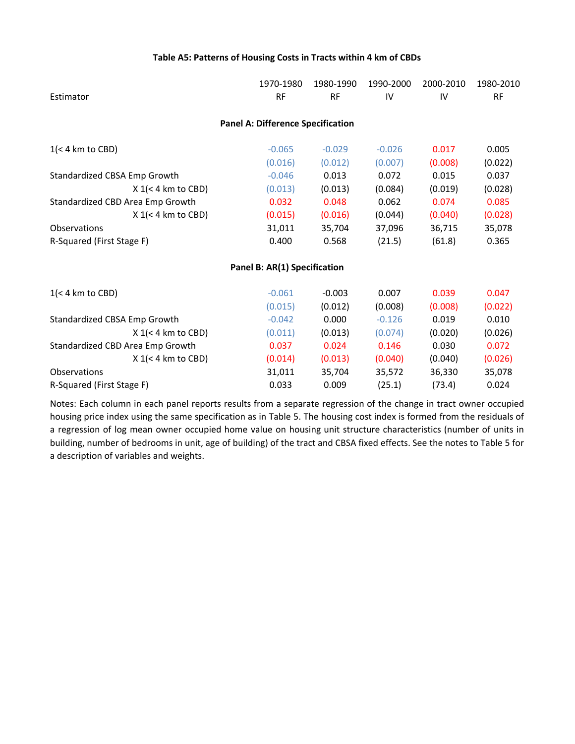**Table A5: Patterns of Housing Costs in Tracts within 4 km of CBDs**

| | 1970-1980 | 1980-1990 | 1990-2000 | 2000-2010 | 1980-2010 |
|---|---|---|---|---|---|
| Estimator | RF | RF | IV | IV | RF |
| **Panel A: Difference Specification** | | | | | |
| 1(< 4 km to CBD) | -0.065 | -0.029 | -0.026 | 0.017 | 0.005 |
| | (0.016) | (0.012) | (0.007) | (0.008) | (0.022) |
| Standardized CBSA Emp Growth | -0.046 | 0.013 | 0.072 | 0.015 | 0.037 |
| X 1(< 4 km to CBD) | (0.013) | (0.013) | (0.084) | (0.019) | (0.028) |
| Standardized CBD Area Emp Growth | 0.032 | 0.048 | 0.062 | 0.074 | 0.085 |
| X 1(< 4 km to CBD) | (0.015) | (0.016) | (0.044) | (0.040) | (0.028) |
| Observations | 31,011 | 35,704 | 37,096 | 36,715 | 35,078 |
| R-Squared (First Stage F) | 0.400 | 0.568 | (21.5) | (61.8) | 0.365 |
| **Panel B: AR(1) Specification** | | | | | |
| 1(< 4 km to CBD) | -0.061 | -0.003 | 0.007 | 0.039 | 0.047 |
| | (0.015) | (0.012) | (0.008) | (0.008) | (0.022) |
| Standardized CBSA Emp Growth | -0.042 | 0.000 | -0.126 | 0.019 | 0.010 |
| X 1(< 4 km to CBD) | (0.011) | (0.013) | (0.074) | (0.020) | (0.026) |
| Standardized CBD Area Emp Growth | 0.037 | 0.024 | 0.146 | 0.030 | 0.072 |
| X 1(< 4 km to CBD) | (0.014) | (0.013) | (0.040) | (0.040) | (0.026) |
| Observations | 31,011 | 35,704 | 35,572 | 36,330 | 35,078 |
| R-Squared (First Stage F) | 0.033 | 0.009 | (25.1) | (73.4) | 0.024 |

Notes: Each column in each panel reports results from a separate regression of the change in tract owner occupied housing price index using the same specification as in Table 5. The housing cost index is formed from the residuals of a regression of log mean owner occupied home value on housing unit structure characteristics (number of units in building, number of bedrooms in unit, age of building) of the tract and CBSA fixed effects. See the notes to Table 5 for a description of variables and weights.